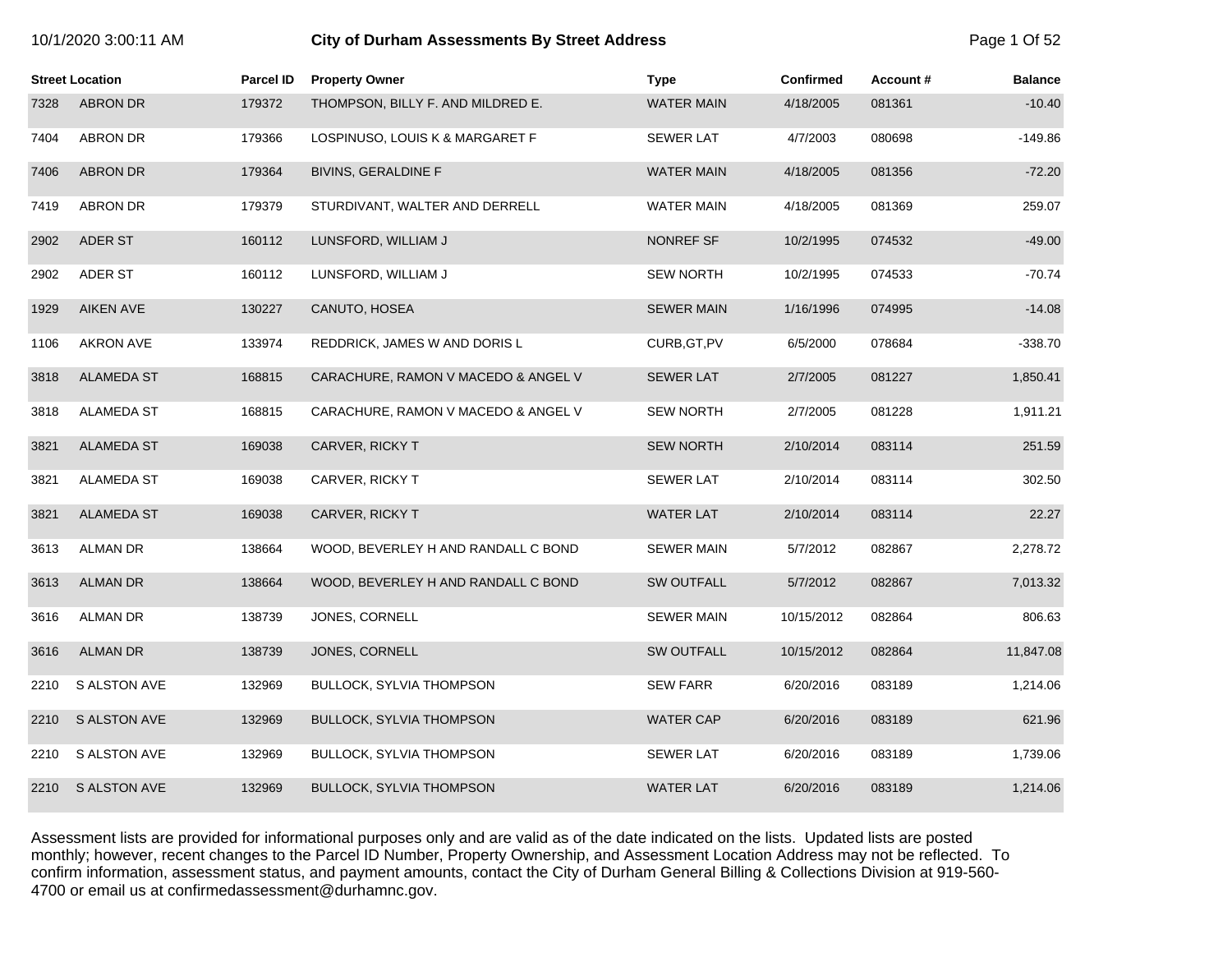# City of Durham Assessments By Street Address

10/1/2020 3:00:11 AM

| Street Location | | Parcel ID | Property Owner | Type | Confirmed | Account # | Balance |
|---|---|---|---|---|---|---|---|
| 7328 | ABRON DR | 179372 | THOMPSON, BILLY F. AND MILDRED E. | WATER MAIN | 4/18/2005 | 081361 | -10.40 |
| 7404 | ABRON DR | 179366 | LOSPINUSO, LOUIS K & MARGARET F | SEWER LAT | 4/7/2003 | 080698 | -149.86 |
| 7406 | ABRON DR | 179364 | BIVINS, GERALDINE F | WATER MAIN | 4/18/2005 | 081356 | -72.20 |
| 7419 | ABRON DR | 179379 | STURDIVANT, WALTER AND DERRELL | WATER MAIN | 4/18/2005 | 081369 | 259.07 |
| 2902 | ADER ST | 160112 | LUNSFORD, WILLIAM J | NONREF SF | 10/2/1995 | 074532 | -49.00 |
| 2902 | ADER ST | 160112 | LUNSFORD, WILLIAM J | SEW NORTH | 10/2/1995 | 074533 | -70.74 |
| 1929 | AIKEN AVE | 130227 | CANUTO, HOSEA | SEWER MAIN | 1/16/1996 | 074995 | -14.08 |
| 1106 | AKRON AVE | 133974 | REDDRICK, JAMES W AND DORIS L | CURB,GT,PV | 6/5/2000 | 078684 | -338.70 |
| 3818 | ALAMEDA ST | 168815 | CARACHURE, RAMON V MACEDO & ANGEL V | SEWER LAT | 2/7/2005 | 081227 | 1,850.41 |
| 3818 | ALAMEDA ST | 168815 | CARACHURE, RAMON V MACEDO & ANGEL V | SEW NORTH | 2/7/2005 | 081228 | 1,911.21 |
| 3821 | ALAMEDA ST | 169038 | CARVER, RICKY T | SEW NORTH | 2/10/2014 | 083114 | 251.59 |
| 3821 | ALAMEDA ST | 169038 | CARVER, RICKY T | SEWER LAT | 2/10/2014 | 083114 | 302.50 |
| 3821 | ALAMEDA ST | 169038 | CARVER, RICKY T | WATER LAT | 2/10/2014 | 083114 | 22.27 |
| 3613 | ALMAN DR | 138664 | WOOD, BEVERLEY H AND RANDALL C BOND | SEWER MAIN | 5/7/2012 | 082867 | 2,278.72 |
| 3613 | ALMAN DR | 138664 | WOOD, BEVERLEY H AND RANDALL C BOND | SW OUTFALL | 5/7/2012 | 082867 | 7,013.32 |
| 3616 | ALMAN DR | 138739 | JONES, CORNELL | SEWER MAIN | 10/15/2012 | 082864 | 806.63 |
| 3616 | ALMAN DR | 138739 | JONES, CORNELL | SW OUTFALL | 10/15/2012 | 082864 | 11,847.08 |
| 2210 | S ALSTON AVE | 132969 | BULLOCK, SYLVIA THOMPSON | SEW FARR | 6/20/2016 | 083189 | 1,214.06 |
| 2210 | S ALSTON AVE | 132969 | BULLOCK, SYLVIA THOMPSON | WATER CAP | 6/20/2016 | 083189 | 621.96 |
| 2210 | S ALSTON AVE | 132969 | BULLOCK, SYLVIA THOMPSON | SEWER LAT | 6/20/2016 | 083189 | 1,739.06 |
| 2210 | S ALSTON AVE | 132969 | BULLOCK, SYLVIA THOMPSON | WATER LAT | 6/20/2016 | 083189 | 1,214.06 |

Assessment lists are provided for informational purposes only and are valid as of the date indicated on the lists. Updated lists are posted monthly; however, recent changes to the Parcel ID Number, Property Ownership, and Assessment Location Address may not be reflected. To confirm information, assessment status, and payment amounts, contact the City of Durham General Billing & Collections Division at 919-560-4700 or email us at confirmedassessment@durhamnc.gov.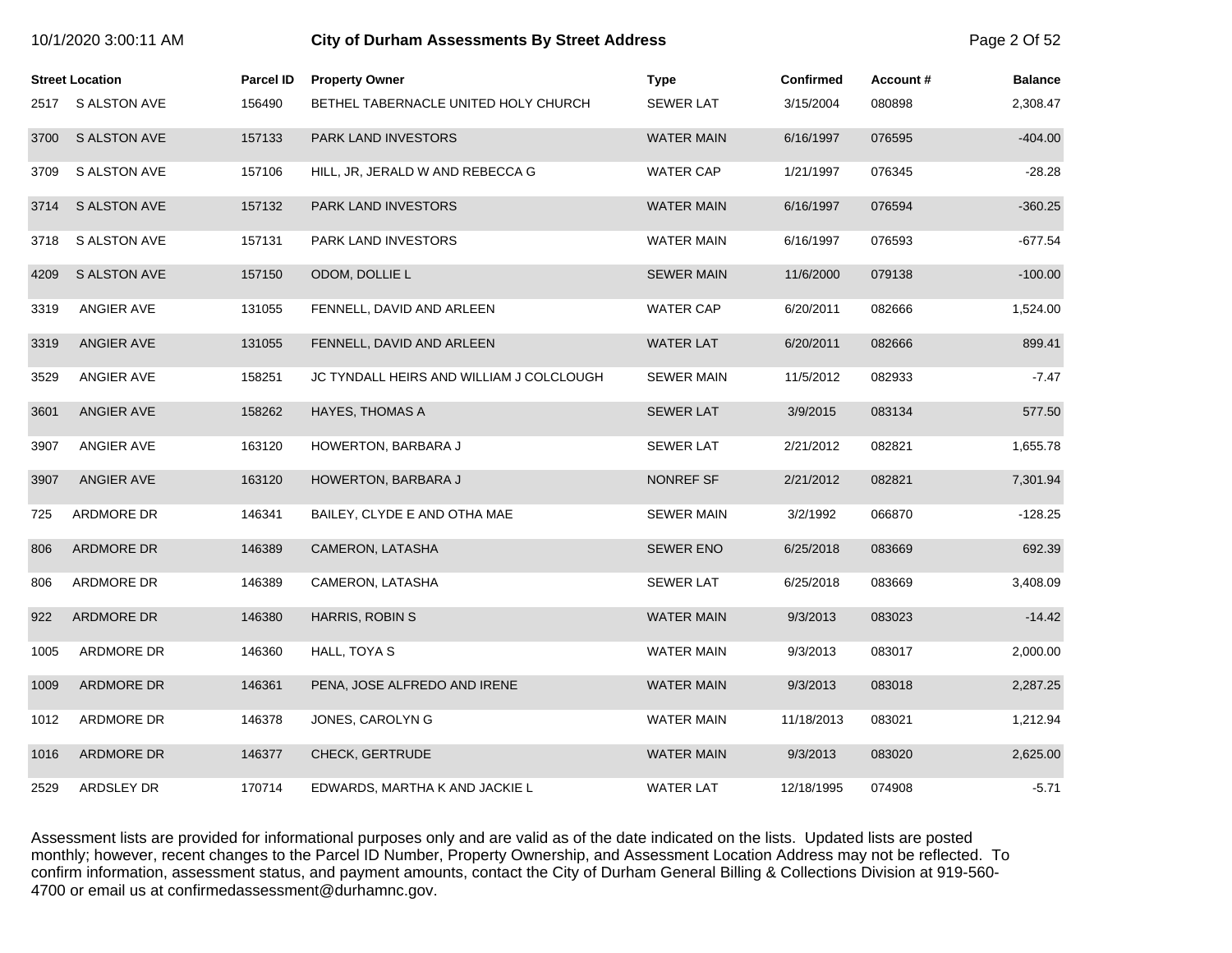| Street Location | | Parcel ID | Property Owner | Type | Confirmed | Account # | Balance |
|---|---|---|---|---|---|---|---|
| 2517 | S ALSTON AVE | 156490 | BETHEL TABERNACLE UNITED HOLY CHURCH | SEWER LAT | 3/15/2004 | 080898 | 2,308.47 |
| 3700 | S ALSTON AVE | 157133 | PARK LAND INVESTORS | WATER MAIN | 6/16/1997 | 076595 | -404.00 |
| 3709 | S ALSTON AVE | 157106 | HILL, JR, JERALD W AND REBECCA G | WATER CAP | 1/21/1997 | 076345 | -28.28 |
| 3714 | S ALSTON AVE | 157132 | PARK LAND INVESTORS | WATER MAIN | 6/16/1997 | 076594 | -360.25 |
| 3718 | S ALSTON AVE | 157131 | PARK LAND INVESTORS | WATER MAIN | 6/16/1997 | 076593 | -677.54 |
| 4209 | S ALSTON AVE | 157150 | ODOM, DOLLIE L | SEWER MAIN | 11/6/2000 | 079138 | -100.00 |
| 3319 | ANGIER AVE | 131055 | FENNELL, DAVID AND ARLEEN | WATER CAP | 6/20/2011 | 082666 | 1,524.00 |
| 3319 | ANGIER AVE | 131055 | FENNELL, DAVID AND ARLEEN | WATER LAT | 6/20/2011 | 082666 | 899.41 |
| 3529 | ANGIER AVE | 158251 | JC TYNDALL HEIRS AND WILLIAM J COLCLOUGH | SEWER MAIN | 11/5/2012 | 082933 | -7.47 |
| 3601 | ANGIER AVE | 158262 | HAYES, THOMAS A | SEWER LAT | 3/9/2015 | 083134 | 577.50 |
| 3907 | ANGIER AVE | 163120 | HOWERTON, BARBARA J | SEWER LAT | 2/21/2012 | 082821 | 1,655.78 |
| 3907 | ANGIER AVE | 163120 | HOWERTON, BARBARA J | NONREF SF | 2/21/2012 | 082821 | 7,301.94 |
| 725 | ARDMORE DR | 146341 | BAILEY, CLYDE E AND OTHA MAE | SEWER MAIN | 3/2/1992 | 066870 | -128.25 |
| 806 | ARDMORE DR | 146389 | CAMERON, LATASHA | SEWER ENO | 6/25/2018 | 083669 | 692.39 |
| 806 | ARDMORE DR | 146389 | CAMERON, LATASHA | SEWER LAT | 6/25/2018 | 083669 | 3,408.09 |
| 922 | ARDMORE DR | 146380 | HARRIS, ROBIN S | WATER MAIN | 9/3/2013 | 083023 | -14.42 |
| 1005 | ARDMORE DR | 146360 | HALL, TOYA S | WATER MAIN | 9/3/2013 | 083017 | 2,000.00 |
| 1009 | ARDMORE DR | 146361 | PENA, JOSE ALFREDO AND IRENE | WATER MAIN | 9/3/2013 | 083018 | 2,287.25 |
| 1012 | ARDMORE DR | 146378 | JONES, CAROLYN G | WATER MAIN | 11/18/2013 | 083021 | 1,212.94 |
| 1016 | ARDMORE DR | 146377 | CHECK, GERTRUDE | WATER MAIN | 9/3/2013 | 083020 | 2,625.00 |
| 2529 | ARDSLEY DR | 170714 | EDWARDS, MARTHA K AND JACKIE L | WATER LAT | 12/18/1995 | 074908 | -5.71 |

Assessment lists are provided for informational purposes only and are valid as of the date indicated on the lists. Updated lists are posted monthly; however, recent changes to the Parcel ID Number, Property Ownership, and Assessment Location Address may not be reflected. To confirm information, assessment status, and payment amounts, contact the City of Durham General Billing & Collections Division at 919-560-4700 or email us at confirmedassessment@durhamnc.gov.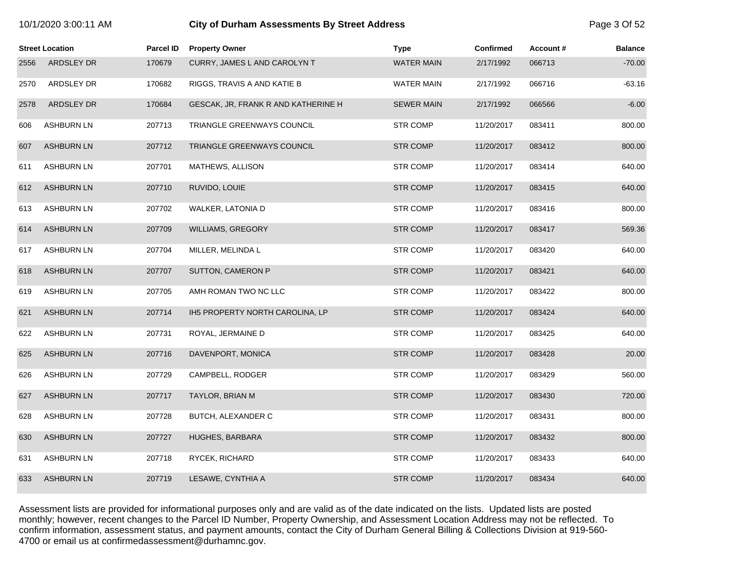| Street Location | | Parcel ID | Property Owner | Type | Confirmed | Account # | Balance |
|---|---|---|---|---|---|---|---|
| 2556 | ARDSLEY DR | 170679 | CURRY, JAMES L AND CAROLYN T | WATER MAIN | 2/17/1992 | 066713 | -70.00 |
| 2570 | ARDSLEY DR | 170682 | RIGGS, TRAVIS A AND KATIE B | WATER MAIN | 2/17/1992 | 066716 | -63.16 |
| 2578 | ARDSLEY DR | 170684 | GESCAK, JR, FRANK R AND KATHERINE H | SEWER MAIN | 2/17/1992 | 066566 | -6.00 |
| 606 | ASHBURN LN | 207713 | TRIANGLE GREENWAYS COUNCIL | STR COMP | 11/20/2017 | 083411 | 800.00 |
| 607 | ASHBURN LN | 207712 | TRIANGLE GREENWAYS COUNCIL | STR COMP | 11/20/2017 | 083412 | 800.00 |
| 611 | ASHBURN LN | 207701 | MATHEWS, ALLISON | STR COMP | 11/20/2017 | 083414 | 640.00 |
| 612 | ASHBURN LN | 207710 | RUVIDO, LOUIE | STR COMP | 11/20/2017 | 083415 | 640.00 |
| 613 | ASHBURN LN | 207702 | WALKER, LATONIA D | STR COMP | 11/20/2017 | 083416 | 800.00 |
| 614 | ASHBURN LN | 207709 | WILLIAMS, GREGORY | STR COMP | 11/20/2017 | 083417 | 569.36 |
| 617 | ASHBURN LN | 207704 | MILLER, MELINDA L | STR COMP | 11/20/2017 | 083420 | 640.00 |
| 618 | ASHBURN LN | 207707 | SUTTON, CAMERON P | STR COMP | 11/20/2017 | 083421 | 640.00 |
| 619 | ASHBURN LN | 207705 | AMH ROMAN TWO NC LLC | STR COMP | 11/20/2017 | 083422 | 800.00 |
| 621 | ASHBURN LN | 207714 | IH5 PROPERTY NORTH CAROLINA, LP | STR COMP | 11/20/2017 | 083424 | 640.00 |
| 622 | ASHBURN LN | 207731 | ROYAL, JERMAINE D | STR COMP | 11/20/2017 | 083425 | 640.00 |
| 625 | ASHBURN LN | 207716 | DAVENPORT, MONICA | STR COMP | 11/20/2017 | 083428 | 20.00 |
| 626 | ASHBURN LN | 207729 | CAMPBELL, RODGER | STR COMP | 11/20/2017 | 083429 | 560.00 |
| 627 | ASHBURN LN | 207717 | TAYLOR, BRIAN M | STR COMP | 11/20/2017 | 083430 | 720.00 |
| 628 | ASHBURN LN | 207728 | BUTCH, ALEXANDER C | STR COMP | 11/20/2017 | 083431 | 800.00 |
| 630 | ASHBURN LN | 207727 | HUGHES, BARBARA | STR COMP | 11/20/2017 | 083432 | 800.00 |
| 631 | ASHBURN LN | 207718 | RYCEK, RICHARD | STR COMP | 11/20/2017 | 083433 | 640.00 |
| 633 | ASHBURN LN | 207719 | LESAWE, CYNTHIA A | STR COMP | 11/20/2017 | 083434 | 640.00 |

Assessment lists are provided for informational purposes only and are valid as of the date indicated on the lists. Updated lists are posted monthly; however, recent changes to the Parcel ID Number, Property Ownership, and Assessment Location Address may not be reflected. To confirm information, assessment status, and payment amounts, contact the City of Durham General Billing & Collections Division at 919-560-4700 or email us at confirmedassessment@durhamnc.gov.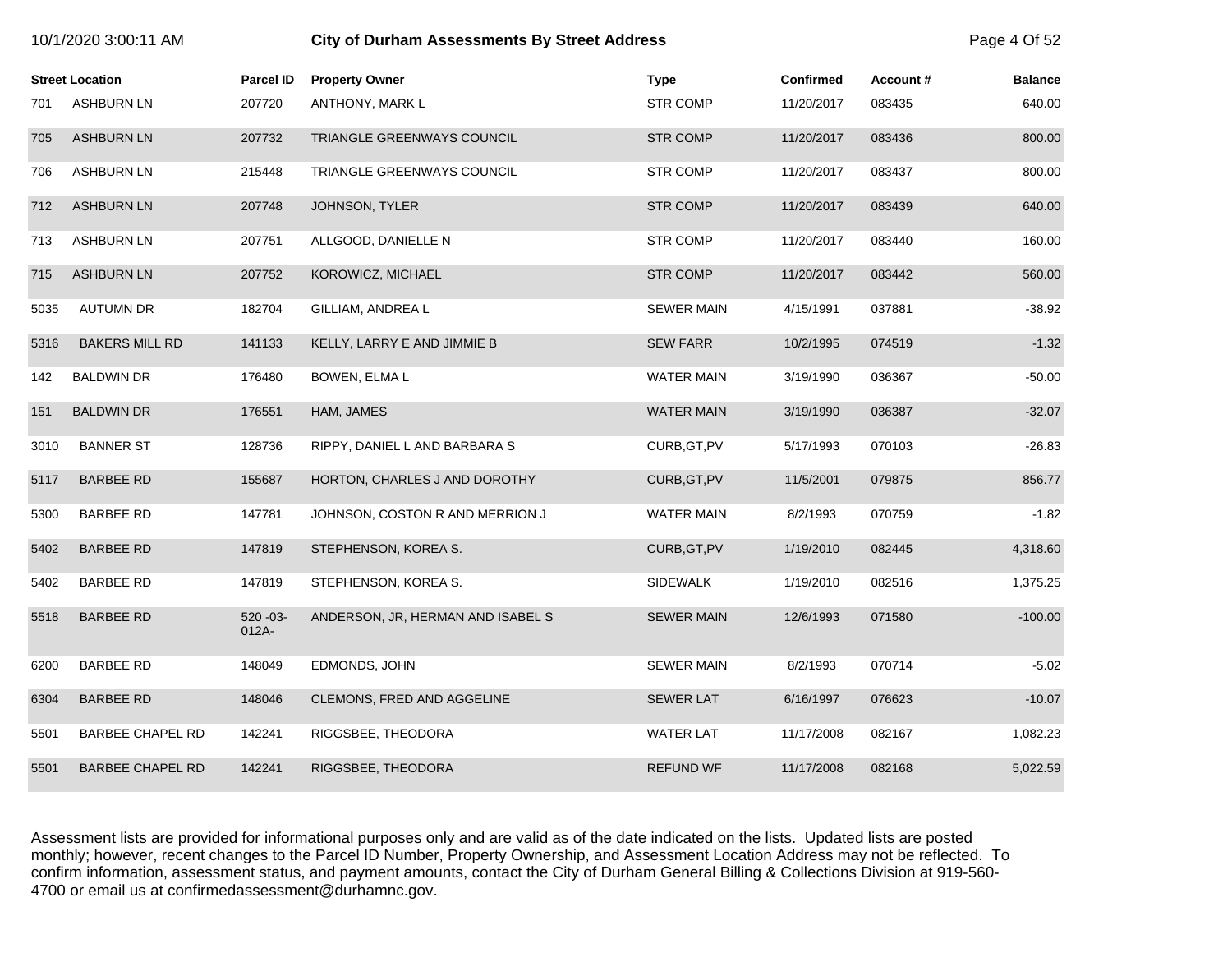# City of Durham Assessments By Street Address

| Street Location | | Parcel ID | Property Owner | Type | Confirmed | Account # | Balance |
|---|---|---|---|---|---|---|---|
| 701 | ASHBURN LN | 207720 | ANTHONY, MARK L | STR COMP | 11/20/2017 | 083435 | 640.00 |
| 705 | ASHBURN LN | 207732 | TRIANGLE GREENWAYS COUNCIL | STR COMP | 11/20/2017 | 083436 | 800.00 |
| 706 | ASHBURN LN | 215448 | TRIANGLE GREENWAYS COUNCIL | STR COMP | 11/20/2017 | 083437 | 800.00 |
| 712 | ASHBURN LN | 207748 | JOHNSON, TYLER | STR COMP | 11/20/2017 | 083439 | 640.00 |
| 713 | ASHBURN LN | 207751 | ALLGOOD, DANIELLE N | STR COMP | 11/20/2017 | 083440 | 160.00 |
| 715 | ASHBURN LN | 207752 | KOROWICZ, MICHAEL | STR COMP | 11/20/2017 | 083442 | 560.00 |
| 5035 | AUTUMN DR | 182704 | GILLIAM, ANDREA L | SEWER MAIN | 4/15/1991 | 037881 | -38.92 |
| 5316 | BAKERS MILL RD | 141133 | KELLY, LARRY E AND JIMMIE B | SEW FARR | 10/2/1995 | 074519 | -1.32 |
| 142 | BALDWIN DR | 176480 | BOWEN, ELMA L | WATER MAIN | 3/19/1990 | 036367 | -50.00 |
| 151 | BALDWIN DR | 176551 | HAM, JAMES | WATER MAIN | 3/19/1990 | 036387 | -32.07 |
| 3010 | BANNER ST | 128736 | RIPPY, DANIEL L AND BARBARA S | CURB,GT,PV | 5/17/1993 | 070103 | -26.83 |
| 5117 | BARBEE RD | 155687 | HORTON, CHARLES J AND DOROTHY | CURB,GT,PV | 11/5/2001 | 079875 | 856.77 |
| 5300 | BARBEE RD | 147781 | JOHNSON, COSTON R AND MERRION J | WATER MAIN | 8/2/1993 | 070759 | -1.82 |
| 5402 | BARBEE RD | 147819 | STEPHENSON, KOREA S. | CURB,GT,PV | 1/19/2010 | 082445 | 4,318.60 |
| 5402 | BARBEE RD | 147819 | STEPHENSON, KOREA S. | SIDEWALK | 1/19/2010 | 082516 | 1,375.25 |
| 5518 | BARBEE RD | 520 -03-012A- | ANDERSON, JR, HERMAN AND ISABEL S | SEWER MAIN | 12/6/1993 | 071580 | -100.00 |
| 6200 | BARBEE RD | 148049 | EDMONDS, JOHN | SEWER MAIN | 8/2/1993 | 070714 | -5.02 |
| 6304 | BARBEE RD | 148046 | CLEMONS, FRED AND AGGELINE | SEWER LAT | 6/16/1997 | 076623 | -10.07 |
| 5501 | BARBEE CHAPEL RD | 142241 | RIGGSBEE, THEODORA | WATER LAT | 11/17/2008 | 082167 | 1,082.23 |
| 5501 | BARBEE CHAPEL RD | 142241 | RIGGSBEE, THEODORA | REFUND WF | 11/17/2008 | 082168 | 5,022.59 |

Assessment lists are provided for informational purposes only and are valid as of the date indicated on the lists. Updated lists are posted monthly; however, recent changes to the Parcel ID Number, Property Ownership, and Assessment Location Address may not be reflected. To confirm information, assessment status, and payment amounts, contact the City of Durham General Billing & Collections Division at 919-560-4700 or email us at confirmedassessment@durhamnc.gov.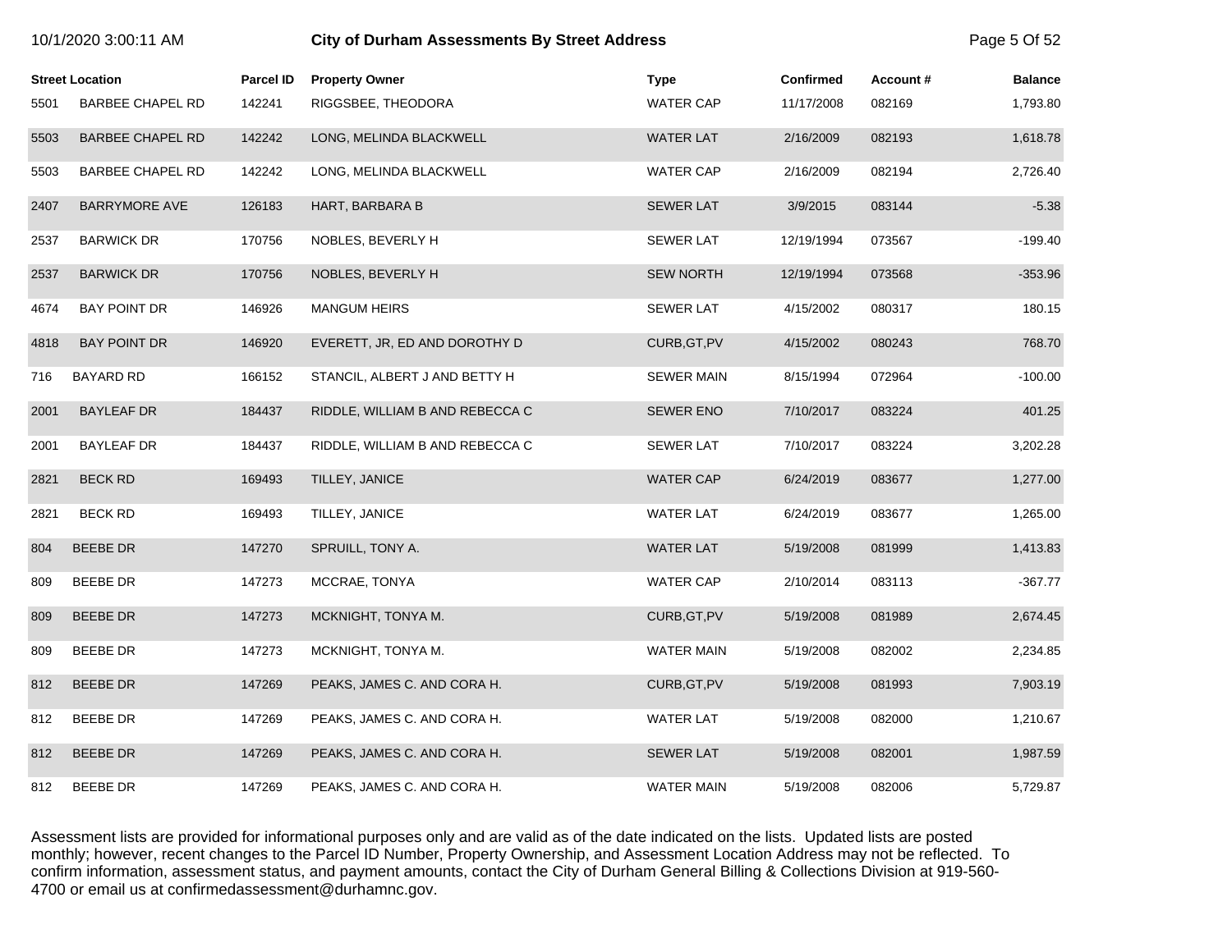| Street Location | | Parcel ID | Property Owner | Type | Confirmed | Account # | Balance |
|---|---|---|---|---|---|---|---|
| 5501 | BARBEE CHAPEL RD | 142241 | RIGGSBEE, THEODORA | WATER CAP | 11/17/2008 | 082169 | 1,793.80 |
| 5503 | BARBEE CHAPEL RD | 142242 | LONG, MELINDA BLACKWELL | WATER LAT | 2/16/2009 | 082193 | 1,618.78 |
| 5503 | BARBEE CHAPEL RD | 142242 | LONG, MELINDA BLACKWELL | WATER CAP | 2/16/2009 | 082194 | 2,726.40 |
| 2407 | BARRYMORE AVE | 126183 | HART, BARBARA B | SEWER LAT | 3/9/2015 | 083144 | -5.38 |
| 2537 | BARWICK DR | 170756 | NOBLES, BEVERLY H | SEWER LAT | 12/19/1994 | 073567 | -199.40 |
| 2537 | BARWICK DR | 170756 | NOBLES, BEVERLY H | SEW NORTH | 12/19/1994 | 073568 | -353.96 |
| 4674 | BAY POINT DR | 146926 | MANGUM HEIRS | SEWER LAT | 4/15/2002 | 080317 | 180.15 |
| 4818 | BAY POINT DR | 146920 | EVERETT, JR, ED AND DOROTHY D | CURB,GT,PV | 4/15/2002 | 080243 | 768.70 |
| 716 | BAYARD RD | 166152 | STANCIL, ALBERT J AND BETTY H | SEWER MAIN | 8/15/1994 | 072964 | -100.00 |
| 2001 | BAYLEAF DR | 184437 | RIDDLE, WILLIAM B AND REBECCA C | SEWER ENO | 7/10/2017 | 083224 | 401.25 |
| 2001 | BAYLEAF DR | 184437 | RIDDLE, WILLIAM B AND REBECCA C | SEWER LAT | 7/10/2017 | 083224 | 3,202.28 |
| 2821 | BECK RD | 169493 | TILLEY, JANICE | WATER CAP | 6/24/2019 | 083677 | 1,277.00 |
| 2821 | BECK RD | 169493 | TILLEY, JANICE | WATER LAT | 6/24/2019 | 083677 | 1,265.00 |
| 804 | BEEBE DR | 147270 | SPRUILL, TONY A. | WATER LAT | 5/19/2008 | 081999 | 1,413.83 |
| 809 | BEEBE DR | 147273 | MCCRAE, TONYA | WATER CAP | 2/10/2014 | 083113 | -367.77 |
| 809 | BEEBE DR | 147273 | MCKNIGHT, TONYA M. | CURB,GT,PV | 5/19/2008 | 081989 | 2,674.45 |
| 809 | BEEBE DR | 147273 | MCKNIGHT, TONYA M. | WATER MAIN | 5/19/2008 | 082002 | 2,234.85 |
| 812 | BEEBE DR | 147269 | PEAKS, JAMES C. AND CORA H. | CURB,GT,PV | 5/19/2008 | 081993 | 7,903.19 |
| 812 | BEEBE DR | 147269 | PEAKS, JAMES C. AND CORA H. | WATER LAT | 5/19/2008 | 082000 | 1,210.67 |
| 812 | BEEBE DR | 147269 | PEAKS, JAMES C. AND CORA H. | SEWER LAT | 5/19/2008 | 082001 | 1,987.59 |
| 812 | BEEBE DR | 147269 | PEAKS, JAMES C. AND CORA H. | WATER MAIN | 5/19/2008 | 082006 | 5,729.87 |

Assessment lists are provided for informational purposes only and are valid as of the date indicated on the lists. Updated lists are posted monthly; however, recent changes to the Parcel ID Number, Property Ownership, and Assessment Location Address may not be reflected. To confirm information, assessment status, and payment amounts, contact the City of Durham General Billing & Collections Division at 919-560-4700 or email us at confirmedassessment@durhamnc.gov.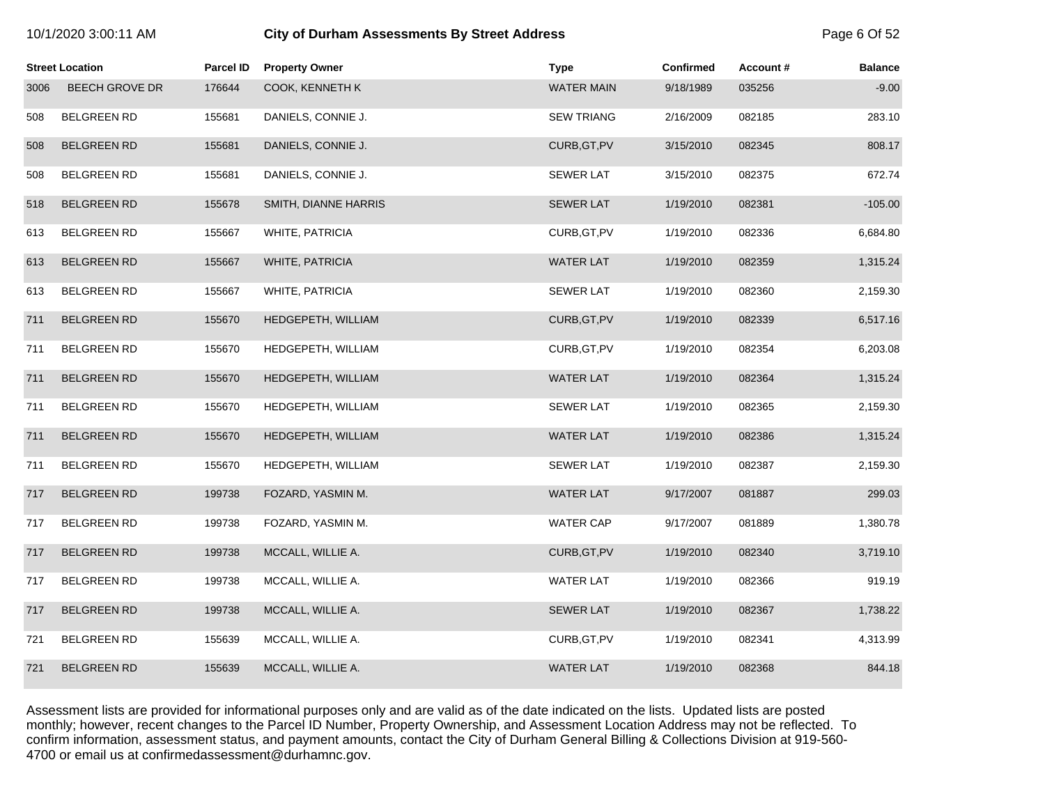| Street Location | | Parcel ID | Property Owner | Type | Confirmed | Account # | Balance |
|---|---|---|---|---|---|---|---|
| 3006 | BEECH GROVE DR | 176644 | COOK, KENNETH K | WATER MAIN | 9/18/1989 | 035256 | -9.00 |
| 508 | BELGREEN RD | 155681 | DANIELS, CONNIE J. | SEW TRIANG | 2/16/2009 | 082185 | 283.10 |
| 508 | BELGREEN RD | 155681 | DANIELS, CONNIE J. | CURB,GT,PV | 3/15/2010 | 082345 | 808.17 |
| 508 | BELGREEN RD | 155681 | DANIELS, CONNIE J. | SEWER LAT | 3/15/2010 | 082375 | 672.74 |
| 518 | BELGREEN RD | 155678 | SMITH, DIANNE HARRIS | SEWER LAT | 1/19/2010 | 082381 | -105.00 |
| 613 | BELGREEN RD | 155667 | WHITE, PATRICIA | CURB,GT,PV | 1/19/2010 | 082336 | 6,684.80 |
| 613 | BELGREEN RD | 155667 | WHITE, PATRICIA | WATER LAT | 1/19/2010 | 082359 | 1,315.24 |
| 613 | BELGREEN RD | 155667 | WHITE, PATRICIA | SEWER LAT | 1/19/2010 | 082360 | 2,159.30 |
| 711 | BELGREEN RD | 155670 | HEDGEPETH, WILLIAM | CURB,GT,PV | 1/19/2010 | 082339 | 6,517.16 |
| 711 | BELGREEN RD | 155670 | HEDGEPETH, WILLIAM | CURB,GT,PV | 1/19/2010 | 082354 | 6,203.08 |
| 711 | BELGREEN RD | 155670 | HEDGEPETH, WILLIAM | WATER LAT | 1/19/2010 | 082364 | 1,315.24 |
| 711 | BELGREEN RD | 155670 | HEDGEPETH, WILLIAM | SEWER LAT | 1/19/2010 | 082365 | 2,159.30 |
| 711 | BELGREEN RD | 155670 | HEDGEPETH, WILLIAM | WATER LAT | 1/19/2010 | 082386 | 1,315.24 |
| 711 | BELGREEN RD | 155670 | HEDGEPETH, WILLIAM | SEWER LAT | 1/19/2010 | 082387 | 2,159.30 |
| 717 | BELGREEN RD | 199738 | FOZARD, YASMIN M. | WATER LAT | 9/17/2007 | 081887 | 299.03 |
| 717 | BELGREEN RD | 199738 | FOZARD, YASMIN M. | WATER CAP | 9/17/2007 | 081889 | 1,380.78 |
| 717 | BELGREEN RD | 199738 | MCCALL, WILLIE A. | CURB,GT,PV | 1/19/2010 | 082340 | 3,719.10 |
| 717 | BELGREEN RD | 199738 | MCCALL, WILLIE A. | WATER LAT | 1/19/2010 | 082366 | 919.19 |
| 717 | BELGREEN RD | 199738 | MCCALL, WILLIE A. | SEWER LAT | 1/19/2010 | 082367 | 1,738.22 |
| 721 | BELGREEN RD | 155639 | MCCALL, WILLIE A. | CURB,GT,PV | 1/19/2010 | 082341 | 4,313.99 |
| 721 | BELGREEN RD | 155639 | MCCALL, WILLIE A. | WATER LAT | 1/19/2010 | 082368 | 844.18 |

Assessment lists are provided for informational purposes only and are valid as of the date indicated on the lists. Updated lists are posted monthly; however, recent changes to the Parcel ID Number, Property Ownership, and Assessment Location Address may not be reflected. To confirm information, assessment status, and payment amounts, contact the City of Durham General Billing & Collections Division at 919-560-4700 or email us at confirmedassessment@durhamnc.gov.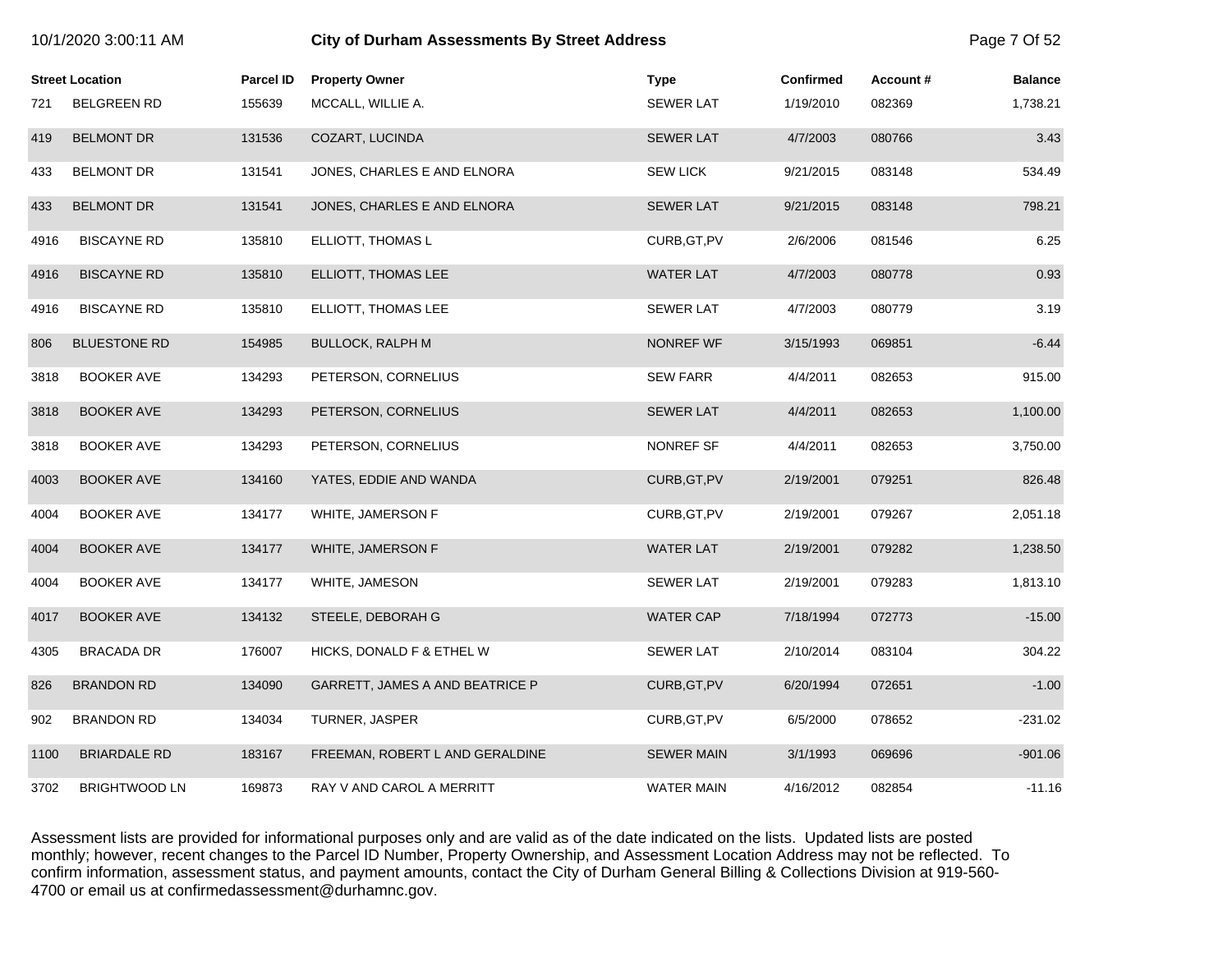| Street Location | | Parcel ID | Property Owner | Type | Confirmed | Account # | Balance |
|---|---|---|---|---|---|---|---|
| 721 | BELGREEN RD | 155639 | MCCALL, WILLIE A. | SEWER LAT | 1/19/2010 | 082369 | 1,738.21 |
| 419 | BELMONT DR | 131536 | COZART, LUCINDA | SEWER LAT | 4/7/2003 | 080766 | 3.43 |
| 433 | BELMONT DR | 131541 | JONES, CHARLES E AND ELNORA | SEW LICK | 9/21/2015 | 083148 | 534.49 |
| 433 | BELMONT DR | 131541 | JONES, CHARLES E AND ELNORA | SEWER LAT | 9/21/2015 | 083148 | 798.21 |
| 4916 | BISCAYNE RD | 135810 | ELLIOTT, THOMAS L | CURB,GT,PV | 2/6/2006 | 081546 | 6.25 |
| 4916 | BISCAYNE RD | 135810 | ELLIOTT, THOMAS LEE | WATER LAT | 4/7/2003 | 080778 | 0.93 |
| 4916 | BISCAYNE RD | 135810 | ELLIOTT, THOMAS LEE | SEWER LAT | 4/7/2003 | 080779 | 3.19 |
| 806 | BLUESTONE RD | 154985 | BULLOCK, RALPH M | NONREF WF | 3/15/1993 | 069851 | -6.44 |
| 3818 | BOOKER AVE | 134293 | PETERSON, CORNELIUS | SEW FARR | 4/4/2011 | 082653 | 915.00 |
| 3818 | BOOKER AVE | 134293 | PETERSON, CORNELIUS | SEWER LAT | 4/4/2011 | 082653 | 1,100.00 |
| 3818 | BOOKER AVE | 134293 | PETERSON, CORNELIUS | NONREF SF | 4/4/2011 | 082653 | 3,750.00 |
| 4003 | BOOKER AVE | 134160 | YATES, EDDIE AND WANDA | CURB,GT,PV | 2/19/2001 | 079251 | 826.48 |
| 4004 | BOOKER AVE | 134177 | WHITE, JAMERSON F | CURB,GT,PV | 2/19/2001 | 079267 | 2,051.18 |
| 4004 | BOOKER AVE | 134177 | WHITE, JAMERSON F | WATER LAT | 2/19/2001 | 079282 | 1,238.50 |
| 4004 | BOOKER AVE | 134177 | WHITE, JAMESON | SEWER LAT | 2/19/2001 | 079283 | 1,813.10 |
| 4017 | BOOKER AVE | 134132 | STEELE, DEBORAH G | WATER CAP | 7/18/1994 | 072773 | -15.00 |
| 4305 | BRACADA DR | 176007 | HICKS, DONALD F & ETHEL W | SEWER LAT | 2/10/2014 | 083104 | 304.22 |
| 826 | BRANDON RD | 134090 | GARRETT, JAMES A AND BEATRICE P | CURB,GT,PV | 6/20/1994 | 072651 | -1.00 |
| 902 | BRANDON RD | 134034 | TURNER, JASPER | CURB,GT,PV | 6/5/2000 | 078652 | -231.02 |
| 1100 | BRIARDALE RD | 183167 | FREEMAN, ROBERT L AND GERALDINE | SEWER MAIN | 3/1/1993 | 069696 | -901.06 |
| 3702 | BRIGHTWOOD LN | 169873 | RAY V AND CAROL A MERRITT | WATER MAIN | 4/16/2012 | 082854 | -11.16 |

Assessment lists are provided for informational purposes only and are valid as of the date indicated on the lists. Updated lists are posted monthly; however, recent changes to the Parcel ID Number, Property Ownership, and Assessment Location Address may not be reflected. To confirm information, assessment status, and payment amounts, contact the City of Durham General Billing & Collections Division at 919-560-4700 or email us at confirmedassessment@durhamnc.gov.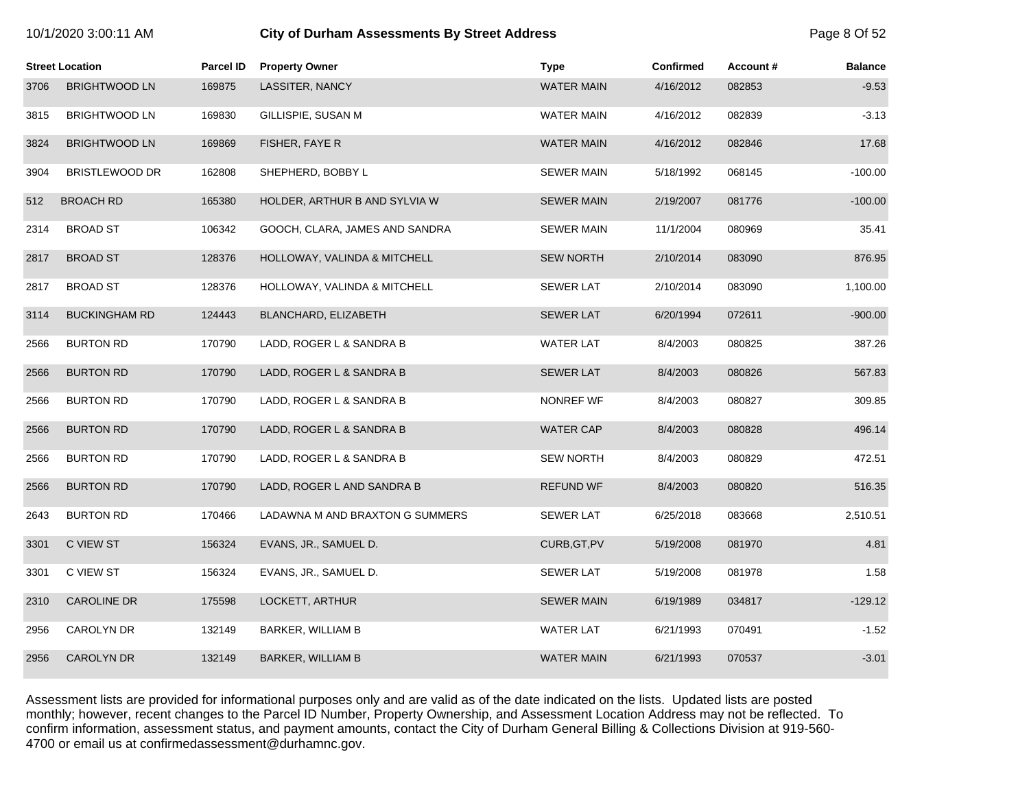| Street Location | | Parcel ID | Property Owner | Type | Confirmed | Account # | Balance |
|---|---|---|---|---|---|---|---|
| 3706 | BRIGHTWOOD LN | 169875 | LASSITER, NANCY | WATER MAIN | 4/16/2012 | 082853 | -9.53 |
| 3815 | BRIGHTWOOD LN | 169830 | GILLISPIE, SUSAN M | WATER MAIN | 4/16/2012 | 082839 | -3.13 |
| 3824 | BRIGHTWOOD LN | 169869 | FISHER, FAYE R | WATER MAIN | 4/16/2012 | 082846 | 17.68 |
| 3904 | BRISTLEWOOD DR | 162808 | SHEPHERD, BOBBY L | SEWER MAIN | 5/18/1992 | 068145 | -100.00 |
| 512 | BROACH RD | 165380 | HOLDER, ARTHUR B AND SYLVIA W | SEWER MAIN | 2/19/2007 | 081776 | -100.00 |
| 2314 | BROAD ST | 106342 | GOOCH, CLARA, JAMES AND SANDRA | SEWER MAIN | 11/1/2004 | 080969 | 35.41 |
| 2817 | BROAD ST | 128376 | HOLLOWAY, VALINDA & MITCHELL | SEW NORTH | 2/10/2014 | 083090 | 876.95 |
| 2817 | BROAD ST | 128376 | HOLLOWAY, VALINDA & MITCHELL | SEWER LAT | 2/10/2014 | 083090 | 1,100.00 |
| 3114 | BUCKINGHAM RD | 124443 | BLANCHARD, ELIZABETH | SEWER LAT | 6/20/1994 | 072611 | -900.00 |
| 2566 | BURTON RD | 170790 | LADD, ROGER L & SANDRA B | WATER LAT | 8/4/2003 | 080825 | 387.26 |
| 2566 | BURTON RD | 170790 | LADD, ROGER L & SANDRA B | SEWER LAT | 8/4/2003 | 080826 | 567.83 |
| 2566 | BURTON RD | 170790 | LADD, ROGER L & SANDRA B | NONREF WF | 8/4/2003 | 080827 | 309.85 |
| 2566 | BURTON RD | 170790 | LADD, ROGER L & SANDRA B | WATER CAP | 8/4/2003 | 080828 | 496.14 |
| 2566 | BURTON RD | 170790 | LADD, ROGER L & SANDRA B | SEW NORTH | 8/4/2003 | 080829 | 472.51 |
| 2566 | BURTON RD | 170790 | LADD, ROGER L AND SANDRA B | REFUND WF | 8/4/2003 | 080820 | 516.35 |
| 2643 | BURTON RD | 170466 | LADAWNA M AND BRAXTON G SUMMERS | SEWER LAT | 6/25/2018 | 083668 | 2,510.51 |
| 3301 | C VIEW ST | 156324 | EVANS, JR., SAMUEL D. | CURB,GT,PV | 5/19/2008 | 081970 | 4.81 |
| 3301 | C VIEW ST | 156324 | EVANS, JR., SAMUEL D. | SEWER LAT | 5/19/2008 | 081978 | 1.58 |
| 2310 | CAROLINE DR | 175598 | LOCKETT, ARTHUR | SEWER MAIN | 6/19/1989 | 034817 | -129.12 |
| 2956 | CAROLYN DR | 132149 | BARKER, WILLIAM B | WATER LAT | 6/21/1993 | 070491 | -1.52 |
| 2956 | CAROLYN DR | 132149 | BARKER, WILLIAM B | WATER MAIN | 6/21/1993 | 070537 | -3.01 |

Assessment lists are provided for informational purposes only and are valid as of the date indicated on the lists. Updated lists are posted monthly; however, recent changes to the Parcel ID Number, Property Ownership, and Assessment Location Address may not be reflected. To confirm information, assessment status, and payment amounts, contact the City of Durham General Billing & Collections Division at 919-560-4700 or email us at confirmedassessment@durhamnc.gov.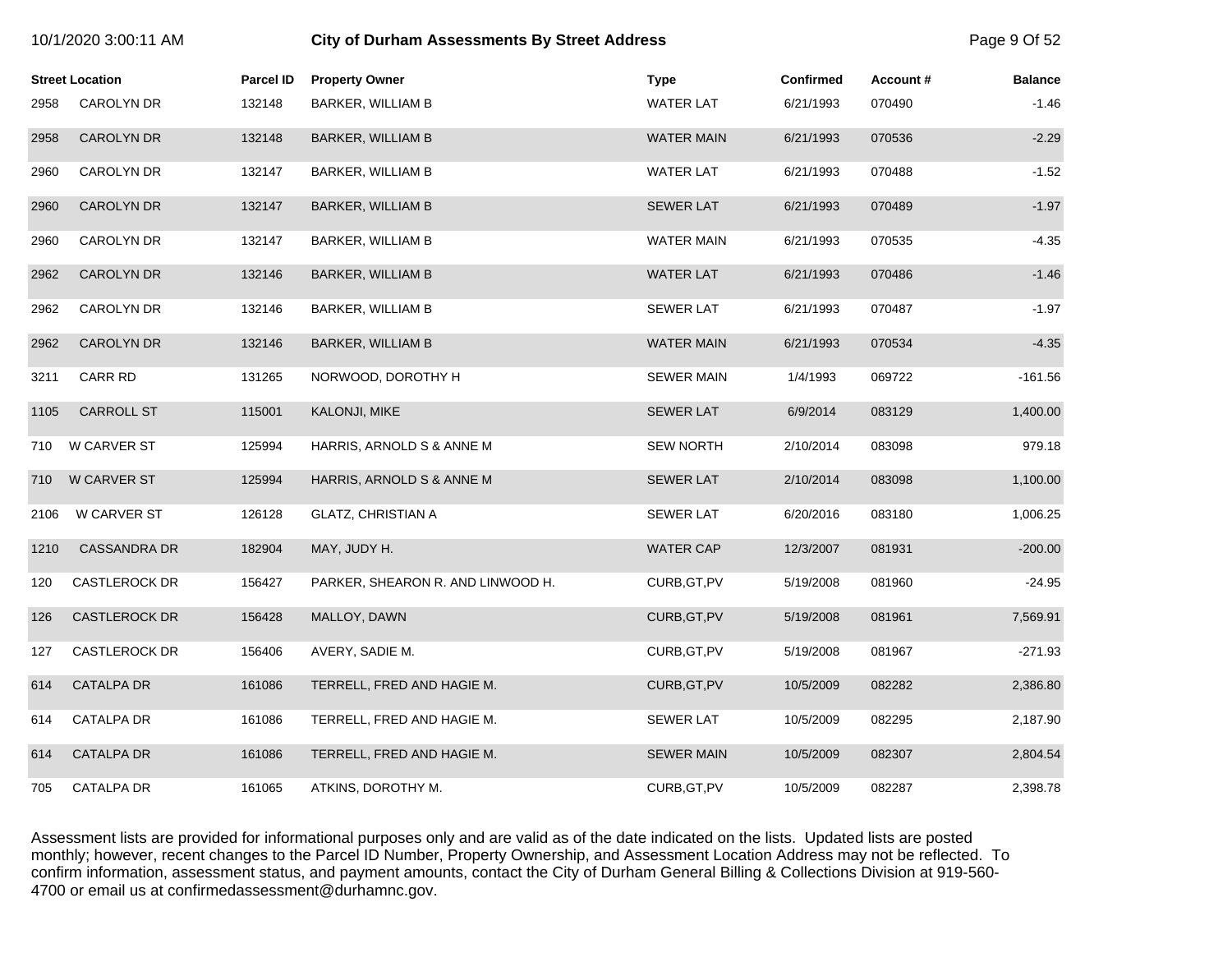| Street Location | | Parcel ID | Property Owner | Type | Confirmed | Account # | Balance |
|---|---|---|---|---|---|---|---|
| 2958 | CAROLYN DR | 132148 | BARKER, WILLIAM B | WATER LAT | 6/21/1993 | 070490 | -1.46 |
| 2958 | CAROLYN DR | 132148 | BARKER, WILLIAM B | WATER MAIN | 6/21/1993 | 070536 | -2.29 |
| 2960 | CAROLYN DR | 132147 | BARKER, WILLIAM B | WATER LAT | 6/21/1993 | 070488 | -1.52 |
| 2960 | CAROLYN DR | 132147 | BARKER, WILLIAM B | SEWER LAT | 6/21/1993 | 070489 | -1.97 |
| 2960 | CAROLYN DR | 132147 | BARKER, WILLIAM B | WATER MAIN | 6/21/1993 | 070535 | -4.35 |
| 2962 | CAROLYN DR | 132146 | BARKER, WILLIAM B | WATER LAT | 6/21/1993 | 070486 | -1.46 |
| 2962 | CAROLYN DR | 132146 | BARKER, WILLIAM B | SEWER LAT | 6/21/1993 | 070487 | -1.97 |
| 2962 | CAROLYN DR | 132146 | BARKER, WILLIAM B | WATER MAIN | 6/21/1993 | 070534 | -4.35 |
| 3211 | CARR RD | 131265 | NORWOOD, DOROTHY H | SEWER MAIN | 1/4/1993 | 069722 | -161.56 |
| 1105 | CARROLL ST | 115001 | KALONJI, MIKE | SEWER LAT | 6/9/2014 | 083129 | 1,400.00 |
| 710 | W CARVER ST | 125994 | HARRIS, ARNOLD S & ANNE M | SEW NORTH | 2/10/2014 | 083098 | 979.18 |
| 710 | W CARVER ST | 125994 | HARRIS, ARNOLD S & ANNE M | SEWER LAT | 2/10/2014 | 083098 | 1,100.00 |
| 2106 | W CARVER ST | 126128 | GLATZ, CHRISTIAN A | SEWER LAT | 6/20/2016 | 083180 | 1,006.25 |
| 1210 | CASSANDRA DR | 182904 | MAY, JUDY H. | WATER CAP | 12/3/2007 | 081931 | -200.00 |
| 120 | CASTLEROCK DR | 156427 | PARKER, SHEARON R. AND LINWOOD H. | CURB,GT,PV | 5/19/2008 | 081960 | -24.95 |
| 126 | CASTLEROCK DR | 156428 | MALLOY, DAWN | CURB,GT,PV | 5/19/2008 | 081961 | 7,569.91 |
| 127 | CASTLEROCK DR | 156406 | AVERY, SADIE M. | CURB,GT,PV | 5/19/2008 | 081967 | -271.93 |
| 614 | CATALPA DR | 161086 | TERRELL, FRED AND HAGIE M. | CURB,GT,PV | 10/5/2009 | 082282 | 2,386.80 |
| 614 | CATALPA DR | 161086 | TERRELL, FRED AND HAGIE M. | SEWER LAT | 10/5/2009 | 082295 | 2,187.90 |
| 614 | CATALPA DR | 161086 | TERRELL, FRED AND HAGIE M. | SEWER MAIN | 10/5/2009 | 082307 | 2,804.54 |
| 705 | CATALPA DR | 161065 | ATKINS, DOROTHY M. | CURB,GT,PV | 10/5/2009 | 082287 | 2,398.78 |

Assessment lists are provided for informational purposes only and are valid as of the date indicated on the lists. Updated lists are posted monthly; however, recent changes to the Parcel ID Number, Property Ownership, and Assessment Location Address may not be reflected. To confirm information, assessment status, and payment amounts, contact the City of Durham General Billing & Collections Division at 919-560-4700 or email us at confirmedassessment@durhamnc.gov.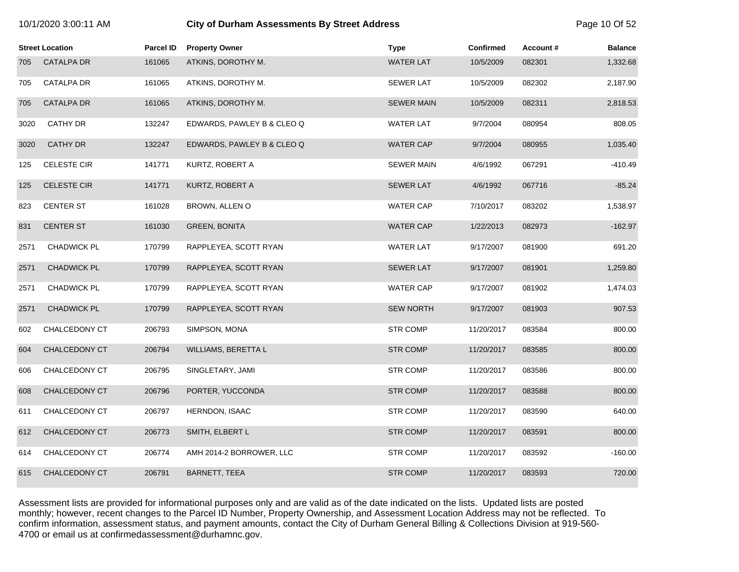| Street Location | | Parcel ID | Property Owner | Type | Confirmed | Account # | Balance |
|---|---|---|---|---|---|---|---|
| 705 | CATALPA DR | 161065 | ATKINS, DOROTHY M. | WATER LAT | 10/5/2009 | 082301 | 1,332.68 |
| 705 | CATALPA DR | 161065 | ATKINS, DOROTHY M. | SEWER LAT | 10/5/2009 | 082302 | 2,187.90 |
| 705 | CATALPA DR | 161065 | ATKINS, DOROTHY M. | SEWER MAIN | 10/5/2009 | 082311 | 2,818.53 |
| 3020 | CATHY DR | 132247 | EDWARDS, PAWLEY B & CLEO Q | WATER LAT | 9/7/2004 | 080954 | 808.05 |
| 3020 | CATHY DR | 132247 | EDWARDS, PAWLEY B & CLEO Q | WATER CAP | 9/7/2004 | 080955 | 1,035.40 |
| 125 | CELESTE CIR | 141771 | KURTZ, ROBERT A | SEWER MAIN | 4/6/1992 | 067291 | -410.49 |
| 125 | CELESTE CIR | 141771 | KURTZ, ROBERT A | SEWER LAT | 4/6/1992 | 067716 | -85.24 |
| 823 | CENTER ST | 161028 | BROWN, ALLEN O | WATER CAP | 7/10/2017 | 083202 | 1,538.97 |
| 831 | CENTER ST | 161030 | GREEN, BONITA | WATER CAP | 1/22/2013 | 082973 | -162.97 |
| 2571 | CHADWICK PL | 170799 | RAPPLEYEA, SCOTT RYAN | WATER LAT | 9/17/2007 | 081900 | 691.20 |
| 2571 | CHADWICK PL | 170799 | RAPPLEYEA, SCOTT RYAN | SEWER LAT | 9/17/2007 | 081901 | 1,259.80 |
| 2571 | CHADWICK PL | 170799 | RAPPLEYEA, SCOTT RYAN | WATER CAP | 9/17/2007 | 081902 | 1,474.03 |
| 2571 | CHADWICK PL | 170799 | RAPPLEYEA, SCOTT RYAN | SEW NORTH | 9/17/2007 | 081903 | 907.53 |
| 602 | CHALCEDONY CT | 206793 | SIMPSON, MONA | STR COMP | 11/20/2017 | 083584 | 800.00 |
| 604 | CHALCEDONY CT | 206794 | WILLIAMS, BERETTA L | STR COMP | 11/20/2017 | 083585 | 800.00 |
| 606 | CHALCEDONY CT | 206795 | SINGLETARY, JAMI | STR COMP | 11/20/2017 | 083586 | 800.00 |
| 608 | CHALCEDONY CT | 206796 | PORTER, YUCCONDA | STR COMP | 11/20/2017 | 083588 | 800.00 |
| 611 | CHALCEDONY CT | 206797 | HERNDON, ISAAC | STR COMP | 11/20/2017 | 083590 | 640.00 |
| 612 | CHALCEDONY CT | 206773 | SMITH, ELBERT L | STR COMP | 11/20/2017 | 083591 | 800.00 |
| 614 | CHALCEDONY CT | 206774 | AMH 2014-2 BORROWER, LLC | STR COMP | 11/20/2017 | 083592 | -160.00 |
| 615 | CHALCEDONY CT | 206791 | BARNETT, TEEA | STR COMP | 11/20/2017 | 083593 | 720.00 |

Assessment lists are provided for informational purposes only and are valid as of the date indicated on the lists. Updated lists are posted monthly; however, recent changes to the Parcel ID Number, Property Ownership, and Assessment Location Address may not be reflected. To confirm information, assessment status, and payment amounts, contact the City of Durham General Billing & Collections Division at 919-560-4700 or email us at confirmedassessment@durhamnc.gov.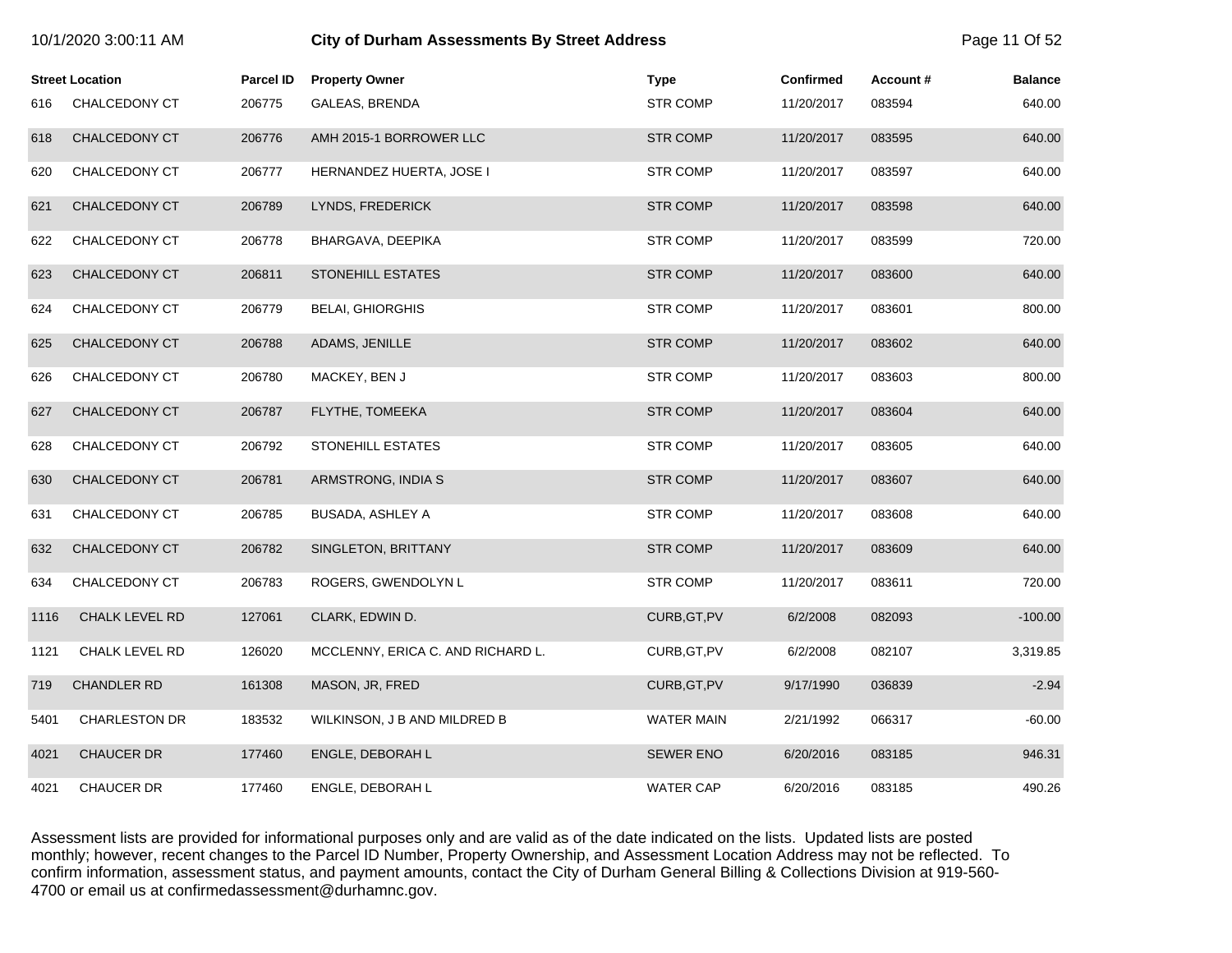# City of Durham Assessments By Street Address

| Street Location | | Parcel ID | Property Owner | Type | Confirmed | Account # | Balance |
|---|---|---|---|---|---|---|---|
| 616 | CHALCEDONY CT | 206775 | GALEAS, BRENDA | STR COMP | 11/20/2017 | 083594 | 640.00 |
| 618 | CHALCEDONY CT | 206776 | AMH 2015-1 BORROWER LLC | STR COMP | 11/20/2017 | 083595 | 640.00 |
| 620 | CHALCEDONY CT | 206777 | HERNANDEZ HUERTA, JOSE I | STR COMP | 11/20/2017 | 083597 | 640.00 |
| 621 | CHALCEDONY CT | 206789 | LYNDS, FREDERICK | STR COMP | 11/20/2017 | 083598 | 640.00 |
| 622 | CHALCEDONY CT | 206778 | BHARGAVA, DEEPIKA | STR COMP | 11/20/2017 | 083599 | 720.00 |
| 623 | CHALCEDONY CT | 206811 | STONEHILL ESTATES | STR COMP | 11/20/2017 | 083600 | 640.00 |
| 624 | CHALCEDONY CT | 206779 | BELAI, GHIORGHIS | STR COMP | 11/20/2017 | 083601 | 800.00 |
| 625 | CHALCEDONY CT | 206788 | ADAMS, JENILLE | STR COMP | 11/20/2017 | 083602 | 640.00 |
| 626 | CHALCEDONY CT | 206780 | MACKEY, BEN J | STR COMP | 11/20/2017 | 083603 | 800.00 |
| 627 | CHALCEDONY CT | 206787 | FLYTHE, TOMEEKA | STR COMP | 11/20/2017 | 083604 | 640.00 |
| 628 | CHALCEDONY CT | 206792 | STONEHILL ESTATES | STR COMP | 11/20/2017 | 083605 | 640.00 |
| 630 | CHALCEDONY CT | 206781 | ARMSTRONG, INDIA S | STR COMP | 11/20/2017 | 083607 | 640.00 |
| 631 | CHALCEDONY CT | 206785 | BUSADA, ASHLEY A | STR COMP | 11/20/2017 | 083608 | 640.00 |
| 632 | CHALCEDONY CT | 206782 | SINGLETON, BRITTANY | STR COMP | 11/20/2017 | 083609 | 640.00 |
| 634 | CHALCEDONY CT | 206783 | ROGERS, GWENDOLYN L | STR COMP | 11/20/2017 | 083611 | 720.00 |
| 1116 | CHALK LEVEL RD | 127061 | CLARK, EDWIN D. | CURB,GT,PV | 6/2/2008 | 082093 | -100.00 |
| 1121 | CHALK LEVEL RD | 126020 | MCCLENNY, ERICA C. AND RICHARD L. | CURB,GT,PV | 6/2/2008 | 082107 | 3,319.85 |
| 719 | CHANDLER RD | 161308 | MASON, JR, FRED | CURB,GT,PV | 9/17/1990 | 036839 | -2.94 |
| 5401 | CHARLESTON DR | 183532 | WILKINSON, J B AND MILDRED B | WATER MAIN | 2/21/1992 | 066317 | -60.00 |
| 4021 | CHAUCER DR | 177460 | ENGLE, DEBORAH L | SEWER ENO | 6/20/2016 | 083185 | 946.31 |
| 4021 | CHAUCER DR | 177460 | ENGLE, DEBORAH L | WATER CAP | 6/20/2016 | 083185 | 490.26 |

Assessment lists are provided for informational purposes only and are valid as of the date indicated on the lists. Updated lists are posted monthly; however, recent changes to the Parcel ID Number, Property Ownership, and Assessment Location Address may not be reflected. To confirm information, assessment status, and payment amounts, contact the City of Durham General Billing & Collections Division at 919-560-4700 or email us at confirmedassessment@durhamnc.gov.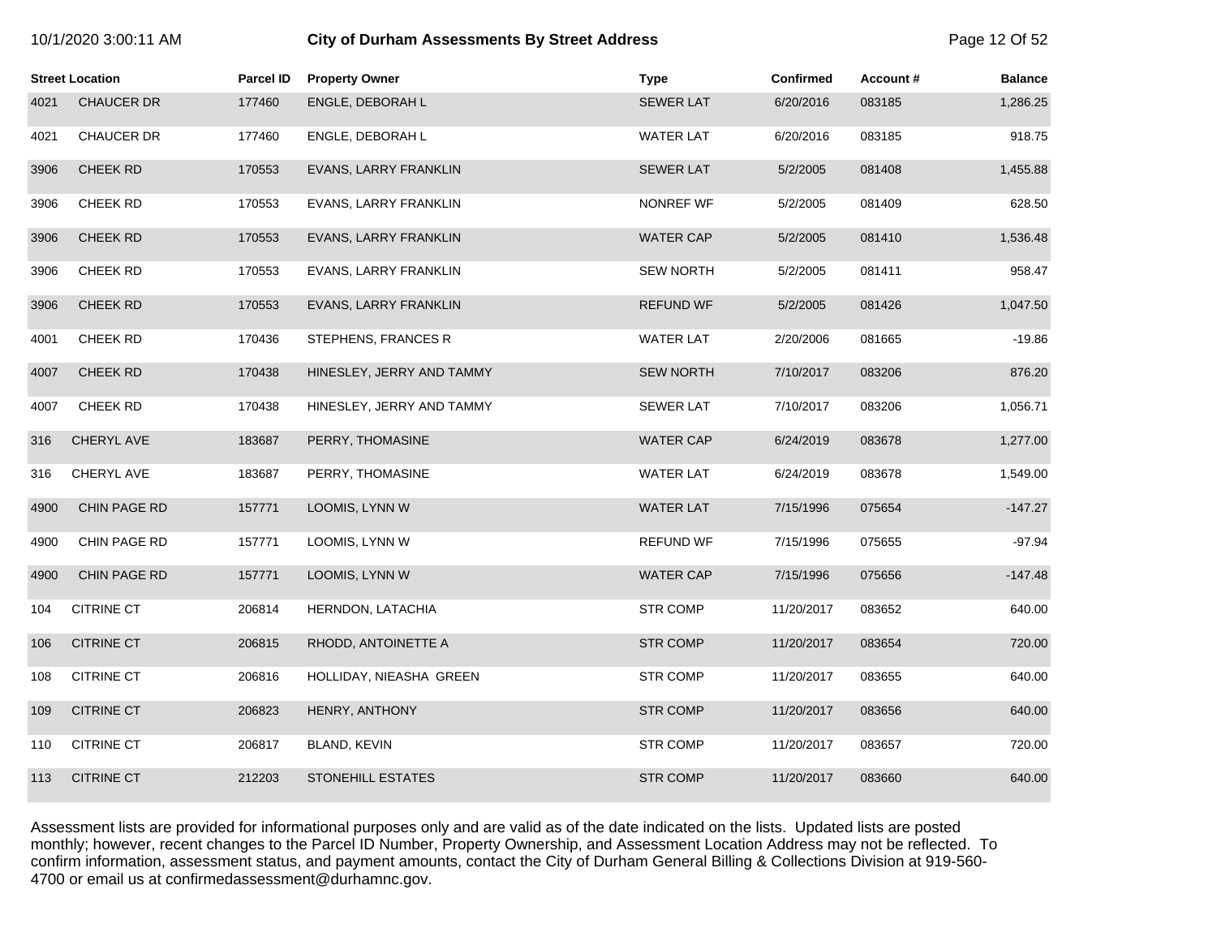| Street Location | | Parcel ID | Property Owner | Type | Confirmed | Account # | Balance |
|---|---|---|---|---|---|---|---|
| 4021 | CHAUCER DR | 177460 | ENGLE, DEBORAH L | SEWER LAT | 6/20/2016 | 083185 | 1,286.25 |
| 4021 | CHAUCER DR | 177460 | ENGLE, DEBORAH L | WATER LAT | 6/20/2016 | 083185 | 918.75 |
| 3906 | CHEEK RD | 170553 | EVANS, LARRY FRANKLIN | SEWER LAT | 5/2/2005 | 081408 | 1,455.88 |
| 3906 | CHEEK RD | 170553 | EVANS, LARRY FRANKLIN | NONREF WF | 5/2/2005 | 081409 | 628.50 |
| 3906 | CHEEK RD | 170553 | EVANS, LARRY FRANKLIN | WATER CAP | 5/2/2005 | 081410 | 1,536.48 |
| 3906 | CHEEK RD | 170553 | EVANS, LARRY FRANKLIN | SEW NORTH | 5/2/2005 | 081411 | 958.47 |
| 3906 | CHEEK RD | 170553 | EVANS, LARRY FRANKLIN | REFUND WF | 5/2/2005 | 081426 | 1,047.50 |
| 4001 | CHEEK RD | 170436 | STEPHENS, FRANCES R | WATER LAT | 2/20/2006 | 081665 | -19.86 |
| 4007 | CHEEK RD | 170438 | HINESLEY, JERRY AND TAMMY | SEW NORTH | 7/10/2017 | 083206 | 876.20 |
| 4007 | CHEEK RD | 170438 | HINESLEY, JERRY AND TAMMY | SEWER LAT | 7/10/2017 | 083206 | 1,056.71 |
| 316 | CHERYL AVE | 183687 | PERRY, THOMASINE | WATER CAP | 6/24/2019 | 083678 | 1,277.00 |
| 316 | CHERYL AVE | 183687 | PERRY, THOMASINE | WATER LAT | 6/24/2019 | 083678 | 1,549.00 |
| 4900 | CHIN PAGE RD | 157771 | LOOMIS, LYNN W | WATER LAT | 7/15/1996 | 075654 | -147.27 |
| 4900 | CHIN PAGE RD | 157771 | LOOMIS, LYNN W | REFUND WF | 7/15/1996 | 075655 | -97.94 |
| 4900 | CHIN PAGE RD | 157771 | LOOMIS, LYNN W | WATER CAP | 7/15/1996 | 075656 | -147.48 |
| 104 | CITRINE CT | 206814 | HERNDON, LATACHIA | STR COMP | 11/20/2017 | 083652 | 640.00 |
| 106 | CITRINE CT | 206815 | RHODD, ANTOINETTE A | STR COMP | 11/20/2017 | 083654 | 720.00 |
| 108 | CITRINE CT | 206816 | HOLLIDAY, NIEASHA GREEN | STR COMP | 11/20/2017 | 083655 | 640.00 |
| 109 | CITRINE CT | 206823 | HENRY, ANTHONY | STR COMP | 11/20/2017 | 083656 | 640.00 |
| 110 | CITRINE CT | 206817 | BLAND, KEVIN | STR COMP | 11/20/2017 | 083657 | 720.00 |
| 113 | CITRINE CT | 212203 | STONEHILL ESTATES | STR COMP | 11/20/2017 | 083660 | 640.00 |

Assessment lists are provided for informational purposes only and are valid as of the date indicated on the lists. Updated lists are posted monthly; however, recent changes to the Parcel ID Number, Property Ownership, and Assessment Location Address may not be reflected. To confirm information, assessment status, and payment amounts, contact the City of Durham General Billing & Collections Division at 919-560-4700 or email us at confirmedassessment@durhamnc.gov.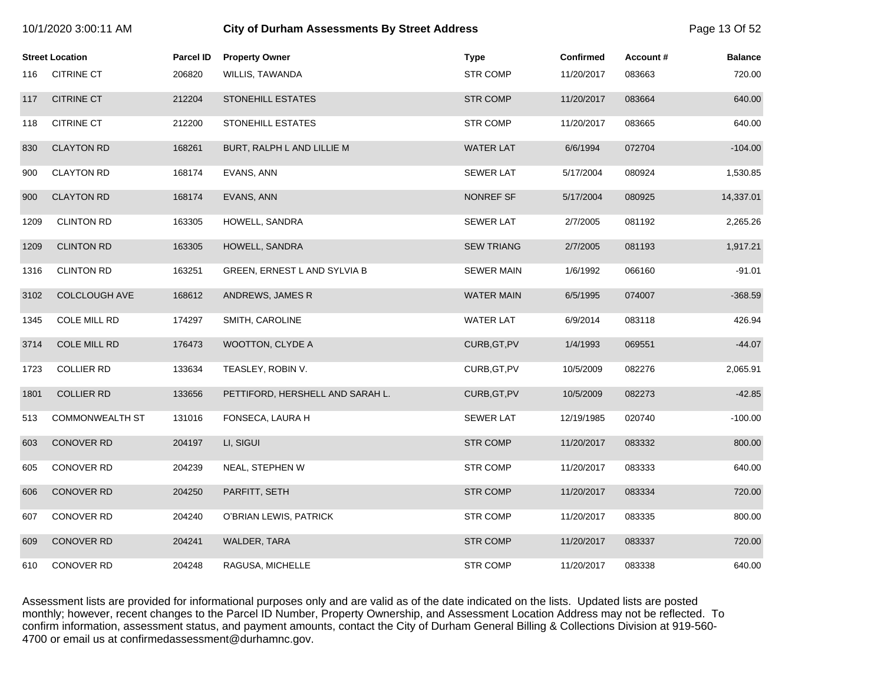# City of Durham Assessments By Street Address

| Street Location | | Parcel ID | Property Owner | Type | Confirmed | Account # | Balance |
|---|---|---|---|---|---|---|---|
| 116 | CITRINE CT | 206820 | WILLIS, TAWANDA | STR COMP | 11/20/2017 | 083663 | 720.00 |
| 117 | CITRINE CT | 212204 | STONEHILL ESTATES | STR COMP | 11/20/2017 | 083664 | 640.00 |
| 118 | CITRINE CT | 212200 | STONEHILL ESTATES | STR COMP | 11/20/2017 | 083665 | 640.00 |
| 830 | CLAYTON RD | 168261 | BURT, RALPH L AND LILLIE M | WATER LAT | 6/6/1994 | 072704 | -104.00 |
| 900 | CLAYTON RD | 168174 | EVANS, ANN | SEWER LAT | 5/17/2004 | 080924 | 1,530.85 |
| 900 | CLAYTON RD | 168174 | EVANS, ANN | NONREF SF | 5/17/2004 | 080925 | 14,337.01 |
| 1209 | CLINTON RD | 163305 | HOWELL, SANDRA | SEWER LAT | 2/7/2005 | 081192 | 2,265.26 |
| 1209 | CLINTON RD | 163305 | HOWELL, SANDRA | SEW TRIANG | 2/7/2005 | 081193 | 1,917.21 |
| 1316 | CLINTON RD | 163251 | GREEN, ERNEST L AND SYLVIA B | SEWER MAIN | 1/6/1992 | 066160 | -91.01 |
| 3102 | COLCLOUGH AVE | 168612 | ANDREWS, JAMES R | WATER MAIN | 6/5/1995 | 074007 | -368.59 |
| 1345 | COLE MILL RD | 174297 | SMITH, CAROLINE | WATER LAT | 6/9/2014 | 083118 | 426.94 |
| 3714 | COLE MILL RD | 176473 | WOOTTON, CLYDE A | CURB,GT,PV | 1/4/1993 | 069551 | -44.07 |
| 1723 | COLLIER RD | 133634 | TEASLEY, ROBIN V. | CURB,GT,PV | 10/5/2009 | 082276 | 2,065.91 |
| 1801 | COLLIER RD | 133656 | PETTIFORD, HERSHELL AND SARAH L. | CURB,GT,PV | 10/5/2009 | 082273 | -42.85 |
| 513 | COMMONWEALTH ST | 131016 | FONSECA, LAURA H | SEWER LAT | 12/19/1985 | 020740 | -100.00 |
| 603 | CONOVER RD | 204197 | LI, SIGUI | STR COMP | 11/20/2017 | 083332 | 800.00 |
| 605 | CONOVER RD | 204239 | NEAL, STEPHEN W | STR COMP | 11/20/2017 | 083333 | 640.00 |
| 606 | CONOVER RD | 204250 | PARFITT, SETH | STR COMP | 11/20/2017 | 083334 | 720.00 |
| 607 | CONOVER RD | 204240 | O'BRIAN LEWIS, PATRICK | STR COMP | 11/20/2017 | 083335 | 800.00 |
| 609 | CONOVER RD | 204241 | WALDER, TARA | STR COMP | 11/20/2017 | 083337 | 720.00 |
| 610 | CONOVER RD | 204248 | RAGUSA, MICHELLE | STR COMP | 11/20/2017 | 083338 | 640.00 |

Assessment lists are provided for informational purposes only and are valid as of the date indicated on the lists. Updated lists are posted monthly; however, recent changes to the Parcel ID Number, Property Ownership, and Assessment Location Address may not be reflected. To confirm information, assessment status, and payment amounts, contact the City of Durham General Billing & Collections Division at 919-560-4700 or email us at confirmedassessment@durhamnc.gov.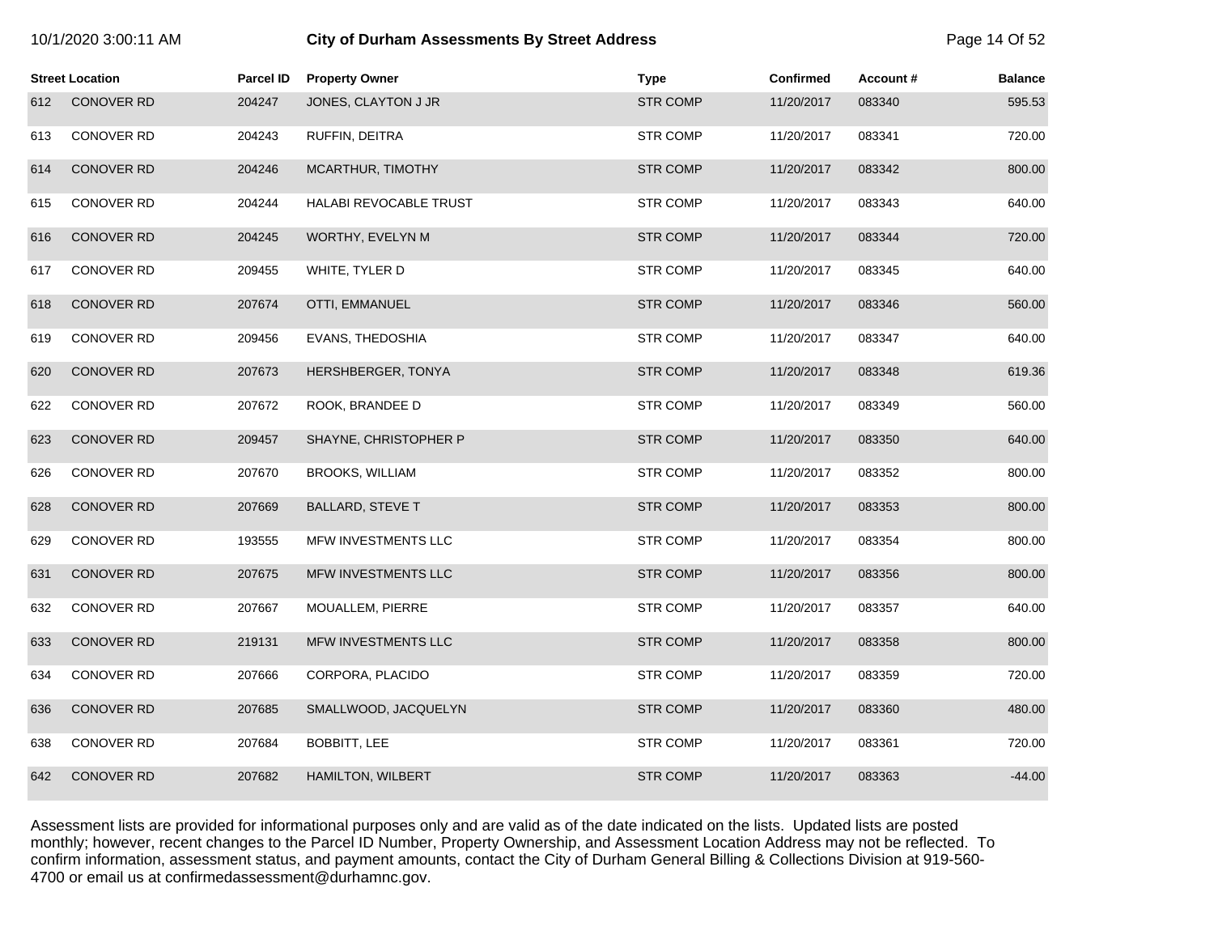# City of Durham Assessments By Street Address

| Street Location | | Parcel ID | Property Owner | Type | Confirmed | Account # | Balance |
|---|---|---|---|---|---|---|---|
| 612 | CONOVER RD | 204247 | JONES, CLAYTON J JR | STR COMP | 11/20/2017 | 083340 | 595.53 |
| 613 | CONOVER RD | 204243 | RUFFIN, DEITRA | STR COMP | 11/20/2017 | 083341 | 720.00 |
| 614 | CONOVER RD | 204246 | MCARTHUR, TIMOTHY | STR COMP | 11/20/2017 | 083342 | 800.00 |
| 615 | CONOVER RD | 204244 | HALABI REVOCABLE TRUST | STR COMP | 11/20/2017 | 083343 | 640.00 |
| 616 | CONOVER RD | 204245 | WORTHY, EVELYN M | STR COMP | 11/20/2017 | 083344 | 720.00 |
| 617 | CONOVER RD | 209455 | WHITE, TYLER D | STR COMP | 11/20/2017 | 083345 | 640.00 |
| 618 | CONOVER RD | 207674 | OTTI, EMMANUEL | STR COMP | 11/20/2017 | 083346 | 560.00 |
| 619 | CONOVER RD | 209456 | EVANS, THEDOSHIA | STR COMP | 11/20/2017 | 083347 | 640.00 |
| 620 | CONOVER RD | 207673 | HERSHBERGER, TONYA | STR COMP | 11/20/2017 | 083348 | 619.36 |
| 622 | CONOVER RD | 207672 | ROOK, BRANDEE D | STR COMP | 11/20/2017 | 083349 | 560.00 |
| 623 | CONOVER RD | 209457 | SHAYNE, CHRISTOPHER P | STR COMP | 11/20/2017 | 083350 | 640.00 |
| 626 | CONOVER RD | 207670 | BROOKS, WILLIAM | STR COMP | 11/20/2017 | 083352 | 800.00 |
| 628 | CONOVER RD | 207669 | BALLARD, STEVE T | STR COMP | 11/20/2017 | 083353 | 800.00 |
| 629 | CONOVER RD | 193555 | MFW INVESTMENTS LLC | STR COMP | 11/20/2017 | 083354 | 800.00 |
| 631 | CONOVER RD | 207675 | MFW INVESTMENTS LLC | STR COMP | 11/20/2017 | 083356 | 800.00 |
| 632 | CONOVER RD | 207667 | MOUALLEM, PIERRE | STR COMP | 11/20/2017 | 083357 | 640.00 |
| 633 | CONOVER RD | 219131 | MFW INVESTMENTS LLC | STR COMP | 11/20/2017 | 083358 | 800.00 |
| 634 | CONOVER RD | 207666 | CORPORA, PLACIDO | STR COMP | 11/20/2017 | 083359 | 720.00 |
| 636 | CONOVER RD | 207685 | SMALLWOOD, JACQUELYN | STR COMP | 11/20/2017 | 083360 | 480.00 |
| 638 | CONOVER RD | 207684 | BOBBITT, LEE | STR COMP | 11/20/2017 | 083361 | 720.00 |
| 642 | CONOVER RD | 207682 | HAMILTON, WILBERT | STR COMP | 11/20/2017 | 083363 | -44.00 |

Assessment lists are provided for informational purposes only and are valid as of the date indicated on the lists. Updated lists are posted monthly; however, recent changes to the Parcel ID Number, Property Ownership, and Assessment Location Address may not be reflected. To confirm information, assessment status, and payment amounts, contact the City of Durham General Billing & Collections Division at 919-560-4700 or email us at confirmedassessment@durhamnc.gov.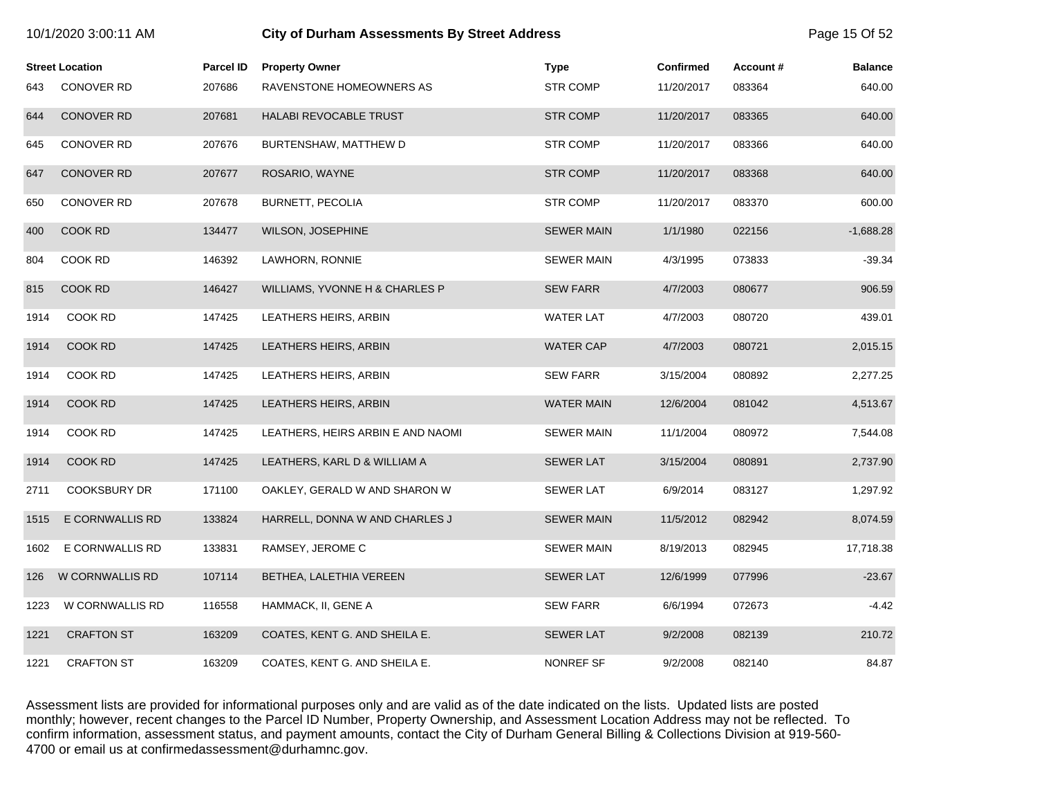| Street Location | | Parcel ID | Property Owner | Type | Confirmed | Account # | Balance |
|---|---|---|---|---|---|---|---|
| 643 | CONOVER RD | 207686 | RAVENSTONE HOMEOWNERS AS | STR COMP | 11/20/2017 | 083364 | 640.00 |
| 644 | CONOVER RD | 207681 | HALABI REVOCABLE TRUST | STR COMP | 11/20/2017 | 083365 | 640.00 |
| 645 | CONOVER RD | 207676 | BURTENSHAW, MATTHEW D | STR COMP | 11/20/2017 | 083366 | 640.00 |
| 647 | CONOVER RD | 207677 | ROSARIO, WAYNE | STR COMP | 11/20/2017 | 083368 | 640.00 |
| 650 | CONOVER RD | 207678 | BURNETT, PECOLIA | STR COMP | 11/20/2017 | 083370 | 600.00 |
| 400 | COOK RD | 134477 | WILSON, JOSEPHINE | SEWER MAIN | 1/1/1980 | 022156 | -1,688.28 |
| 804 | COOK RD | 146392 | LAWHORN, RONNIE | SEWER MAIN | 4/3/1995 | 073833 | -39.34 |
| 815 | COOK RD | 146427 | WILLIAMS, YVONNE H & CHARLES P | SEW FARR | 4/7/2003 | 080677 | 906.59 |
| 1914 | COOK RD | 147425 | LEATHERS HEIRS, ARBIN | WATER LAT | 4/7/2003 | 080720 | 439.01 |
| 1914 | COOK RD | 147425 | LEATHERS HEIRS, ARBIN | WATER CAP | 4/7/2003 | 080721 | 2,015.15 |
| 1914 | COOK RD | 147425 | LEATHERS HEIRS, ARBIN | SEW FARR | 3/15/2004 | 080892 | 2,277.25 |
| 1914 | COOK RD | 147425 | LEATHERS HEIRS, ARBIN | WATER MAIN | 12/6/2004 | 081042 | 4,513.67 |
| 1914 | COOK RD | 147425 | LEATHERS, HEIRS ARBIN E AND NAOMI | SEWER MAIN | 11/1/2004 | 080972 | 7,544.08 |
| 1914 | COOK RD | 147425 | LEATHERS, KARL D & WILLIAM A | SEWER LAT | 3/15/2004 | 080891 | 2,737.90 |
| 2711 | COOKSBURY DR | 171100 | OAKLEY, GERALD W AND SHARON W | SEWER LAT | 6/9/2014 | 083127 | 1,297.92 |
| 1515 | E CORNWALLIS RD | 133824 | HARRELL, DONNA W AND CHARLES J | SEWER MAIN | 11/5/2012 | 082942 | 8,074.59 |
| 1602 | E CORNWALLIS RD | 133831 | RAMSEY, JEROME C | SEWER MAIN | 8/19/2013 | 082945 | 17,718.38 |
| 126 | W CORNWALLIS RD | 107114 | BETHEA, LALETHIA VEREEN | SEWER LAT | 12/6/1999 | 077996 | -23.67 |
| 1223 | W CORNWALLIS RD | 116558 | HAMMACK, II, GENE A | SEW FARR | 6/6/1994 | 072673 | -4.42 |
| 1221 | CRAFTON ST | 163209 | COATES, KENT G. AND SHEILA E. | SEWER LAT | 9/2/2008 | 082139 | 210.72 |
| 1221 | CRAFTON ST | 163209 | COATES, KENT G. AND SHEILA E. | NONREF SF | 9/2/2008 | 082140 | 84.87 |

Assessment lists are provided for informational purposes only and are valid as of the date indicated on the lists. Updated lists are posted monthly; however, recent changes to the Parcel ID Number, Property Ownership, and Assessment Location Address may not be reflected. To confirm information, assessment status, and payment amounts, contact the City of Durham General Billing & Collections Division at 919-560-4700 or email us at confirmedassessment@durhamnc.gov.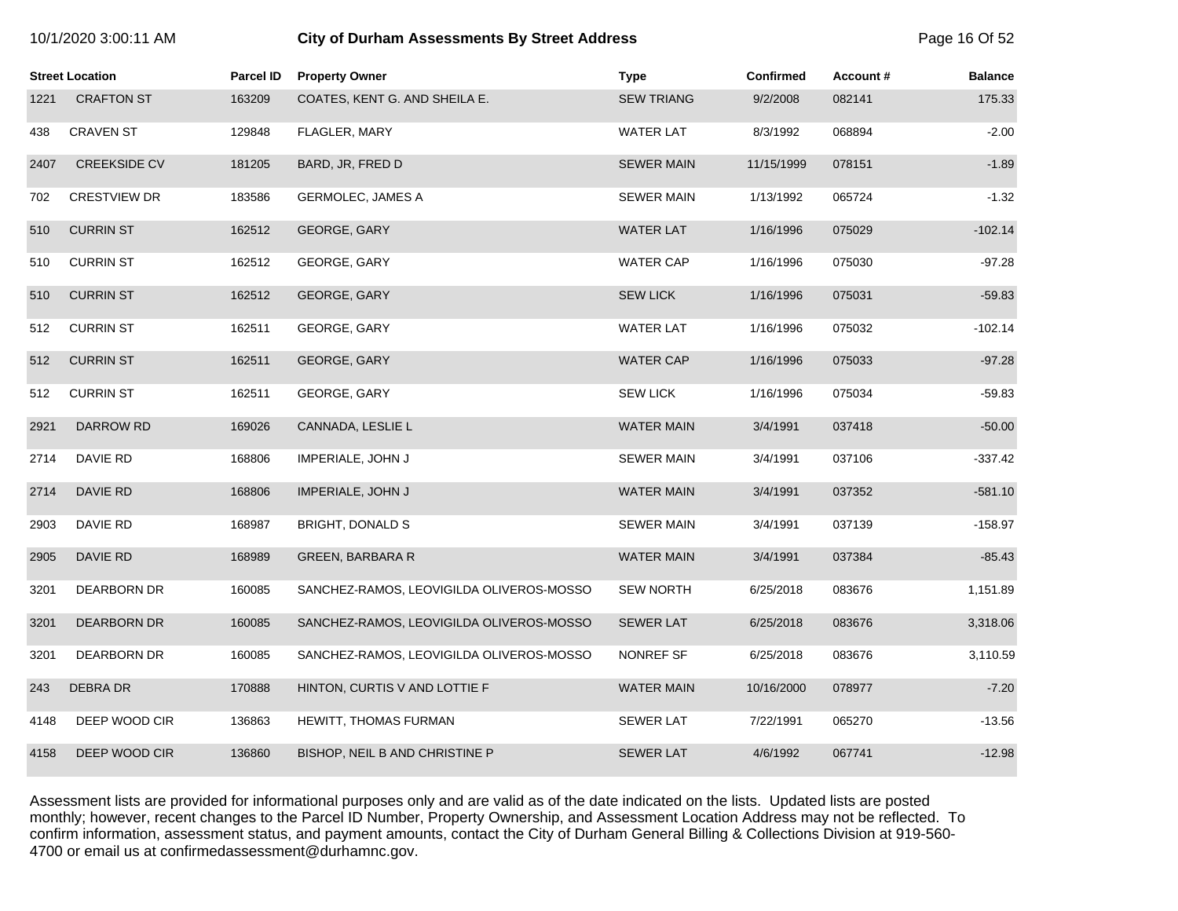| Street Location | | Parcel ID | Property Owner | Type | Confirmed | Account # | Balance |
|---|---|---|---|---|---|---|---|
| 1221 | CRAFTON ST | 163209 | COATES, KENT G. AND SHEILA E. | SEW TRIANG | 9/2/2008 | 082141 | 175.33 |
| 438 | CRAVEN ST | 129848 | FLAGLER, MARY | WATER LAT | 8/3/1992 | 068894 | -2.00 |
| 2407 | CREEKSIDE CV | 181205 | BARD, JR, FRED D | SEWER MAIN | 11/15/1999 | 078151 | -1.89 |
| 702 | CRESTVIEW DR | 183586 | GERMOLEC, JAMES A | SEWER MAIN | 1/13/1992 | 065724 | -1.32 |
| 510 | CURRIN ST | 162512 | GEORGE, GARY | WATER LAT | 1/16/1996 | 075029 | -102.14 |
| 510 | CURRIN ST | 162512 | GEORGE, GARY | WATER CAP | 1/16/1996 | 075030 | -97.28 |
| 510 | CURRIN ST | 162512 | GEORGE, GARY | SEW LICK | 1/16/1996 | 075031 | -59.83 |
| 512 | CURRIN ST | 162511 | GEORGE, GARY | WATER LAT | 1/16/1996 | 075032 | -102.14 |
| 512 | CURRIN ST | 162511 | GEORGE, GARY | WATER CAP | 1/16/1996 | 075033 | -97.28 |
| 512 | CURRIN ST | 162511 | GEORGE, GARY | SEW LICK | 1/16/1996 | 075034 | -59.83 |
| 2921 | DARROW RD | 169026 | CANNADA, LESLIE L | WATER MAIN | 3/4/1991 | 037418 | -50.00 |
| 2714 | DAVIE RD | 168806 | IMPERIALE, JOHN J | SEWER MAIN | 3/4/1991 | 037106 | -337.42 |
| 2714 | DAVIE RD | 168806 | IMPERIALE, JOHN J | WATER MAIN | 3/4/1991 | 037352 | -581.10 |
| 2903 | DAVIE RD | 168987 | BRIGHT, DONALD S | SEWER MAIN | 3/4/1991 | 037139 | -158.97 |
| 2905 | DAVIE RD | 168989 | GREEN, BARBARA R | WATER MAIN | 3/4/1991 | 037384 | -85.43 |
| 3201 | DEARBORN DR | 160085 | SANCHEZ-RAMOS, LEOVIGILDA OLIVEROS-MOSSO | SEW NORTH | 6/25/2018 | 083676 | 1,151.89 |
| 3201 | DEARBORN DR | 160085 | SANCHEZ-RAMOS, LEOVIGILDA OLIVEROS-MOSSO | SEWER LAT | 6/25/2018 | 083676 | 3,318.06 |
| 3201 | DEARBORN DR | 160085 | SANCHEZ-RAMOS, LEOVIGILDA OLIVEROS-MOSSO | NONREF SF | 6/25/2018 | 083676 | 3,110.59 |
| 243 | DEBRA DR | 170888 | HINTON, CURTIS V AND LOTTIE F | WATER MAIN | 10/16/2000 | 078977 | -7.20 |
| 4148 | DEEP WOOD CIR | 136863 | HEWITT, THOMAS FURMAN | SEWER LAT | 7/22/1991 | 065270 | -13.56 |
| 4158 | DEEP WOOD CIR | 136860 | BISHOP, NEIL B AND CHRISTINE P | SEWER LAT | 4/6/1992 | 067741 | -12.98 |

Assessment lists are provided for informational purposes only and are valid as of the date indicated on the lists. Updated lists are posted monthly; however, recent changes to the Parcel ID Number, Property Ownership, and Assessment Location Address may not be reflected. To confirm information, assessment status, and payment amounts, contact the City of Durham General Billing & Collections Division at 919-560-4700 or email us at confirmedassessment@durhamnc.gov.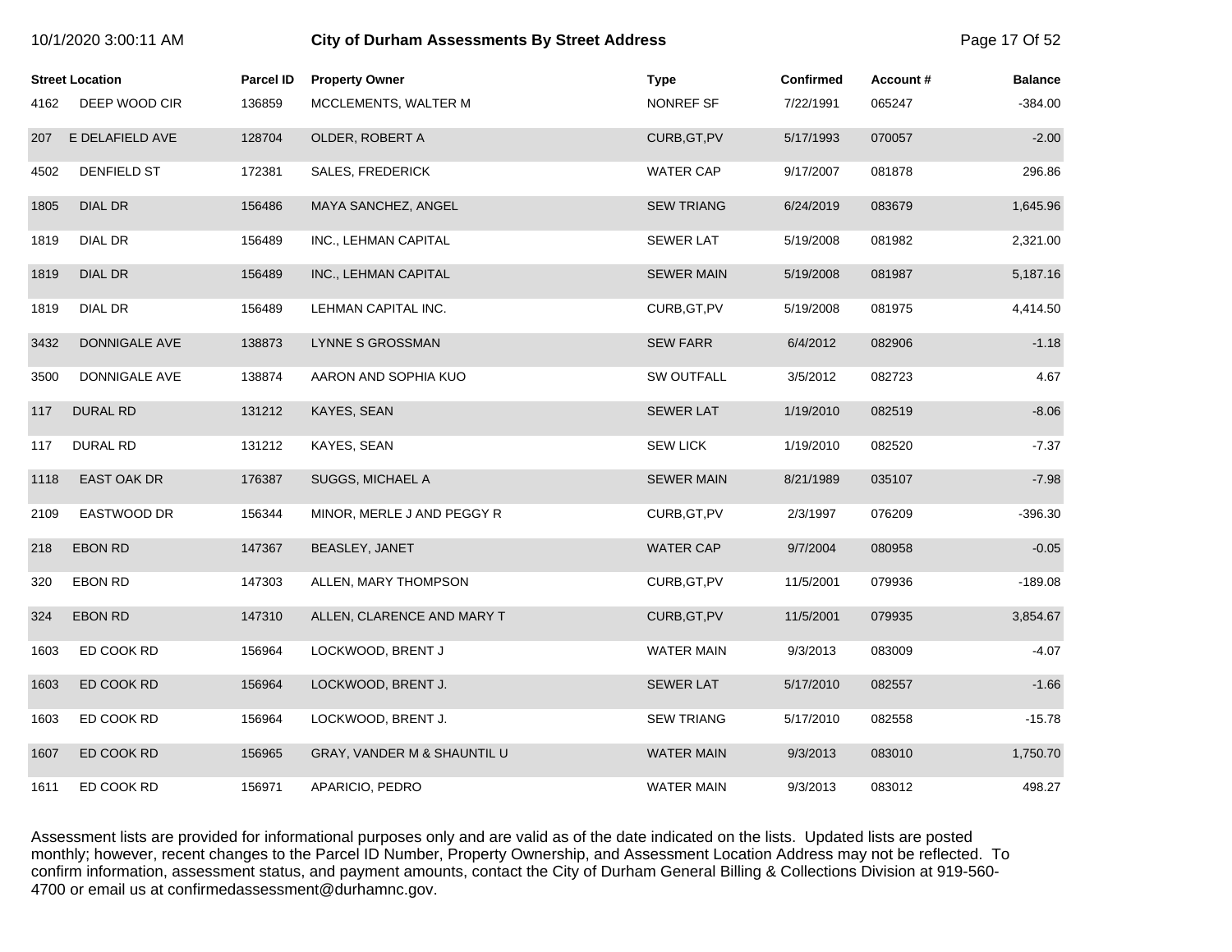# City of Durham Assessments By Street Address

10/1/2020 3:00:11 AM

| Street Location | | Parcel ID | Property Owner | Type | Confirmed | Account # | Balance |
|---|---|---|---|---|---|---|---|
| 4162 | DEEP WOOD CIR | 136859 | MCCLEMENTS, WALTER M | NONREF SF | 7/22/1991 | 065247 | -384.00 |
| 207 | E DELAFIELD AVE | 128704 | OLDER, ROBERT A | CURB,GT,PV | 5/17/1993 | 070057 | -2.00 |
| 4502 | DENFIELD ST | 172381 | SALES, FREDERICK | WATER CAP | 9/17/2007 | 081878 | 296.86 |
| 1805 | DIAL DR | 156486 | MAYA SANCHEZ, ANGEL | SEW TRIANG | 6/24/2019 | 083679 | 1,645.96 |
| 1819 | DIAL DR | 156489 | INC., LEHMAN CAPITAL | SEWER LAT | 5/19/2008 | 081982 | 2,321.00 |
| 1819 | DIAL DR | 156489 | INC., LEHMAN CAPITAL | SEWER MAIN | 5/19/2008 | 081987 | 5,187.16 |
| 1819 | DIAL DR | 156489 | LEHMAN CAPITAL INC. | CURB,GT,PV | 5/19/2008 | 081975 | 4,414.50 |
| 3432 | DONNIGALE AVE | 138873 | LYNNE S GROSSMAN | SEW FARR | 6/4/2012 | 082906 | -1.18 |
| 3500 | DONNIGALE AVE | 138874 | AARON AND SOPHIA KUO | SW OUTFALL | 3/5/2012 | 082723 | 4.67 |
| 117 | DURAL RD | 131212 | KAYES, SEAN | SEWER LAT | 1/19/2010 | 082519 | -8.06 |
| 117 | DURAL RD | 131212 | KAYES, SEAN | SEW LICK | 1/19/2010 | 082520 | -7.37 |
| 1118 | EAST OAK DR | 176387 | SUGGS, MICHAEL A | SEWER MAIN | 8/21/1989 | 035107 | -7.98 |
| 2109 | EASTWOOD DR | 156344 | MINOR, MERLE J AND PEGGY R | CURB,GT,PV | 2/3/1997 | 076209 | -396.30 |
| 218 | EBON RD | 147367 | BEASLEY, JANET | WATER CAP | 9/7/2004 | 080958 | -0.05 |
| 320 | EBON RD | 147303 | ALLEN, MARY THOMPSON | CURB,GT,PV | 11/5/2001 | 079936 | -189.08 |
| 324 | EBON RD | 147310 | ALLEN, CLARENCE AND MARY T | CURB,GT,PV | 11/5/2001 | 079935 | 3,854.67 |
| 1603 | ED COOK RD | 156964 | LOCKWOOD, BRENT J | WATER MAIN | 9/3/2013 | 083009 | -4.07 |
| 1603 | ED COOK RD | 156964 | LOCKWOOD, BRENT J. | SEWER LAT | 5/17/2010 | 082557 | -1.66 |
| 1603 | ED COOK RD | 156964 | LOCKWOOD, BRENT J. | SEW TRIANG | 5/17/2010 | 082558 | -15.78 |
| 1607 | ED COOK RD | 156965 | GRAY, VANDER M & SHAUNTIL U | WATER MAIN | 9/3/2013 | 083010 | 1,750.70 |
| 1611 | ED COOK RD | 156971 | APARICIO, PEDRO | WATER MAIN | 9/3/2013 | 083012 | 498.27 |

Assessment lists are provided for informational purposes only and are valid as of the date indicated on the lists. Updated lists are posted monthly; however, recent changes to the Parcel ID Number, Property Ownership, and Assessment Location Address may not be reflected. To confirm information, assessment status, and payment amounts, contact the City of Durham General Billing & Collections Division at 919-560-4700 or email us at confirmedassessment@durhamnc.gov.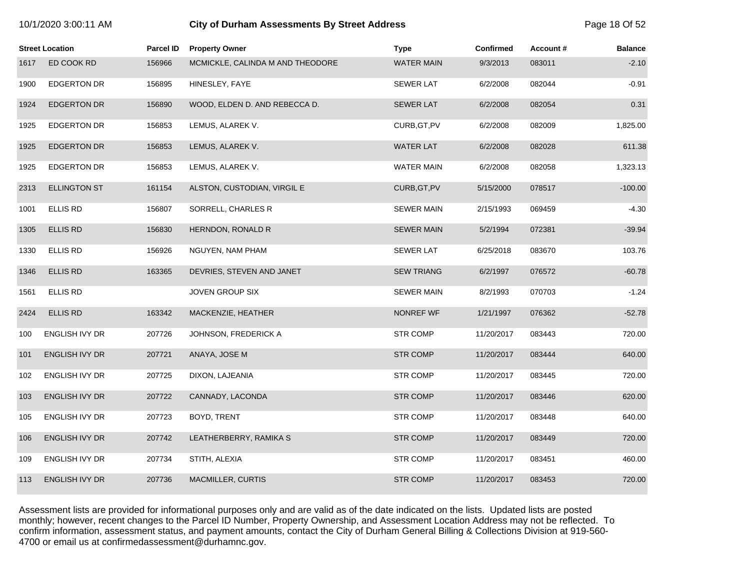| Street Location | | Parcel ID | Property Owner | Type | Confirmed | Account # | Balance |
|---|---|---|---|---|---|---|---|
| 1617 | ED COOK RD | 156966 | MCMICKLE, CALINDA M AND THEODORE | WATER MAIN | 9/3/2013 | 083011 | -2.10 |
| 1900 | EDGERTON DR | 156895 | HINESLEY, FAYE | SEWER LAT | 6/2/2008 | 082044 | -0.91 |
| 1924 | EDGERTON DR | 156890 | WOOD, ELDEN D. AND REBECCA D. | SEWER LAT | 6/2/2008 | 082054 | 0.31 |
| 1925 | EDGERTON DR | 156853 | LEMUS, ALAREK V. | CURB,GT,PV | 6/2/2008 | 082009 | 1,825.00 |
| 1925 | EDGERTON DR | 156853 | LEMUS, ALAREK V. | WATER LAT | 6/2/2008 | 082028 | 611.38 |
| 1925 | EDGERTON DR | 156853 | LEMUS, ALAREK V. | WATER MAIN | 6/2/2008 | 082058 | 1,323.13 |
| 2313 | ELLINGTON ST | 161154 | ALSTON, CUSTODIAN, VIRGIL E | CURB,GT,PV | 5/15/2000 | 078517 | -100.00 |
| 1001 | ELLIS RD | 156807 | SORRELL, CHARLES R | SEWER MAIN | 2/15/1993 | 069459 | -4.30 |
| 1305 | ELLIS RD | 156830 | HERNDON, RONALD R | SEWER MAIN | 5/2/1994 | 072381 | -39.94 |
| 1330 | ELLIS RD | 156926 | NGUYEN, NAM PHAM | SEWER LAT | 6/25/2018 | 083670 | 103.76 |
| 1346 | ELLIS RD | 163365 | DEVRIES, STEVEN AND JANET | SEW TRIANG | 6/2/1997 | 076572 | -60.78 |
| 1561 | ELLIS RD | | JOVEN GROUP SIX | SEWER MAIN | 8/2/1993 | 070703 | -1.24 |
| 2424 | ELLIS RD | 163342 | MACKENZIE, HEATHER | NONREF WF | 1/21/1997 | 076362 | -52.78 |
| 100 | ENGLISH IVY DR | 207726 | JOHNSON, FREDERICK A | STR COMP | 11/20/2017 | 083443 | 720.00 |
| 101 | ENGLISH IVY DR | 207721 | ANAYA, JOSE M | STR COMP | 11/20/2017 | 083444 | 640.00 |
| 102 | ENGLISH IVY DR | 207725 | DIXON, LAJEANIA | STR COMP | 11/20/2017 | 083445 | 720.00 |
| 103 | ENGLISH IVY DR | 207722 | CANNADY, LACONDA | STR COMP | 11/20/2017 | 083446 | 620.00 |
| 105 | ENGLISH IVY DR | 207723 | BOYD, TRENT | STR COMP | 11/20/2017 | 083448 | 640.00 |
| 106 | ENGLISH IVY DR | 207742 | LEATHERBERRY, RAMIKA S | STR COMP | 11/20/2017 | 083449 | 720.00 |
| 109 | ENGLISH IVY DR | 207734 | STITH, ALEXIA | STR COMP | 11/20/2017 | 083451 | 460.00 |
| 113 | ENGLISH IVY DR | 207736 | MACMILLER, CURTIS | STR COMP | 11/20/2017 | 083453 | 720.00 |

Assessment lists are provided for informational purposes only and are valid as of the date indicated on the lists. Updated lists are posted monthly; however, recent changes to the Parcel ID Number, Property Ownership, and Assessment Location Address may not be reflected. To confirm information, assessment status, and payment amounts, contact the City of Durham General Billing & Collections Division at 919-560-4700 or email us at confirmedassessment@durhamnc.gov.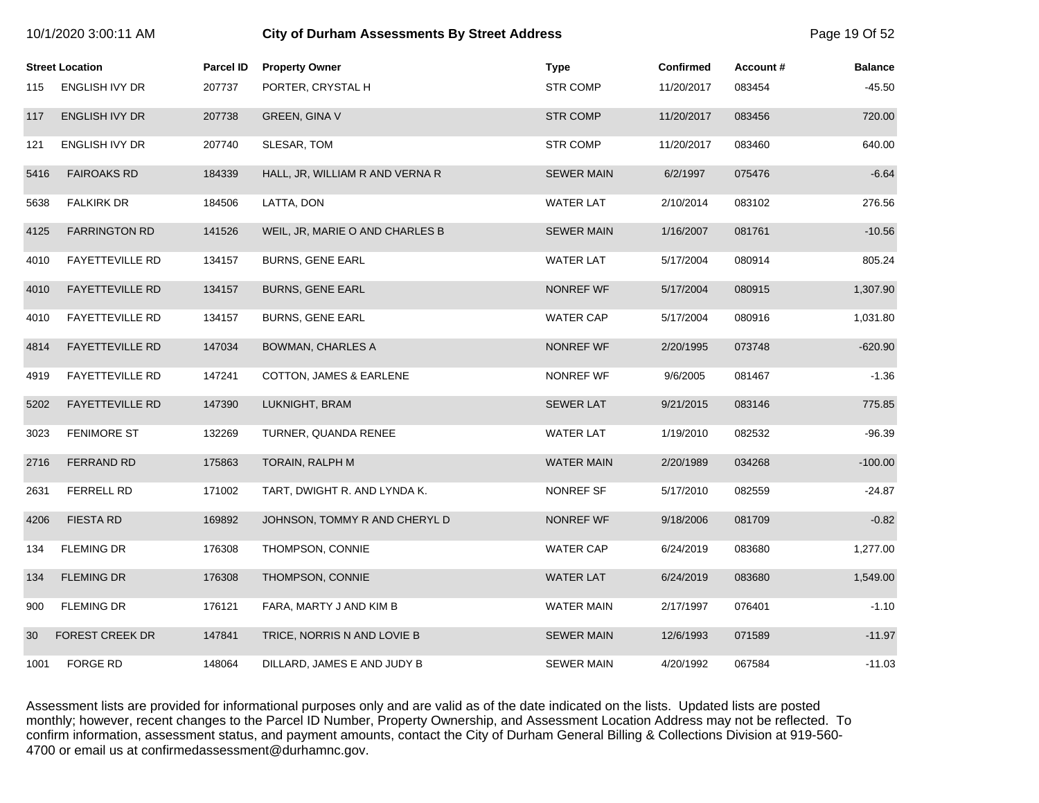# City of Durham Assessments By Street Address

| Street Location | | Parcel ID | Property Owner | Type | Confirmed | Account # | Balance |
|---|---|---|---|---|---|---|---|
| 115 | ENGLISH IVY DR | 207737 | PORTER, CRYSTAL H | STR COMP | 11/20/2017 | 083454 | -45.50 |
| 117 | ENGLISH IVY DR | 207738 | GREEN, GINA V | STR COMP | 11/20/2017 | 083456 | 720.00 |
| 121 | ENGLISH IVY DR | 207740 | SLESAR, TOM | STR COMP | 11/20/2017 | 083460 | 640.00 |
| 5416 | FAIROAKS RD | 184339 | HALL, JR, WILLIAM R AND VERNA R | SEWER MAIN | 6/2/1997 | 075476 | -6.64 |
| 5638 | FALKIRK DR | 184506 | LATTA, DON | WATER LAT | 2/10/2014 | 083102 | 276.56 |
| 4125 | FARRINGTON RD | 141526 | WEIL, JR, MARIE O AND CHARLES B | SEWER MAIN | 1/16/2007 | 081761 | -10.56 |
| 4010 | FAYETTEVILLE RD | 134157 | BURNS, GENE EARL | WATER LAT | 5/17/2004 | 080914 | 805.24 |
| 4010 | FAYETTEVILLE RD | 134157 | BURNS, GENE EARL | NONREF WF | 5/17/2004 | 080915 | 1,307.90 |
| 4010 | FAYETTEVILLE RD | 134157 | BURNS, GENE EARL | WATER CAP | 5/17/2004 | 080916 | 1,031.80 |
| 4814 | FAYETTEVILLE RD | 147034 | BOWMAN, CHARLES A | NONREF WF | 2/20/1995 | 073748 | -620.90 |
| 4919 | FAYETTEVILLE RD | 147241 | COTTON, JAMES & EARLENE | NONREF WF | 9/6/2005 | 081467 | -1.36 |
| 5202 | FAYETTEVILLE RD | 147390 | LUKNIGHT, BRAM | SEWER LAT | 9/21/2015 | 083146 | 775.85 |
| 3023 | FENIMORE ST | 132269 | TURNER, QUANDA RENEE | WATER LAT | 1/19/2010 | 082532 | -96.39 |
| 2716 | FERRAND RD | 175863 | TORAIN, RALPH M | WATER MAIN | 2/20/1989 | 034268 | -100.00 |
| 2631 | FERRELL RD | 171002 | TART, DWIGHT R. AND LYNDA K. | NONREF SF | 5/17/2010 | 082559 | -24.87 |
| 4206 | FIESTA RD | 169892 | JOHNSON, TOMMY R AND CHERYL D | NONREF WF | 9/18/2006 | 081709 | -0.82 |
| 134 | FLEMING DR | 176308 | THOMPSON, CONNIE | WATER CAP | 6/24/2019 | 083680 | 1,277.00 |
| 134 | FLEMING DR | 176308 | THOMPSON, CONNIE | WATER LAT | 6/24/2019 | 083680 | 1,549.00 |
| 900 | FLEMING DR | 176121 | FARA, MARTY J AND KIM B | WATER MAIN | 2/17/1997 | 076401 | -1.10 |
| 30 | FOREST CREEK DR | 147841 | TRICE, NORRIS N AND LOVIE B | SEWER MAIN | 12/6/1993 | 071589 | -11.97 |
| 1001 | FORGE RD | 148064 | DILLARD, JAMES E AND JUDY B | SEWER MAIN | 4/20/1992 | 067584 | -11.03 |

Assessment lists are provided for informational purposes only and are valid as of the date indicated on the lists. Updated lists are posted monthly; however, recent changes to the Parcel ID Number, Property Ownership, and Assessment Location Address may not be reflected. To confirm information, assessment status, and payment amounts, contact the City of Durham General Billing & Collections Division at 919-560-4700 or email us at confirmedassessment@durhamnc.gov.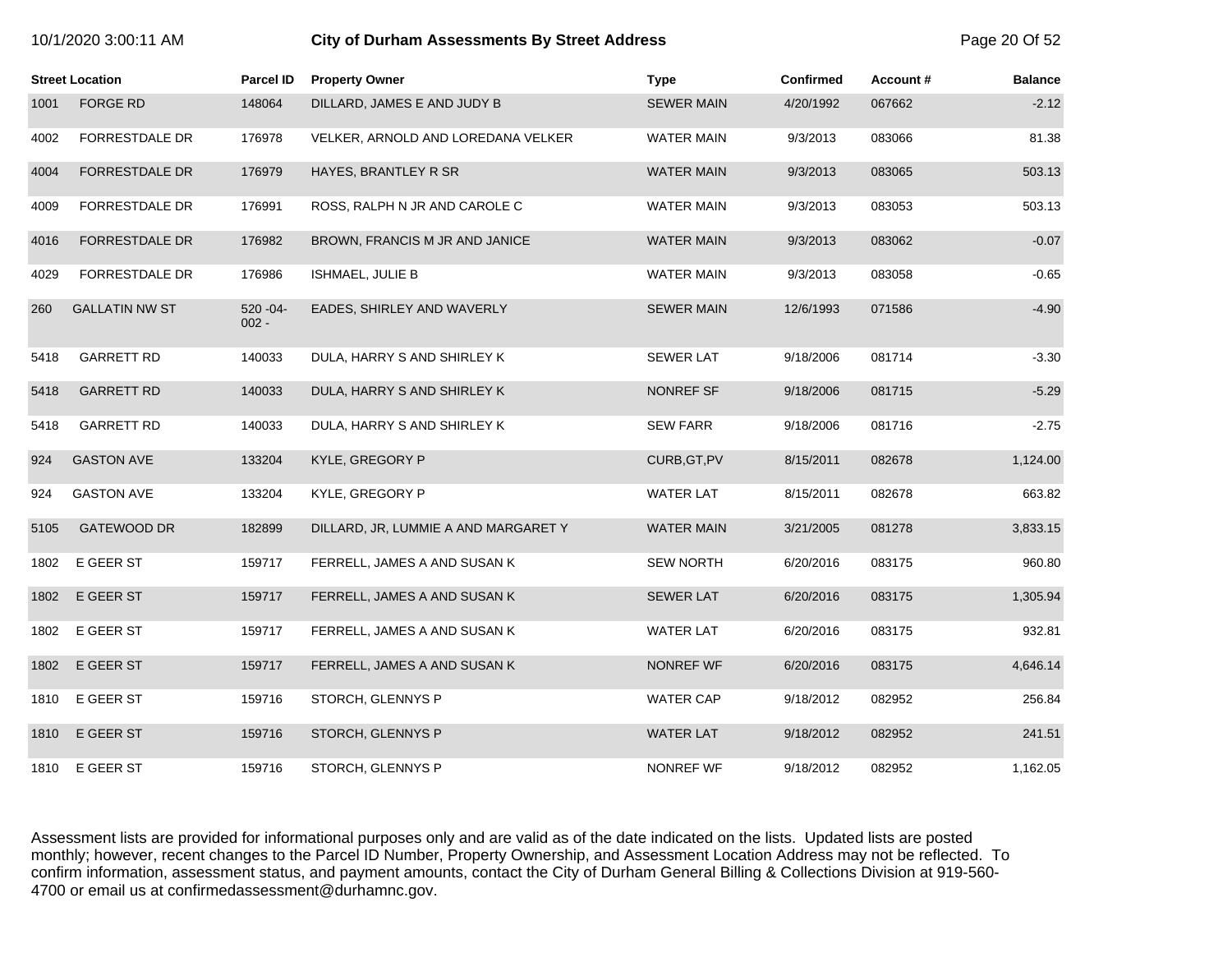| Street Location | | Parcel ID | Property Owner | Type | Confirmed | Account # | Balance |
|---|---|---|---|---|---|---|---|
| 1001 | FORGE RD | 148064 | DILLARD, JAMES E AND JUDY B | SEWER MAIN | 4/20/1992 | 067662 | -2.12 |
| 4002 | FORRESTDALE DR | 176978 | VELKER, ARNOLD AND LOREDANA VELKER | WATER MAIN | 9/3/2013 | 083066 | 81.38 |
| 4004 | FORRESTDALE DR | 176979 | HAYES, BRANTLEY R SR | WATER MAIN | 9/3/2013 | 083065 | 503.13 |
| 4009 | FORRESTDALE DR | 176991 | ROSS, RALPH N JR AND CAROLE C | WATER MAIN | 9/3/2013 | 083053 | 503.13 |
| 4016 | FORRESTDALE DR | 176982 | BROWN, FRANCIS M JR AND JANICE | WATER MAIN | 9/3/2013 | 083062 | -0.07 |
| 4029 | FORRESTDALE DR | 176986 | ISHMAEL, JULIE B | WATER MAIN | 9/3/2013 | 083058 | -0.65 |
| 260 | GALLATIN NW ST | 520 -04-002 - | EADES, SHIRLEY AND WAVERLY | SEWER MAIN | 12/6/1993 | 071586 | -4.90 |
| 5418 | GARRETT RD | 140033 | DULA, HARRY S AND SHIRLEY K | SEWER LAT | 9/18/2006 | 081714 | -3.30 |
| 5418 | GARRETT RD | 140033 | DULA, HARRY S AND SHIRLEY K | NONREF SF | 9/18/2006 | 081715 | -5.29 |
| 5418 | GARRETT RD | 140033 | DULA, HARRY S AND SHIRLEY K | SEW FARR | 9/18/2006 | 081716 | -2.75 |
| 924 | GASTON AVE | 133204 | KYLE, GREGORY P | CURB,GT,PV | 8/15/2011 | 082678 | 1,124.00 |
| 924 | GASTON AVE | 133204 | KYLE, GREGORY P | WATER LAT | 8/15/2011 | 082678 | 663.82 |
| 5105 | GATEWOOD DR | 182899 | DILLARD, JR, LUMMIE A AND MARGARET Y | WATER MAIN | 3/21/2005 | 081278 | 3,833.15 |
| 1802 | E GEER ST | 159717 | FERRELL, JAMES A AND SUSAN K | SEW NORTH | 6/20/2016 | 083175 | 960.80 |
| 1802 | E GEER ST | 159717 | FERRELL, JAMES A AND SUSAN K | SEWER LAT | 6/20/2016 | 083175 | 1,305.94 |
| 1802 | E GEER ST | 159717 | FERRELL, JAMES A AND SUSAN K | WATER LAT | 6/20/2016 | 083175 | 932.81 |
| 1802 | E GEER ST | 159717 | FERRELL, JAMES A AND SUSAN K | NONREF WF | 6/20/2016 | 083175 | 4,646.14 |
| 1810 | E GEER ST | 159716 | STORCH, GLENNYS P | WATER CAP | 9/18/2012 | 082952 | 256.84 |
| 1810 | E GEER ST | 159716 | STORCH, GLENNYS P | WATER LAT | 9/18/2012 | 082952 | 241.51 |
| 1810 | E GEER ST | 159716 | STORCH, GLENNYS P | NONREF WF | 9/18/2012 | 082952 | 1,162.05 |

Assessment lists are provided for informational purposes only and are valid as of the date indicated on the lists. Updated lists are posted monthly; however, recent changes to the Parcel ID Number, Property Ownership, and Assessment Location Address may not be reflected. To confirm information, assessment status, and payment amounts, contact the City of Durham General Billing & Collections Division at 919-560-4700 or email us at confirmedassessment@durhamnc.gov.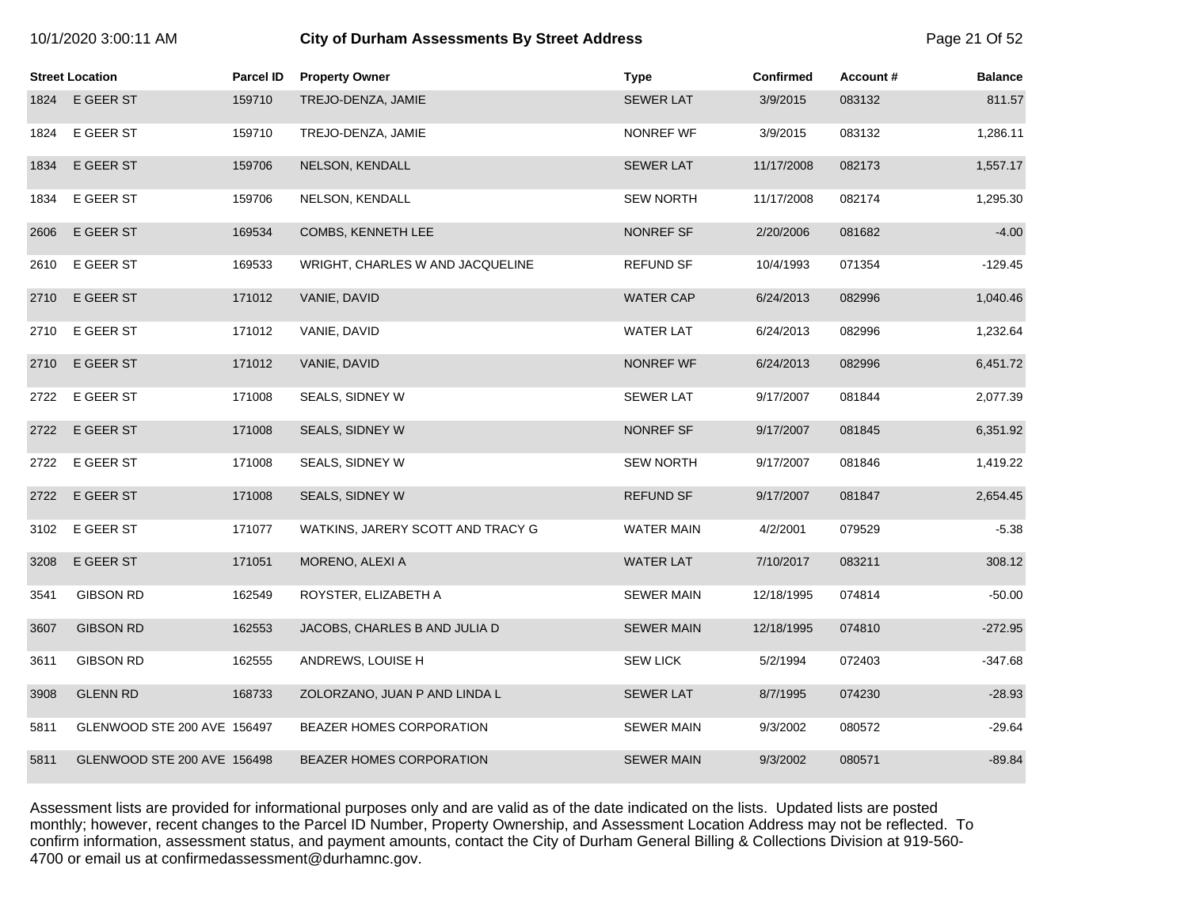| Street Location | | Parcel ID | Property Owner | Type | Confirmed | Account # | Balance |
|---|---|---|---|---|---|---|---|
| 1824 | E GEER ST | 159710 | TREJO-DENZA, JAMIE | SEWER LAT | 3/9/2015 | 083132 | 811.57 |
| 1824 | E GEER ST | 159710 | TREJO-DENZA, JAMIE | NONREF WF | 3/9/2015 | 083132 | 1,286.11 |
| 1834 | E GEER ST | 159706 | NELSON, KENDALL | SEWER LAT | 11/17/2008 | 082173 | 1,557.17 |
| 1834 | E GEER ST | 159706 | NELSON, KENDALL | SEW NORTH | 11/17/2008 | 082174 | 1,295.30 |
| 2606 | E GEER ST | 169534 | COMBS, KENNETH LEE | NONREF SF | 2/20/2006 | 081682 | -4.00 |
| 2610 | E GEER ST | 169533 | WRIGHT, CHARLES W AND JACQUELINE | REFUND SF | 10/4/1993 | 071354 | -129.45 |
| 2710 | E GEER ST | 171012 | VANIE, DAVID | WATER CAP | 6/24/2013 | 082996 | 1,040.46 |
| 2710 | E GEER ST | 171012 | VANIE, DAVID | WATER LAT | 6/24/2013 | 082996 | 1,232.64 |
| 2710 | E GEER ST | 171012 | VANIE, DAVID | NONREF WF | 6/24/2013 | 082996 | 6,451.72 |
| 2722 | E GEER ST | 171008 | SEALS, SIDNEY W | SEWER LAT | 9/17/2007 | 081844 | 2,077.39 |
| 2722 | E GEER ST | 171008 | SEALS, SIDNEY W | NONREF SF | 9/17/2007 | 081845 | 6,351.92 |
| 2722 | E GEER ST | 171008 | SEALS, SIDNEY W | SEW NORTH | 9/17/2007 | 081846 | 1,419.22 |
| 2722 | E GEER ST | 171008 | SEALS, SIDNEY W | REFUND SF | 9/17/2007 | 081847 | 2,654.45 |
| 3102 | E GEER ST | 171077 | WATKINS, JARERY SCOTT AND TRACY G | WATER MAIN | 4/2/2001 | 079529 | -5.38 |
| 3208 | E GEER ST | 171051 | MORENO, ALEXI A | WATER LAT | 7/10/2017 | 083211 | 308.12 |
| 3541 | GIBSON RD | 162549 | ROYSTER, ELIZABETH A | SEWER MAIN | 12/18/1995 | 074814 | -50.00 |
| 3607 | GIBSON RD | 162553 | JACOBS, CHARLES B AND JULIA D | SEWER MAIN | 12/18/1995 | 074810 | -272.95 |
| 3611 | GIBSON RD | 162555 | ANDREWS, LOUISE H | SEW LICK | 5/2/1994 | 072403 | -347.68 |
| 3908 | GLENN RD | 168733 | ZOLORZANO, JUAN P AND LINDA L | SEWER LAT | 8/7/1995 | 074230 | -28.93 |
| 5811 | GLENWOOD STE 200 AVE | 156497 | BEAZER HOMES CORPORATION | SEWER MAIN | 9/3/2002 | 080572 | -29.64 |
| 5811 | GLENWOOD STE 200 AVE | 156498 | BEAZER HOMES CORPORATION | SEWER MAIN | 9/3/2002 | 080571 | -89.84 |

Assessment lists are provided for informational purposes only and are valid as of the date indicated on the lists. Updated lists are posted monthly; however, recent changes to the Parcel ID Number, Property Ownership, and Assessment Location Address may not be reflected. To confirm information, assessment status, and payment amounts, contact the City of Durham General Billing & Collections Division at 919-560-4700 or email us at confirmedassessment@durhamnc.gov.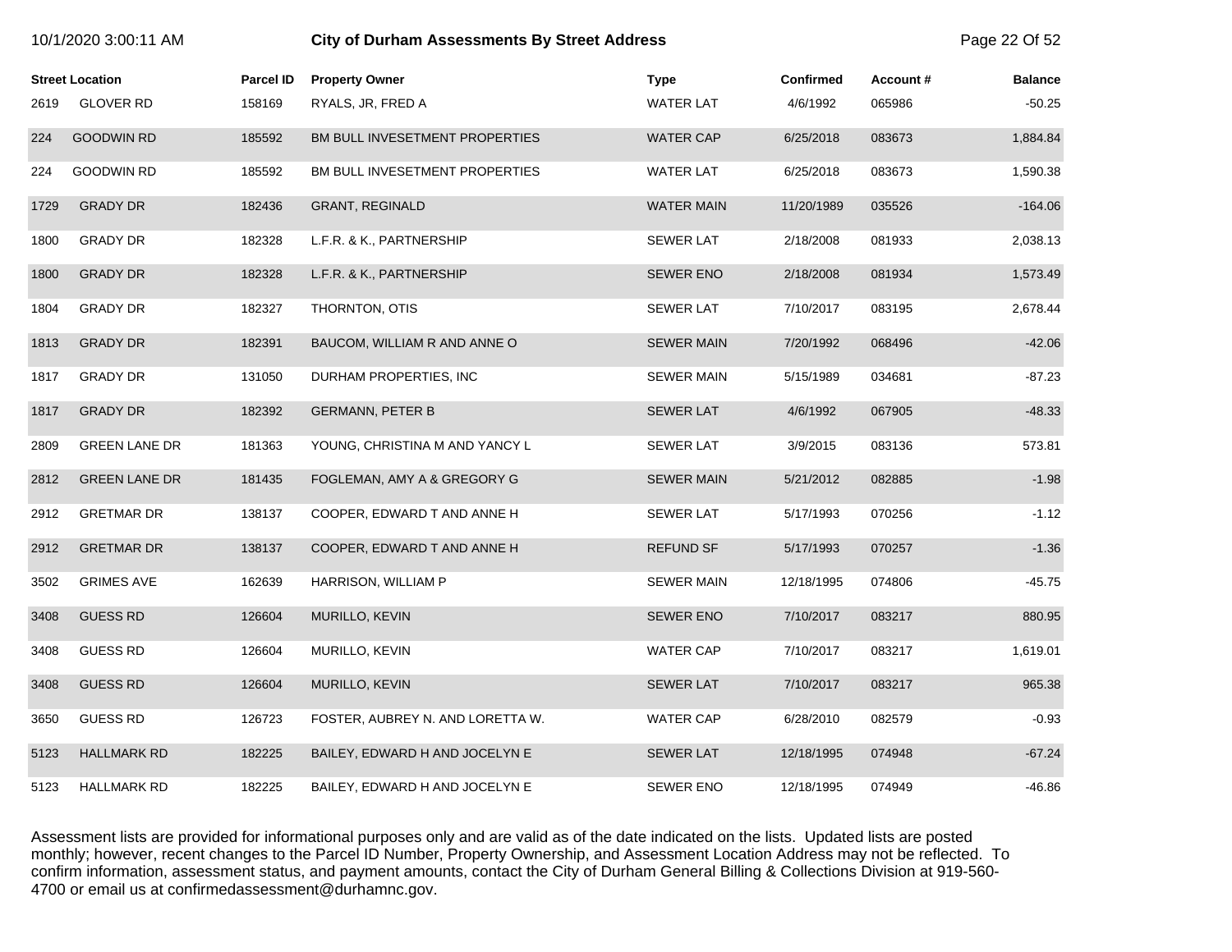# City of Durham Assessments By Street Address

| Street Location | | Parcel ID | Property Owner | Type | Confirmed | Account # | Balance |
|---|---|---|---|---|---|---|---|
| 2619 | GLOVER RD | 158169 | RYALS, JR, FRED A | WATER LAT | 4/6/1992 | 065986 | -50.25 |
| 224 | GOODWIN RD | 185592 | BM BULL INVESETMENT PROPERTIES | WATER CAP | 6/25/2018 | 083673 | 1,884.84 |
| 224 | GOODWIN RD | 185592 | BM BULL INVESETMENT PROPERTIES | WATER LAT | 6/25/2018 | 083673 | 1,590.38 |
| 1729 | GRADY DR | 182436 | GRANT, REGINALD | WATER MAIN | 11/20/1989 | 035526 | -164.06 |
| 1800 | GRADY DR | 182328 | L.F.R. & K., PARTNERSHIP | SEWER LAT | 2/18/2008 | 081933 | 2,038.13 |
| 1800 | GRADY DR | 182328 | L.F.R. & K., PARTNERSHIP | SEWER ENO | 2/18/2008 | 081934 | 1,573.49 |
| 1804 | GRADY DR | 182327 | THORNTON, OTIS | SEWER LAT | 7/10/2017 | 083195 | 2,678.44 |
| 1813 | GRADY DR | 182391 | BAUCOM, WILLIAM R AND ANNE O | SEWER MAIN | 7/20/1992 | 068496 | -42.06 |
| 1817 | GRADY DR | 131050 | DURHAM PROPERTIES, INC | SEWER MAIN | 5/15/1989 | 034681 | -87.23 |
| 1817 | GRADY DR | 182392 | GERMANN, PETER B | SEWER LAT | 4/6/1992 | 067905 | -48.33 |
| 2809 | GREEN LANE DR | 181363 | YOUNG, CHRISTINA M AND YANCY L | SEWER LAT | 3/9/2015 | 083136 | 573.81 |
| 2812 | GREEN LANE DR | 181435 | FOGLEMAN, AMY A & GREGORY G | SEWER MAIN | 5/21/2012 | 082885 | -1.98 |
| 2912 | GRETMAR DR | 138137 | COOPER, EDWARD T AND ANNE H | SEWER LAT | 5/17/1993 | 070256 | -1.12 |
| 2912 | GRETMAR DR | 138137 | COOPER, EDWARD T AND ANNE H | REFUND SF | 5/17/1993 | 070257 | -1.36 |
| 3502 | GRIMES AVE | 162639 | HARRISON, WILLIAM P | SEWER MAIN | 12/18/1995 | 074806 | -45.75 |
| 3408 | GUESS RD | 126604 | MURILLO, KEVIN | SEWER ENO | 7/10/2017 | 083217 | 880.95 |
| 3408 | GUESS RD | 126604 | MURILLO, KEVIN | WATER CAP | 7/10/2017 | 083217 | 1,619.01 |
| 3408 | GUESS RD | 126604 | MURILLO, KEVIN | SEWER LAT | 7/10/2017 | 083217 | 965.38 |
| 3650 | GUESS RD | 126723 | FOSTER, AUBREY N. AND LORETTA W. | WATER CAP | 6/28/2010 | 082579 | -0.93 |
| 5123 | HALLMARK RD | 182225 | BAILEY, EDWARD H AND JOCELYN E | SEWER LAT | 12/18/1995 | 074948 | -67.24 |
| 5123 | HALLMARK RD | 182225 | BAILEY, EDWARD H AND JOCELYN E | SEWER ENO | 12/18/1995 | 074949 | -46.86 |

Assessment lists are provided for informational purposes only and are valid as of the date indicated on the lists. Updated lists are posted monthly; however, recent changes to the Parcel ID Number, Property Ownership, and Assessment Location Address may not be reflected. To confirm information, assessment status, and payment amounts, contact the City of Durham General Billing & Collections Division at 919-560-4700 or email us at confirmedassessment@durhamnc.gov.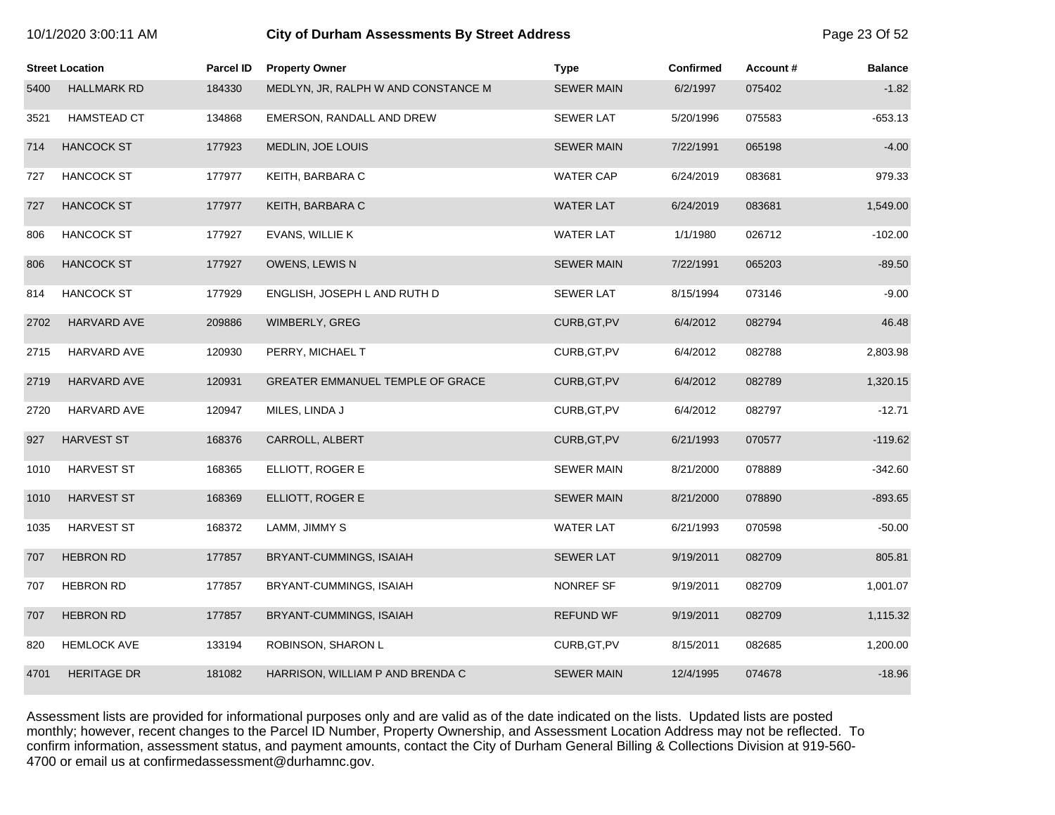| Street Location | | Parcel ID | Property Owner | Type | Confirmed | Account # | Balance |
|---|---|---|---|---|---|---|---|
| 5400 | HALLMARK RD | 184330 | MEDLYN, JR, RALPH W AND CONSTANCE M | SEWER MAIN | 6/2/1997 | 075402 | -1.82 |
| 3521 | HAMSTEAD CT | 134868 | EMERSON, RANDALL AND DREW | SEWER LAT | 5/20/1996 | 075583 | -653.13 |
| 714 | HANCOCK ST | 177923 | MEDLIN, JOE LOUIS | SEWER MAIN | 7/22/1991 | 065198 | -4.00 |
| 727 | HANCOCK ST | 177977 | KEITH, BARBARA C | WATER CAP | 6/24/2019 | 083681 | 979.33 |
| 727 | HANCOCK ST | 177977 | KEITH, BARBARA C | WATER LAT | 6/24/2019 | 083681 | 1,549.00 |
| 806 | HANCOCK ST | 177927 | EVANS, WILLIE K | WATER LAT | 1/1/1980 | 026712 | -102.00 |
| 806 | HANCOCK ST | 177927 | OWENS, LEWIS N | SEWER MAIN | 7/22/1991 | 065203 | -89.50 |
| 814 | HANCOCK ST | 177929 | ENGLISH, JOSEPH L AND RUTH D | SEWER LAT | 8/15/1994 | 073146 | -9.00 |
| 2702 | HARVARD AVE | 209886 | WIMBERLY, GREG | CURB,GT,PV | 6/4/2012 | 082794 | 46.48 |
| 2715 | HARVARD AVE | 120930 | PERRY, MICHAEL T | CURB,GT,PV | 6/4/2012 | 082788 | 2,803.98 |
| 2719 | HARVARD AVE | 120931 | GREATER EMMANUEL TEMPLE OF GRACE | CURB,GT,PV | 6/4/2012 | 082789 | 1,320.15 |
| 2720 | HARVARD AVE | 120947 | MILES, LINDA J | CURB,GT,PV | 6/4/2012 | 082797 | -12.71 |
| 927 | HARVEST ST | 168376 | CARROLL, ALBERT | CURB,GT,PV | 6/21/1993 | 070577 | -119.62 |
| 1010 | HARVEST ST | 168365 | ELLIOTT, ROGER E | SEWER MAIN | 8/21/2000 | 078889 | -342.60 |
| 1010 | HARVEST ST | 168369 | ELLIOTT, ROGER E | SEWER MAIN | 8/21/2000 | 078890 | -893.65 |
| 1035 | HARVEST ST | 168372 | LAMM, JIMMY S | WATER LAT | 6/21/1993 | 070598 | -50.00 |
| 707 | HEBRON RD | 177857 | BRYANT-CUMMINGS, ISAIAH | SEWER LAT | 9/19/2011 | 082709 | 805.81 |
| 707 | HEBRON RD | 177857 | BRYANT-CUMMINGS, ISAIAH | NONREF SF | 9/19/2011 | 082709 | 1,001.07 |
| 707 | HEBRON RD | 177857 | BRYANT-CUMMINGS, ISAIAH | REFUND WF | 9/19/2011 | 082709 | 1,115.32 |
| 820 | HEMLOCK AVE | 133194 | ROBINSON, SHARON L | CURB,GT,PV | 8/15/2011 | 082685 | 1,200.00 |
| 4701 | HERITAGE DR | 181082 | HARRISON, WILLIAM P AND BRENDA C | SEWER MAIN | 12/4/1995 | 074678 | -18.96 |

Assessment lists are provided for informational purposes only and are valid as of the date indicated on the lists. Updated lists are posted monthly; however, recent changes to the Parcel ID Number, Property Ownership, and Assessment Location Address may not be reflected. To confirm information, assessment status, and payment amounts, contact the City of Durham General Billing & Collections Division at 919-560-4700 or email us at confirmedassessment@durhamnc.gov.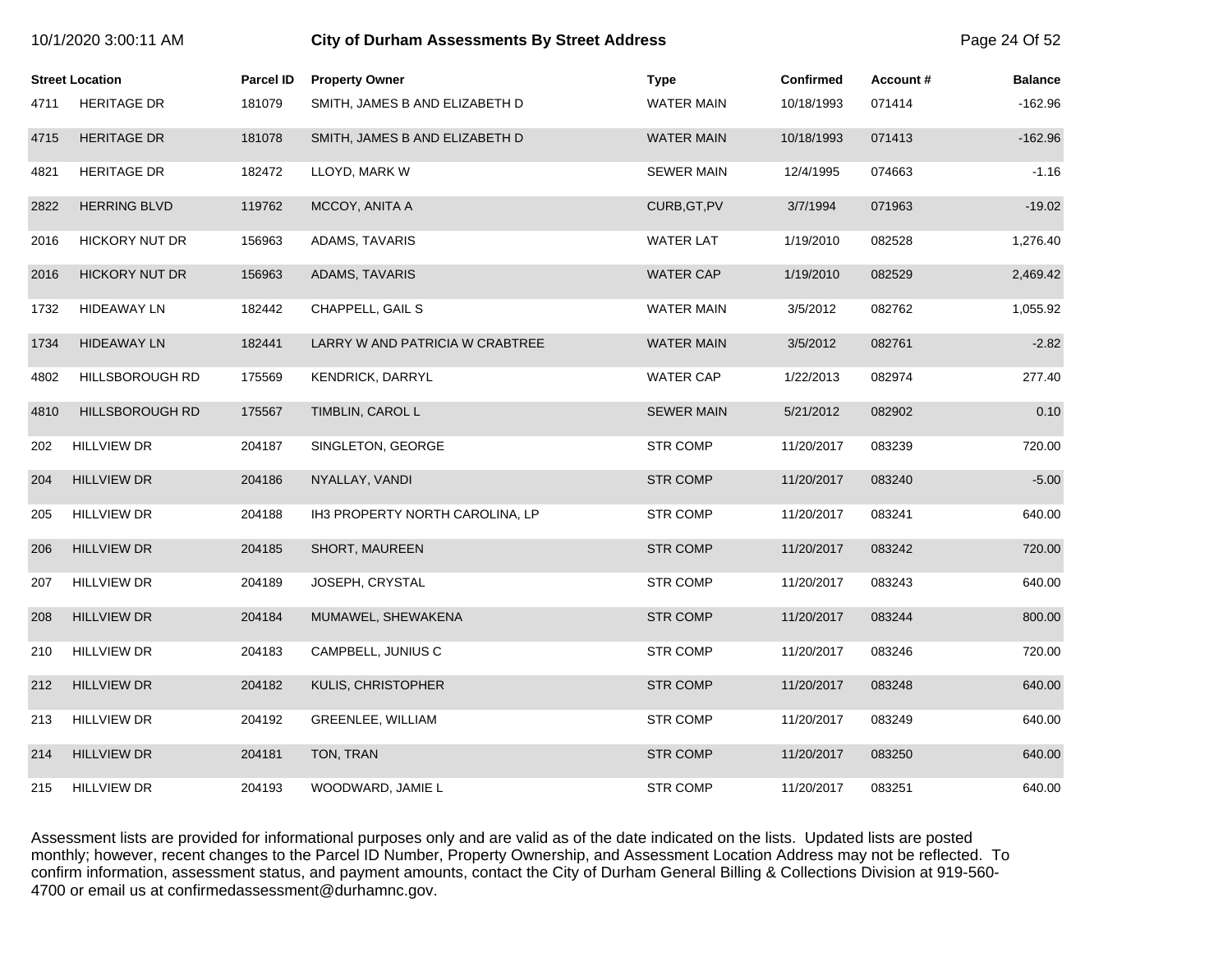| Street Location | | Parcel ID | Property Owner | Type | Confirmed | Account # | Balance |
|---|---|---|---|---|---|---|---|
| 4711 | HERITAGE DR | 181079 | SMITH, JAMES B AND ELIZABETH D | WATER MAIN | 10/18/1993 | 071414 | -162.96 |
| 4715 | HERITAGE DR | 181078 | SMITH, JAMES B AND ELIZABETH D | WATER MAIN | 10/18/1993 | 071413 | -162.96 |
| 4821 | HERITAGE DR | 182472 | LLOYD, MARK W | SEWER MAIN | 12/4/1995 | 074663 | -1.16 |
| 2822 | HERRING BLVD | 119762 | MCCOY, ANITA A | CURB,GT,PV | 3/7/1994 | 071963 | -19.02 |
| 2016 | HICKORY NUT DR | 156963 | ADAMS, TAVARIS | WATER LAT | 1/19/2010 | 082528 | 1,276.40 |
| 2016 | HICKORY NUT DR | 156963 | ADAMS, TAVARIS | WATER CAP | 1/19/2010 | 082529 | 2,469.42 |
| 1732 | HIDEAWAY LN | 182442 | CHAPPELL, GAIL S | WATER MAIN | 3/5/2012 | 082762 | 1,055.92 |
| 1734 | HIDEAWAY LN | 182441 | LARRY W AND PATRICIA W CRABTREE | WATER MAIN | 3/5/2012 | 082761 | -2.82 |
| 4802 | HILLSBOROUGH RD | 175569 | KENDRICK, DARRYL | WATER CAP | 1/22/2013 | 082974 | 277.40 |
| 4810 | HILLSBOROUGH RD | 175567 | TIMBLIN, CAROL L | SEWER MAIN | 5/21/2012 | 082902 | 0.10 |
| 202 | HILLVIEW DR | 204187 | SINGLETON, GEORGE | STR COMP | 11/20/2017 | 083239 | 720.00 |
| 204 | HILLVIEW DR | 204186 | NYALLAY, VANDI | STR COMP | 11/20/2017 | 083240 | -5.00 |
| 205 | HILLVIEW DR | 204188 | IH3 PROPERTY NORTH CAROLINA, LP | STR COMP | 11/20/2017 | 083241 | 640.00 |
| 206 | HILLVIEW DR | 204185 | SHORT, MAUREEN | STR COMP | 11/20/2017 | 083242 | 720.00 |
| 207 | HILLVIEW DR | 204189 | JOSEPH, CRYSTAL | STR COMP | 11/20/2017 | 083243 | 640.00 |
| 208 | HILLVIEW DR | 204184 | MUMAWEL, SHEWAKENA | STR COMP | 11/20/2017 | 083244 | 800.00 |
| 210 | HILLVIEW DR | 204183 | CAMPBELL, JUNIUS C | STR COMP | 11/20/2017 | 083246 | 720.00 |
| 212 | HILLVIEW DR | 204182 | KULIS, CHRISTOPHER | STR COMP | 11/20/2017 | 083248 | 640.00 |
| 213 | HILLVIEW DR | 204192 | GREENLEE, WILLIAM | STR COMP | 11/20/2017 | 083249 | 640.00 |
| 214 | HILLVIEW DR | 204181 | TON, TRAN | STR COMP | 11/20/2017 | 083250 | 640.00 |
| 215 | HILLVIEW DR | 204193 | WOODWARD, JAMIE L | STR COMP | 11/20/2017 | 083251 | 640.00 |

Assessment lists are provided for informational purposes only and are valid as of the date indicated on the lists. Updated lists are posted monthly; however, recent changes to the Parcel ID Number, Property Ownership, and Assessment Location Address may not be reflected. To confirm information, assessment status, and payment amounts, contact the City of Durham General Billing & Collections Division at 919-560-4700 or email us at confirmedassessment@durhamnc.gov.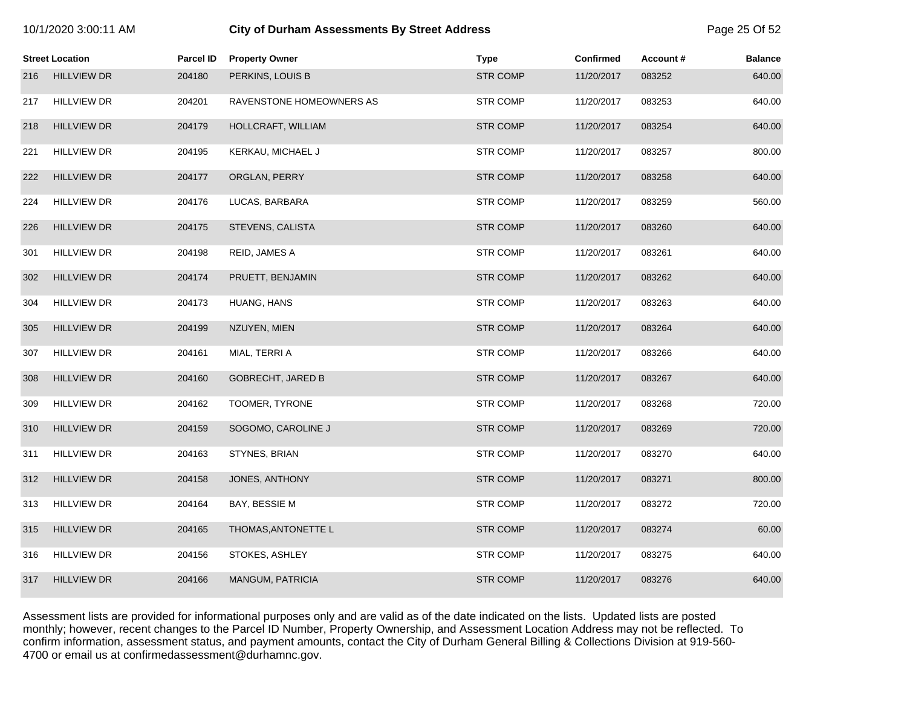| Street Location | | Parcel ID | Property Owner | Type | Confirmed | Account # | Balance |
|---|---|---|---|---|---|---|---|
| 216 | HILLVIEW DR | 204180 | PERKINS, LOUIS B | STR COMP | 11/20/2017 | 083252 | 640.00 |
| 217 | HILLVIEW DR | 204201 | RAVENSTONE HOMEOWNERS AS | STR COMP | 11/20/2017 | 083253 | 640.00 |
| 218 | HILLVIEW DR | 204179 | HOLLCRAFT, WILLIAM | STR COMP | 11/20/2017 | 083254 | 640.00 |
| 221 | HILLVIEW DR | 204195 | KERKAU, MICHAEL J | STR COMP | 11/20/2017 | 083257 | 800.00 |
| 222 | HILLVIEW DR | 204177 | ORGLAN, PERRY | STR COMP | 11/20/2017 | 083258 | 640.00 |
| 224 | HILLVIEW DR | 204176 | LUCAS, BARBARA | STR COMP | 11/20/2017 | 083259 | 560.00 |
| 226 | HILLVIEW DR | 204175 | STEVENS, CALISTA | STR COMP | 11/20/2017 | 083260 | 640.00 |
| 301 | HILLVIEW DR | 204198 | REID, JAMES A | STR COMP | 11/20/2017 | 083261 | 640.00 |
| 302 | HILLVIEW DR | 204174 | PRUETT, BENJAMIN | STR COMP | 11/20/2017 | 083262 | 640.00 |
| 304 | HILLVIEW DR | 204173 | HUANG, HANS | STR COMP | 11/20/2017 | 083263 | 640.00 |
| 305 | HILLVIEW DR | 204199 | NZUYEN, MIEN | STR COMP | 11/20/2017 | 083264 | 640.00 |
| 307 | HILLVIEW DR | 204161 | MIAL, TERRI A | STR COMP | 11/20/2017 | 083266 | 640.00 |
| 308 | HILLVIEW DR | 204160 | GOBRECHT, JARED B | STR COMP | 11/20/2017 | 083267 | 640.00 |
| 309 | HILLVIEW DR | 204162 | TOOMER, TYRONE | STR COMP | 11/20/2017 | 083268 | 720.00 |
| 310 | HILLVIEW DR | 204159 | SOGOMO, CAROLINE J | STR COMP | 11/20/2017 | 083269 | 720.00 |
| 311 | HILLVIEW DR | 204163 | STYNES, BRIAN | STR COMP | 11/20/2017 | 083270 | 640.00 |
| 312 | HILLVIEW DR | 204158 | JONES, ANTHONY | STR COMP | 11/20/2017 | 083271 | 800.00 |
| 313 | HILLVIEW DR | 204164 | BAY, BESSIE M | STR COMP | 11/20/2017 | 083272 | 720.00 |
| 315 | HILLVIEW DR | 204165 | THOMAS,ANTONETTE L | STR COMP | 11/20/2017 | 083274 | 60.00 |
| 316 | HILLVIEW DR | 204156 | STOKES, ASHLEY | STR COMP | 11/20/2017 | 083275 | 640.00 |
| 317 | HILLVIEW DR | 204166 | MANGUM, PATRICIA | STR COMP | 11/20/2017 | 083276 | 640.00 |

Assessment lists are provided for informational purposes only and are valid as of the date indicated on the lists. Updated lists are posted monthly; however, recent changes to the Parcel ID Number, Property Ownership, and Assessment Location Address may not be reflected. To confirm information, assessment status, and payment amounts, contact the City of Durham General Billing & Collections Division at 919-560-4700 or email us at confirmedassessment@durhamnc.gov.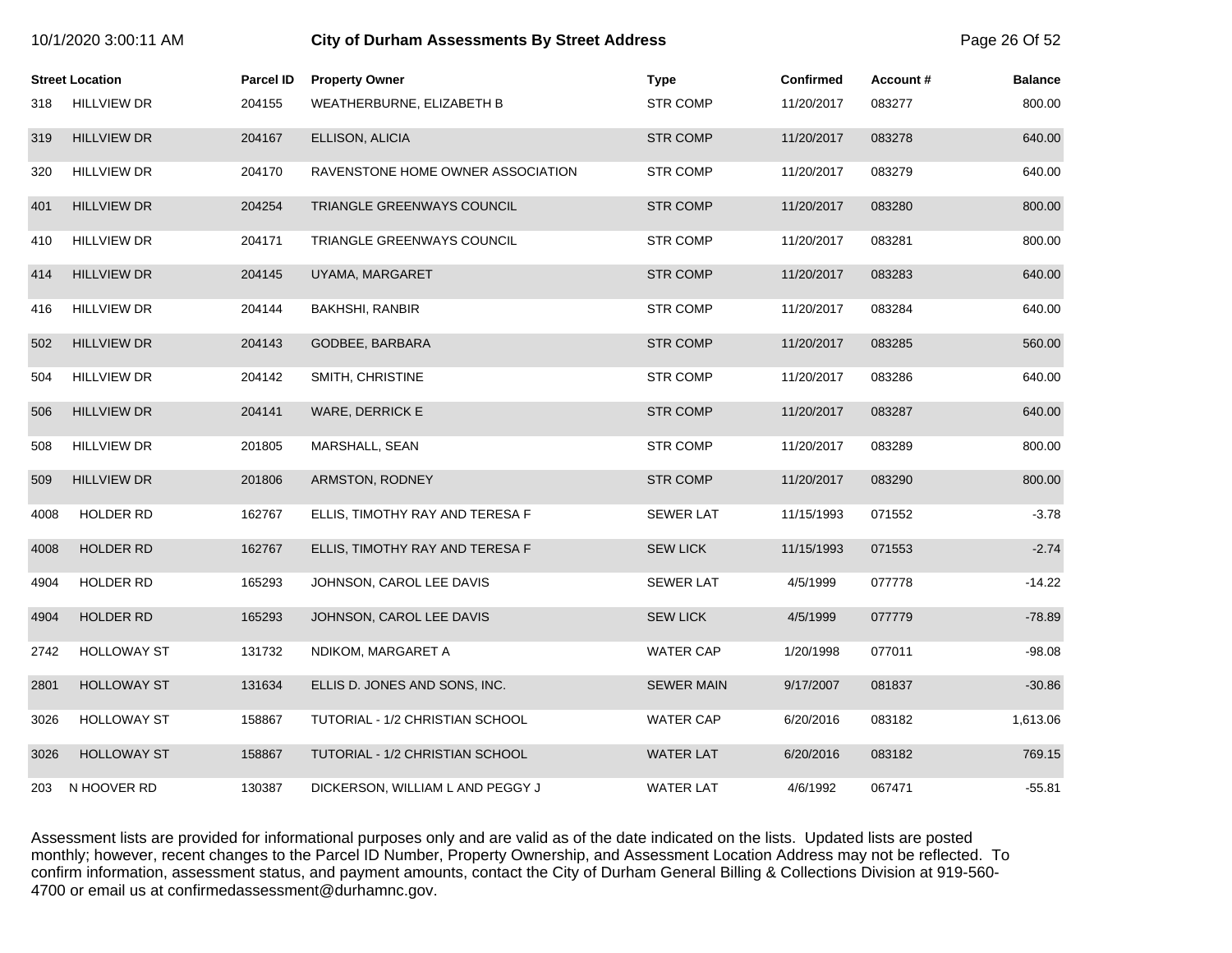# City of Durham Assessments By Street Address

10/1/2020 3:00:11 AM

| Street Location | | Parcel ID | Property Owner | Type | Confirmed | Account # | Balance |
|---|---|---|---|---|---|---|---|
| 318 | HILLVIEW DR | 204155 | WEATHERBURNE, ELIZABETH B | STR COMP | 11/20/2017 | 083277 | 800.00 |
| 319 | HILLVIEW DR | 204167 | ELLISON, ALICIA | STR COMP | 11/20/2017 | 083278 | 640.00 |
| 320 | HILLVIEW DR | 204170 | RAVENSTONE HOME OWNER ASSOCIATION | STR COMP | 11/20/2017 | 083279 | 640.00 |
| 401 | HILLVIEW DR | 204254 | TRIANGLE GREENWAYS COUNCIL | STR COMP | 11/20/2017 | 083280 | 800.00 |
| 410 | HILLVIEW DR | 204171 | TRIANGLE GREENWAYS COUNCIL | STR COMP | 11/20/2017 | 083281 | 800.00 |
| 414 | HILLVIEW DR | 204145 | UYAMA, MARGARET | STR COMP | 11/20/2017 | 083283 | 640.00 |
| 416 | HILLVIEW DR | 204144 | BAKHSHI, RANBIR | STR COMP | 11/20/2017 | 083284 | 640.00 |
| 502 | HILLVIEW DR | 204143 | GODBEE, BARBARA | STR COMP | 11/20/2017 | 083285 | 560.00 |
| 504 | HILLVIEW DR | 204142 | SMITH, CHRISTINE | STR COMP | 11/20/2017 | 083286 | 640.00 |
| 506 | HILLVIEW DR | 204141 | WARE, DERRICK E | STR COMP | 11/20/2017 | 083287 | 640.00 |
| 508 | HILLVIEW DR | 201805 | MARSHALL, SEAN | STR COMP | 11/20/2017 | 083289 | 800.00 |
| 509 | HILLVIEW DR | 201806 | ARMSTON, RODNEY | STR COMP | 11/20/2017 | 083290 | 800.00 |
| 4008 | HOLDER RD | 162767 | ELLIS, TIMOTHY RAY AND TERESA F | SEWER LAT | 11/15/1993 | 071552 | -3.78 |
| 4008 | HOLDER RD | 162767 | ELLIS, TIMOTHY RAY AND TERESA F | SEW LICK | 11/15/1993 | 071553 | -2.74 |
| 4904 | HOLDER RD | 165293 | JOHNSON, CAROL LEE DAVIS | SEWER LAT | 4/5/1999 | 077778 | -14.22 |
| 4904 | HOLDER RD | 165293 | JOHNSON, CAROL LEE DAVIS | SEW LICK | 4/5/1999 | 077779 | -78.89 |
| 2742 | HOLLOWAY ST | 131732 | NDIKOM, MARGARET A | WATER CAP | 1/20/1998 | 077011 | -98.08 |
| 2801 | HOLLOWAY ST | 131634 | ELLIS D. JONES AND SONS, INC. | SEWER MAIN | 9/17/2007 | 081837 | -30.86 |
| 3026 | HOLLOWAY ST | 158867 | TUTORIAL - 1/2 CHRISTIAN SCHOOL | WATER CAP | 6/20/2016 | 083182 | 1,613.06 |
| 3026 | HOLLOWAY ST | 158867 | TUTORIAL - 1/2 CHRISTIAN SCHOOL | WATER LAT | 6/20/2016 | 083182 | 769.15 |
| 203 | N HOOVER RD | 130387 | DICKERSON, WILLIAM L AND PEGGY J | WATER LAT | 4/6/1992 | 067471 | -55.81 |

Assessment lists are provided for informational purposes only and are valid as of the date indicated on the lists. Updated lists are posted monthly; however, recent changes to the Parcel ID Number, Property Ownership, and Assessment Location Address may not be reflected. To confirm information, assessment status, and payment amounts, contact the City of Durham General Billing & Collections Division at 919-560-4700 or email us at confirmedassessment@durhamnc.gov.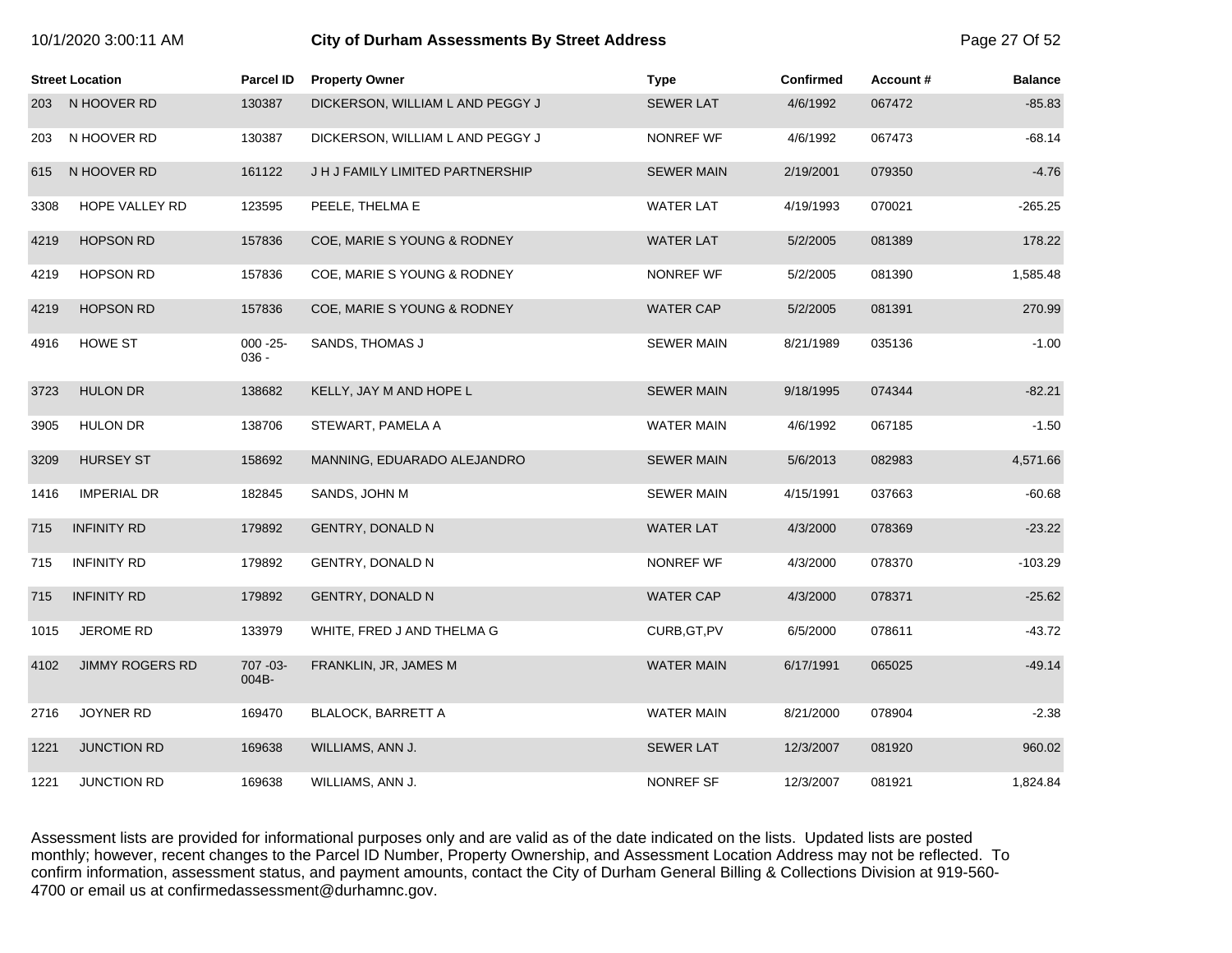| Street Location | | Parcel ID | Property Owner | Type | Confirmed | Account # | Balance |
|---|---|---|---|---|---|---|---|
| 203 | N HOOVER RD | 130387 | DICKERSON, WILLIAM L AND PEGGY J | SEWER LAT | 4/6/1992 | 067472 | -85.83 |
| 203 | N HOOVER RD | 130387 | DICKERSON, WILLIAM L AND PEGGY J | NONREF WF | 4/6/1992 | 067473 | -68.14 |
| 615 | N HOOVER RD | 161122 | J H J FAMILY LIMITED PARTNERSHIP | SEWER MAIN | 2/19/2001 | 079350 | -4.76 |
| 3308 | HOPE VALLEY RD | 123595 | PEELE, THELMA E | WATER LAT | 4/19/1993 | 070021 | -265.25 |
| 4219 | HOPSON RD | 157836 | COE, MARIE S YOUNG & RODNEY | WATER LAT | 5/2/2005 | 081389 | 178.22 |
| 4219 | HOPSON RD | 157836 | COE, MARIE S YOUNG & RODNEY | NONREF WF | 5/2/2005 | 081390 | 1,585.48 |
| 4219 | HOPSON RD | 157836 | COE, MARIE S YOUNG & RODNEY | WATER CAP | 5/2/2005 | 081391 | 270.99 |
| 4916 | HOWE ST | 000 -25- 036 - | SANDS, THOMAS J | SEWER MAIN | 8/21/1989 | 035136 | -1.00 |
| 3723 | HULON DR | 138682 | KELLY, JAY M AND HOPE L | SEWER MAIN | 9/18/1995 | 074344 | -82.21 |
| 3905 | HULON DR | 138706 | STEWART, PAMELA A | WATER MAIN | 4/6/1992 | 067185 | -1.50 |
| 3209 | HURSEY ST | 158692 | MANNING, EDUARADO ALEJANDRO | SEWER MAIN | 5/6/2013 | 082983 | 4,571.66 |
| 1416 | IMPERIAL DR | 182845 | SANDS, JOHN M | SEWER MAIN | 4/15/1991 | 037663 | -60.68 |
| 715 | INFINITY RD | 179892 | GENTRY, DONALD N | WATER LAT | 4/3/2000 | 078369 | -23.22 |
| 715 | INFINITY RD | 179892 | GENTRY, DONALD N | NONREF WF | 4/3/2000 | 078370 | -103.29 |
| 715 | INFINITY RD | 179892 | GENTRY, DONALD N | WATER CAP | 4/3/2000 | 078371 | -25.62 |
| 1015 | JEROME RD | 133979 | WHITE, FRED J AND THELMA G | CURB,GT,PV | 6/5/2000 | 078611 | -43.72 |
| 4102 | JIMMY ROGERS RD | 707 -03- 004B- | FRANKLIN, JR, JAMES M | WATER MAIN | 6/17/1991 | 065025 | -49.14 |
| 2716 | JOYNER RD | 169470 | BLALOCK, BARRETT A | WATER MAIN | 8/21/2000 | 078904 | -2.38 |
| 1221 | JUNCTION RD | 169638 | WILLIAMS, ANN J. | SEWER LAT | 12/3/2007 | 081920 | 960.02 |
| 1221 | JUNCTION RD | 169638 | WILLIAMS, ANN J. | NONREF SF | 12/3/2007 | 081921 | 1,824.84 |

Assessment lists are provided for informational purposes only and are valid as of the date indicated on the lists. Updated lists are posted monthly; however, recent changes to the Parcel ID Number, Property Ownership, and Assessment Location Address may not be reflected. To confirm information, assessment status, and payment amounts, contact the City of Durham General Billing & Collections Division at 919-560-4700 or email us at confirmedassessment@durhamnc.gov.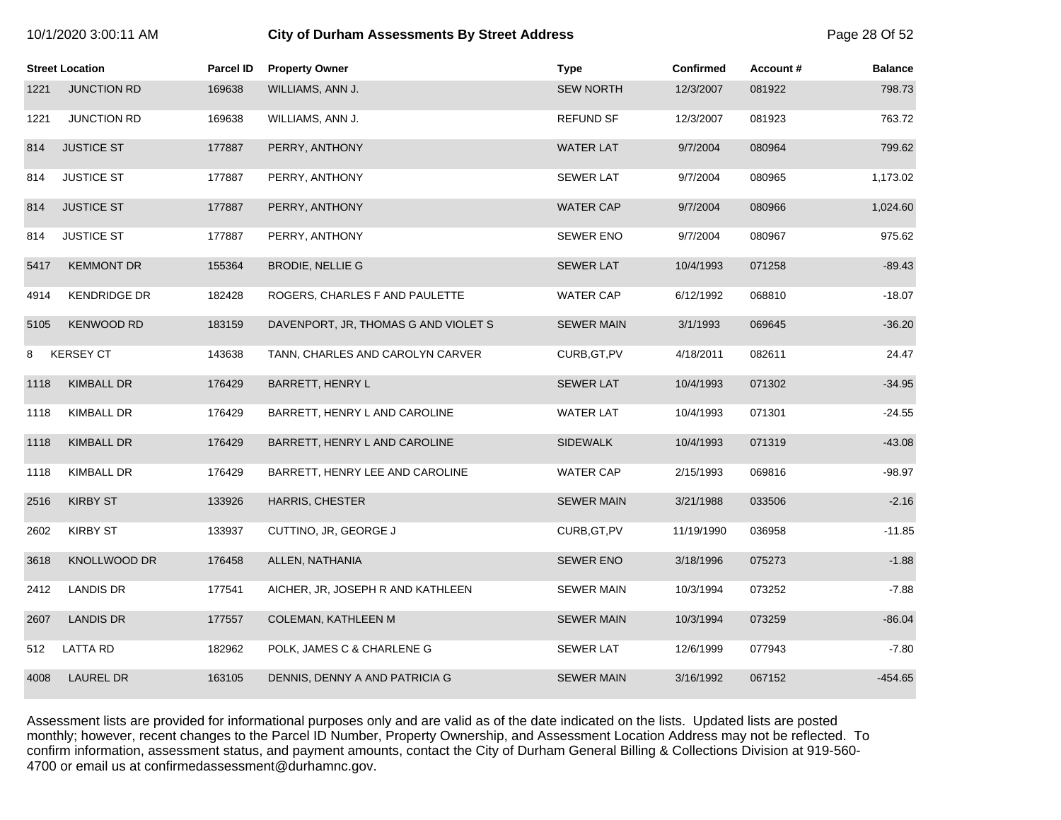# City of Durham Assessments By Street Address

| Street Location | | Parcel ID | Property Owner | Type | Confirmed | Account # | Balance |
|---|---|---|---|---|---|---|---|
| 1221 | JUNCTION RD | 169638 | WILLIAMS, ANN J. | SEW NORTH | 12/3/2007 | 081922 | 798.73 |
| 1221 | JUNCTION RD | 169638 | WILLIAMS, ANN J. | REFUND SF | 12/3/2007 | 081923 | 763.72 |
| 814 | JUSTICE ST | 177887 | PERRY, ANTHONY | WATER LAT | 9/7/2004 | 080964 | 799.62 |
| 814 | JUSTICE ST | 177887 | PERRY, ANTHONY | SEWER LAT | 9/7/2004 | 080965 | 1,173.02 |
| 814 | JUSTICE ST | 177887 | PERRY, ANTHONY | WATER CAP | 9/7/2004 | 080966 | 1,024.60 |
| 814 | JUSTICE ST | 177887 | PERRY, ANTHONY | SEWER ENO | 9/7/2004 | 080967 | 975.62 |
| 5417 | KEMMONT DR | 155364 | BRODIE, NELLIE G | SEWER LAT | 10/4/1993 | 071258 | -89.43 |
| 4914 | KENDRIDGE DR | 182428 | ROGERS, CHARLES F AND PAULETTE | WATER CAP | 6/12/1992 | 068810 | -18.07 |
| 5105 | KENWOOD RD | 183159 | DAVENPORT, JR, THOMAS G AND VIOLET S | SEWER MAIN | 3/1/1993 | 069645 | -36.20 |
| 8 | KERSEY CT | 143638 | TANN, CHARLES AND CAROLYN CARVER | CURB,GT,PV | 4/18/2011 | 082611 | 24.47 |
| 1118 | KIMBALL DR | 176429 | BARRETT, HENRY L | SEWER LAT | 10/4/1993 | 071302 | -34.95 |
| 1118 | KIMBALL DR | 176429 | BARRETT, HENRY L AND CAROLINE | WATER LAT | 10/4/1993 | 071301 | -24.55 |
| 1118 | KIMBALL DR | 176429 | BARRETT, HENRY L AND CAROLINE | SIDEWALK | 10/4/1993 | 071319 | -43.08 |
| 1118 | KIMBALL DR | 176429 | BARRETT, HENRY LEE AND CAROLINE | WATER CAP | 2/15/1993 | 069816 | -98.97 |
| 2516 | KIRBY ST | 133926 | HARRIS, CHESTER | SEWER MAIN | 3/21/1988 | 033506 | -2.16 |
| 2602 | KIRBY ST | 133937 | CUTTINO, JR, GEORGE J | CURB,GT,PV | 11/19/1990 | 036958 | -11.85 |
| 3618 | KNOLLWOOD DR | 176458 | ALLEN, NATHANIA | SEWER ENO | 3/18/1996 | 075273 | -1.88 |
| 2412 | LANDIS DR | 177541 | AICHER, JR, JOSEPH R AND KATHLEEN | SEWER MAIN | 10/3/1994 | 073252 | -7.88 |
| 2607 | LANDIS DR | 177557 | COLEMAN, KATHLEEN M | SEWER MAIN | 10/3/1994 | 073259 | -86.04 |
| 512 | LATTA RD | 182962 | POLK, JAMES C & CHARLENE G | SEWER LAT | 12/6/1999 | 077943 | -7.80 |
| 4008 | LAUREL DR | 163105 | DENNIS, DENNY A AND PATRICIA G | SEWER MAIN | 3/16/1992 | 067152 | -454.65 |

Assessment lists are provided for informational purposes only and are valid as of the date indicated on the lists. Updated lists are posted monthly; however, recent changes to the Parcel ID Number, Property Ownership, and Assessment Location Address may not be reflected. To confirm information, assessment status, and payment amounts, contact the City of Durham General Billing & Collections Division at 919-560-4700 or email us at confirmedassessment@durhamnc.gov.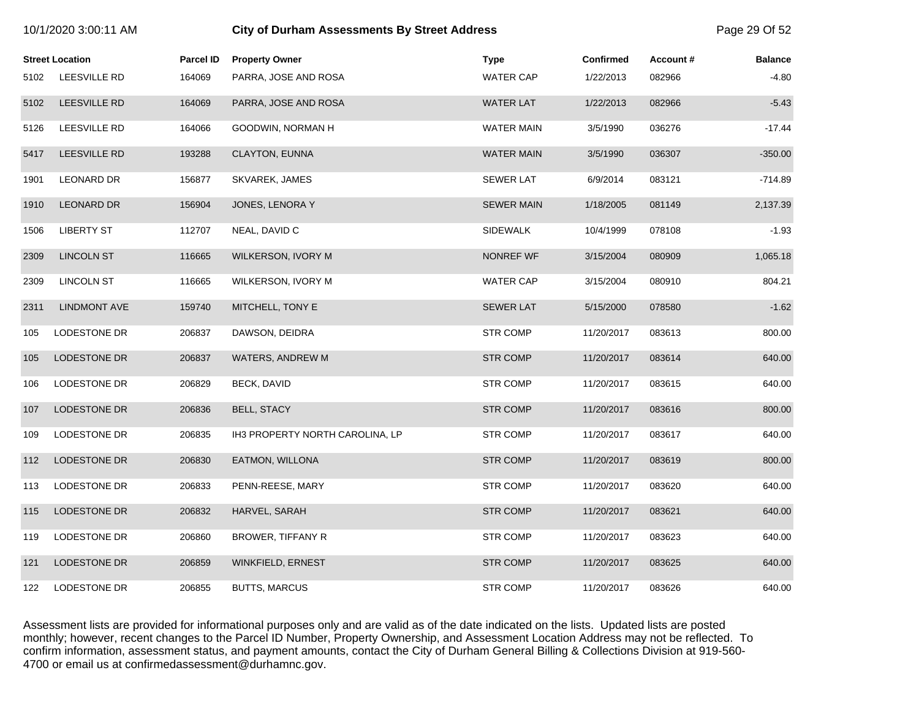# City of Durham Assessments By Street Address

| Street Location | | Parcel ID | Property Owner | Type | Confirmed | Account # | Balance |
|---|---|---|---|---|---|---|---|
| 5102 | LEESVILLE RD | 164069 | PARRA, JOSE AND ROSA | WATER CAP | 1/22/2013 | 082966 | -4.80 |
| 5102 | LEESVILLE RD | 164069 | PARRA, JOSE AND ROSA | WATER LAT | 1/22/2013 | 082966 | -5.43 |
| 5126 | LEESVILLE RD | 164066 | GOODWIN, NORMAN H | WATER MAIN | 3/5/1990 | 036276 | -17.44 |
| 5417 | LEESVILLE RD | 193288 | CLAYTON, EUNNA | WATER MAIN | 3/5/1990 | 036307 | -350.00 |
| 1901 | LEONARD DR | 156877 | SKVAREK, JAMES | SEWER LAT | 6/9/2014 | 083121 | -714.89 |
| 1910 | LEONARD DR | 156904 | JONES, LENORA Y | SEWER MAIN | 1/18/2005 | 081149 | 2,137.39 |
| 1506 | LIBERTY ST | 112707 | NEAL, DAVID C | SIDEWALK | 10/4/1999 | 078108 | -1.93 |
| 2309 | LINCOLN ST | 116665 | WILKERSON, IVORY M | NONREF WF | 3/15/2004 | 080909 | 1,065.18 |
| 2309 | LINCOLN ST | 116665 | WILKERSON, IVORY M | WATER CAP | 3/15/2004 | 080910 | 804.21 |
| 2311 | LINDMONT AVE | 159740 | MITCHELL, TONY E | SEWER LAT | 5/15/2000 | 078580 | -1.62 |
| 105 | LODESTONE DR | 206837 | DAWSON, DEIDRA | STR COMP | 11/20/2017 | 083613 | 800.00 |
| 105 | LODESTONE DR | 206837 | WATERS, ANDREW M | STR COMP | 11/20/2017 | 083614 | 640.00 |
| 106 | LODESTONE DR | 206829 | BECK, DAVID | STR COMP | 11/20/2017 | 083615 | 640.00 |
| 107 | LODESTONE DR | 206836 | BELL, STACY | STR COMP | 11/20/2017 | 083616 | 800.00 |
| 109 | LODESTONE DR | 206835 | IH3 PROPERTY NORTH CAROLINA, LP | STR COMP | 11/20/2017 | 083617 | 640.00 |
| 112 | LODESTONE DR | 206830 | EATMON, WILLONA | STR COMP | 11/20/2017 | 083619 | 800.00 |
| 113 | LODESTONE DR | 206833 | PENN-REESE, MARY | STR COMP | 11/20/2017 | 083620 | 640.00 |
| 115 | LODESTONE DR | 206832 | HARVEL, SARAH | STR COMP | 11/20/2017 | 083621 | 640.00 |
| 119 | LODESTONE DR | 206860 | BROWER, TIFFANY R | STR COMP | 11/20/2017 | 083623 | 640.00 |
| 121 | LODESTONE DR | 206859 | WINKFIELD, ERNEST | STR COMP | 11/20/2017 | 083625 | 640.00 |
| 122 | LODESTONE DR | 206855 | BUTTS, MARCUS | STR COMP | 11/20/2017 | 083626 | 640.00 |

Assessment lists are provided for informational purposes only and are valid as of the date indicated on the lists. Updated lists are posted monthly; however, recent changes to the Parcel ID Number, Property Ownership, and Assessment Location Address may not be reflected. To confirm information, assessment status, and payment amounts, contact the City of Durham General Billing & Collections Division at 919-560-4700 or email us at confirmedassessment@durhamnc.gov.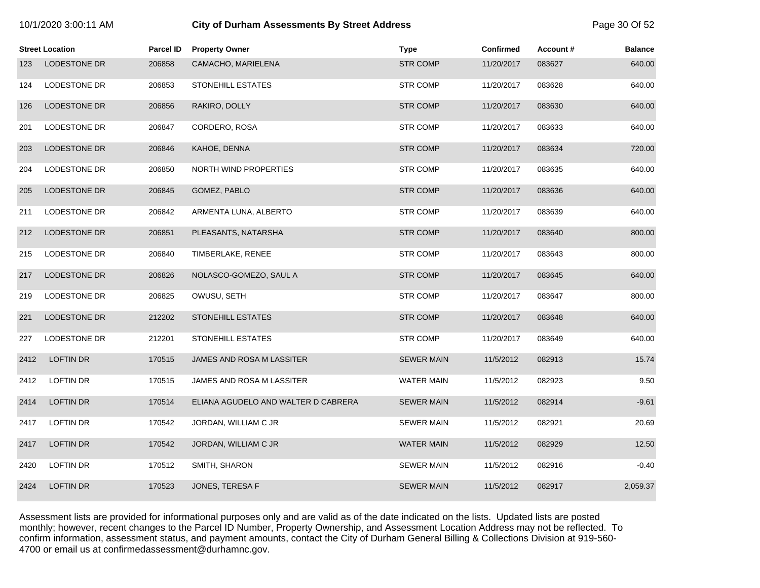| Street Location | | Parcel ID | Property Owner | Type | Confirmed | Account # | Balance |
|---|---|---|---|---|---|---|---|
| 123 | LODESTONE DR | 206858 | CAMACHO, MARIELENA | STR COMP | 11/20/2017 | 083627 | 640.00 |
| 124 | LODESTONE DR | 206853 | STONEHILL ESTATES | STR COMP | 11/20/2017 | 083628 | 640.00 |
| 126 | LODESTONE DR | 206856 | RAKIRO, DOLLY | STR COMP | 11/20/2017 | 083630 | 640.00 |
| 201 | LODESTONE DR | 206847 | CORDERO, ROSA | STR COMP | 11/20/2017 | 083633 | 640.00 |
| 203 | LODESTONE DR | 206846 | KAHOE, DENNA | STR COMP | 11/20/2017 | 083634 | 720.00 |
| 204 | LODESTONE DR | 206850 | NORTH WIND PROPERTIES | STR COMP | 11/20/2017 | 083635 | 640.00 |
| 205 | LODESTONE DR | 206845 | GOMEZ, PABLO | STR COMP | 11/20/2017 | 083636 | 640.00 |
| 211 | LODESTONE DR | 206842 | ARMENTA LUNA, ALBERTO | STR COMP | 11/20/2017 | 083639 | 640.00 |
| 212 | LODESTONE DR | 206851 | PLEASANTS, NATARSHA | STR COMP | 11/20/2017 | 083640 | 800.00 |
| 215 | LODESTONE DR | 206840 | TIMBERLAKE, RENEE | STR COMP | 11/20/2017 | 083643 | 800.00 |
| 217 | LODESTONE DR | 206826 | NOLASCO-GOMEZO, SAUL A | STR COMP | 11/20/2017 | 083645 | 640.00 |
| 219 | LODESTONE DR | 206825 | OWUSU, SETH | STR COMP | 11/20/2017 | 083647 | 800.00 |
| 221 | LODESTONE DR | 212202 | STONEHILL ESTATES | STR COMP | 11/20/2017 | 083648 | 640.00 |
| 227 | LODESTONE DR | 212201 | STONEHILL ESTATES | STR COMP | 11/20/2017 | 083649 | 640.00 |
| 2412 | LOFTIN DR | 170515 | JAMES AND ROSA M LASSITER | SEWER MAIN | 11/5/2012 | 082913 | 15.74 |
| 2412 | LOFTIN DR | 170515 | JAMES AND ROSA M LASSITER | WATER MAIN | 11/5/2012 | 082923 | 9.50 |
| 2414 | LOFTIN DR | 170514 | ELIANA AGUDELO AND WALTER D CABRERA | SEWER MAIN | 11/5/2012 | 082914 | -9.61 |
| 2417 | LOFTIN DR | 170542 | JORDAN, WILLIAM C JR | SEWER MAIN | 11/5/2012 | 082921 | 20.69 |
| 2417 | LOFTIN DR | 170542 | JORDAN, WILLIAM C JR | WATER MAIN | 11/5/2012 | 082929 | 12.50 |
| 2420 | LOFTIN DR | 170512 | SMITH, SHARON | SEWER MAIN | 11/5/2012 | 082916 | -0.40 |
| 2424 | LOFTIN DR | 170523 | JONES, TERESA F | SEWER MAIN | 11/5/2012 | 082917 | 2,059.37 |

Assessment lists are provided for informational purposes only and are valid as of the date indicated on the lists. Updated lists are posted monthly; however, recent changes to the Parcel ID Number, Property Ownership, and Assessment Location Address may not be reflected. To confirm information, assessment status, and payment amounts, contact the City of Durham General Billing & Collections Division at 919-560-4700 or email us at confirmedassessment@durhamnc.gov.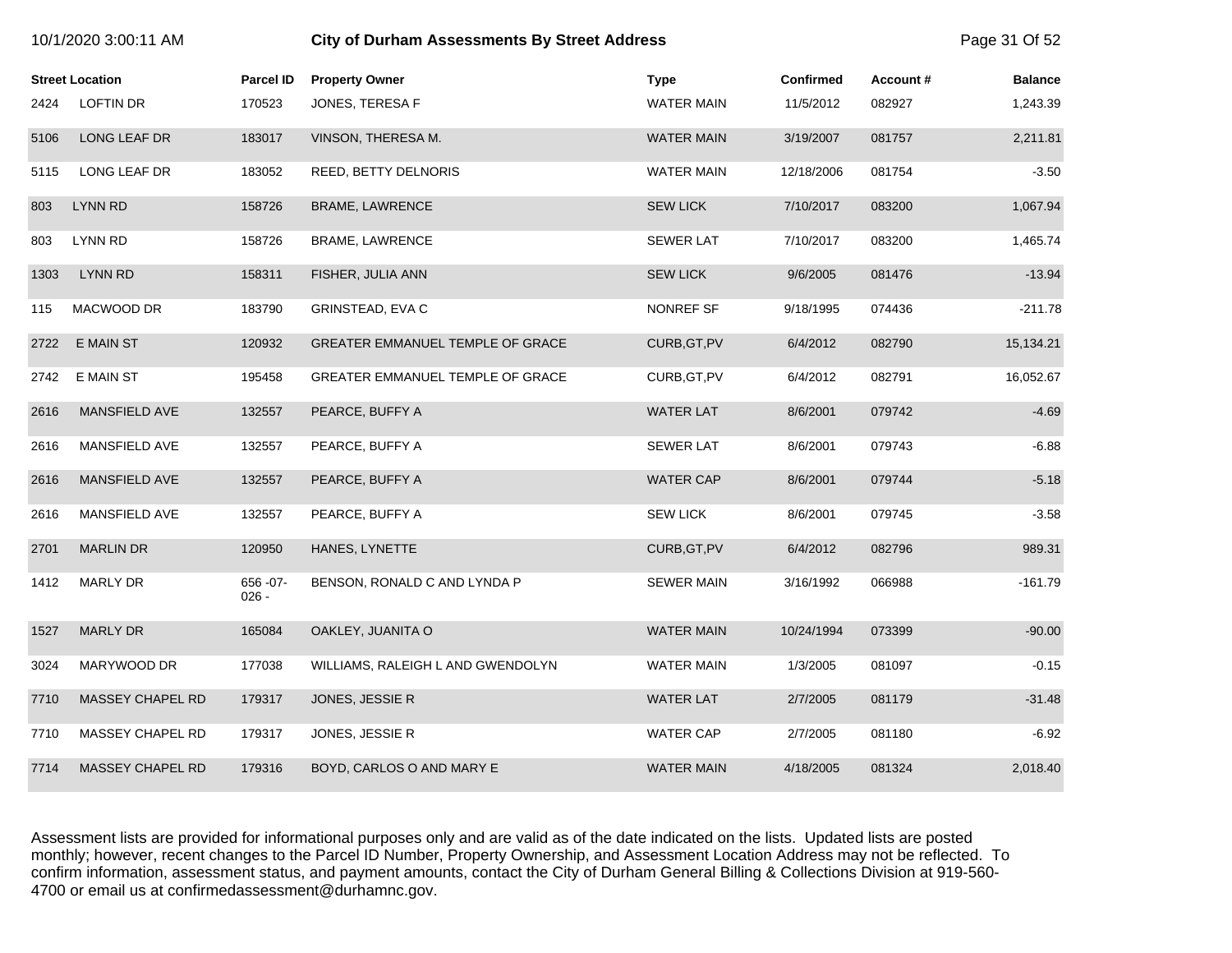| Street Location | | Parcel ID | Property Owner | Type | Confirmed | Account # | Balance |
|---|---|---|---|---|---|---|---|
| 2424 | LOFTIN DR | 170523 | JONES, TERESA F | WATER MAIN | 11/5/2012 | 082927 | 1,243.39 |
| 5106 | LONG LEAF DR | 183017 | VINSON, THERESA M. | WATER MAIN | 3/19/2007 | 081757 | 2,211.81 |
| 5115 | LONG LEAF DR | 183052 | REED, BETTY DELNORIS | WATER MAIN | 12/18/2006 | 081754 | -3.50 |
| 803 | LYNN RD | 158726 | BRAME, LAWRENCE | SEW LICK | 7/10/2017 | 083200 | 1,067.94 |
| 803 | LYNN RD | 158726 | BRAME, LAWRENCE | SEWER LAT | 7/10/2017 | 083200 | 1,465.74 |
| 1303 | LYNN RD | 158311 | FISHER, JULIA ANN | SEW LICK | 9/6/2005 | 081476 | -13.94 |
| 115 | MACWOOD DR | 183790 | GRINSTEAD, EVA C | NONREF SF | 9/18/1995 | 074436 | -211.78 |
| 2722 | E MAIN ST | 120932 | GREATER EMMANUEL TEMPLE OF GRACE | CURB,GT,PV | 6/4/2012 | 082790 | 15,134.21 |
| 2742 | E MAIN ST | 195458 | GREATER EMMANUEL TEMPLE OF GRACE | CURB,GT,PV | 6/4/2012 | 082791 | 16,052.67 |
| 2616 | MANSFIELD AVE | 132557 | PEARCE, BUFFY A | WATER LAT | 8/6/2001 | 079742 | -4.69 |
| 2616 | MANSFIELD AVE | 132557 | PEARCE, BUFFY A | SEWER LAT | 8/6/2001 | 079743 | -6.88 |
| 2616 | MANSFIELD AVE | 132557 | PEARCE, BUFFY A | WATER CAP | 8/6/2001 | 079744 | -5.18 |
| 2616 | MANSFIELD AVE | 132557 | PEARCE, BUFFY A | SEW LICK | 8/6/2001 | 079745 | -3.58 |
| 2701 | MARLIN DR | 120950 | HANES, LYNETTE | CURB,GT,PV | 6/4/2012 | 082796 | 989.31 |
| 1412 | MARLY DR | 656 -07- 026 - | BENSON, RONALD C AND LYNDA P | SEWER MAIN | 3/16/1992 | 066988 | -161.79 |
| 1527 | MARLY DR | 165084 | OAKLEY, JUANITA O | WATER MAIN | 10/24/1994 | 073399 | -90.00 |
| 3024 | MARYWOOD DR | 177038 | WILLIAMS, RALEIGH L AND GWENDOLYN | WATER MAIN | 1/3/2005 | 081097 | -0.15 |
| 7710 | MASSEY CHAPEL RD | 179317 | JONES, JESSIE R | WATER LAT | 2/7/2005 | 081179 | -31.48 |
| 7710 | MASSEY CHAPEL RD | 179317 | JONES, JESSIE R | WATER CAP | 2/7/2005 | 081180 | -6.92 |
| 7714 | MASSEY CHAPEL RD | 179316 | BOYD, CARLOS O AND MARY E | WATER MAIN | 4/18/2005 | 081324 | 2,018.40 |

Assessment lists are provided for informational purposes only and are valid as of the date indicated on the lists. Updated lists are posted monthly; however, recent changes to the Parcel ID Number, Property Ownership, and Assessment Location Address may not be reflected. To confirm information, assessment status, and payment amounts, contact the City of Durham General Billing & Collections Division at 919-560-4700 or email us at confirmedassessment@durhamnc.gov.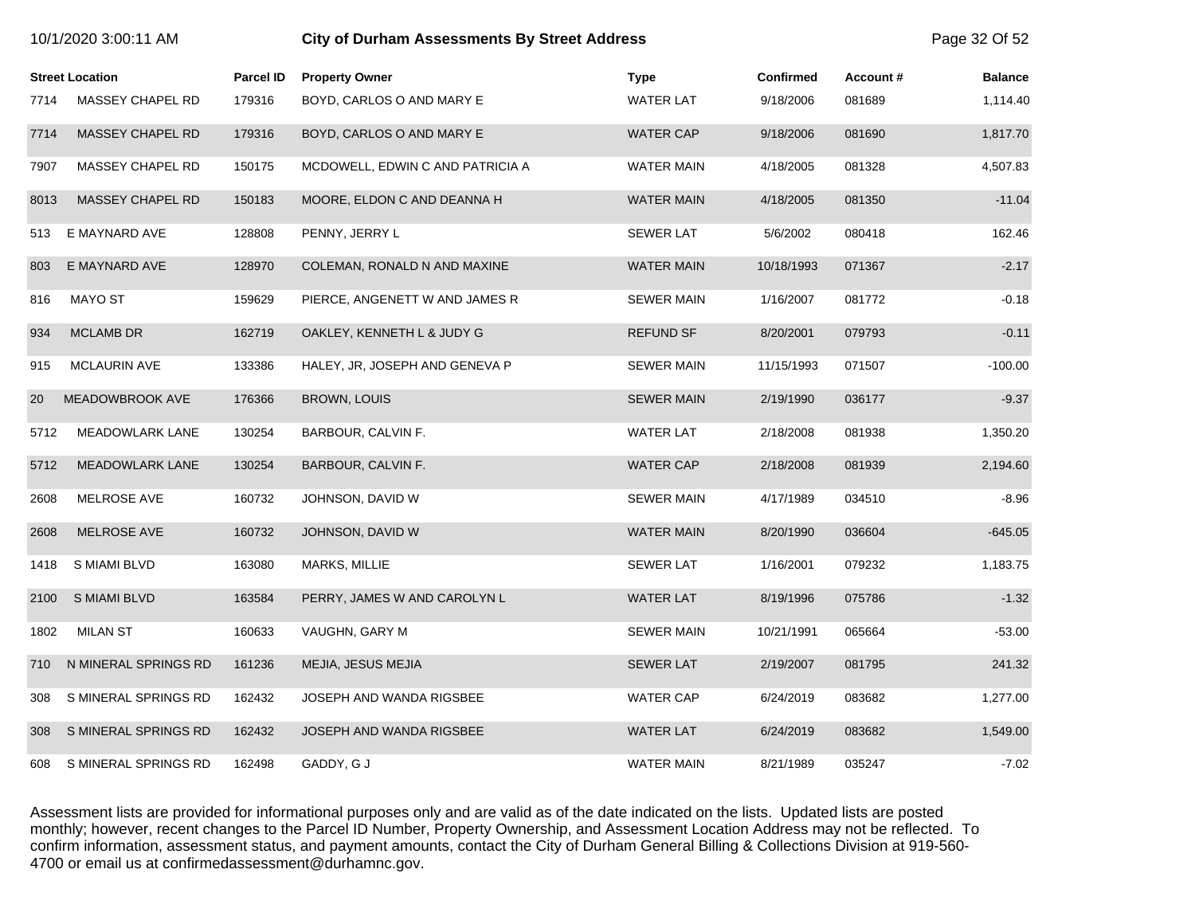| Street Location | | Parcel ID | Property Owner | Type | Confirmed | Account # | Balance |
|---|---|---|---|---|---|---|---|
| 7714 | MASSEY CHAPEL RD | 179316 | BOYD, CARLOS O AND MARY E | WATER LAT | 9/18/2006 | 081689 | 1,114.40 |
| 7714 | MASSEY CHAPEL RD | 179316 | BOYD, CARLOS O AND MARY E | WATER CAP | 9/18/2006 | 081690 | 1,817.70 |
| 7907 | MASSEY CHAPEL RD | 150175 | MCDOWELL, EDWIN C AND PATRICIA A | WATER MAIN | 4/18/2005 | 081328 | 4,507.83 |
| 8013 | MASSEY CHAPEL RD | 150183 | MOORE, ELDON C AND DEANNA H | WATER MAIN | 4/18/2005 | 081350 | -11.04 |
| 513 | E MAYNARD AVE | 128808 | PENNY, JERRY L | SEWER LAT | 5/6/2002 | 080418 | 162.46 |
| 803 | E MAYNARD AVE | 128970 | COLEMAN, RONALD N AND MAXINE | WATER MAIN | 10/18/1993 | 071367 | -2.17 |
| 816 | MAYO ST | 159629 | PIERCE, ANGENETT W AND JAMES R | SEWER MAIN | 1/16/2007 | 081772 | -0.18 |
| 934 | MCLAMB DR | 162719 | OAKLEY, KENNETH L & JUDY G | REFUND SF | 8/20/2001 | 079793 | -0.11 |
| 915 | MCLAURIN AVE | 133386 | HALEY, JR, JOSEPH AND GENEVA P | SEWER MAIN | 11/15/1993 | 071507 | -100.00 |
| 20 | MEADOWBROOK AVE | 176366 | BROWN, LOUIS | SEWER MAIN | 2/19/1990 | 036177 | -9.37 |
| 5712 | MEADOWLARK LANE | 130254 | BARBOUR, CALVIN F. | WATER LAT | 2/18/2008 | 081938 | 1,350.20 |
| 5712 | MEADOWLARK LANE | 130254 | BARBOUR, CALVIN F. | WATER CAP | 2/18/2008 | 081939 | 2,194.60 |
| 2608 | MELROSE AVE | 160732 | JOHNSON, DAVID W | SEWER MAIN | 4/17/1989 | 034510 | -8.96 |
| 2608 | MELROSE AVE | 160732 | JOHNSON, DAVID W | WATER MAIN | 8/20/1990 | 036604 | -645.05 |
| 1418 | S MIAMI BLVD | 163080 | MARKS, MILLIE | SEWER LAT | 1/16/2001 | 079232 | 1,183.75 |
| 2100 | S MIAMI BLVD | 163584 | PERRY, JAMES W AND CAROLYN L | WATER LAT | 8/19/1996 | 075786 | -1.32 |
| 1802 | MILAN ST | 160633 | VAUGHN, GARY M | SEWER MAIN | 10/21/1991 | 065664 | -53.00 |
| 710 | N MINERAL SPRINGS RD | 161236 | MEJIA, JESUS MEJIA | SEWER LAT | 2/19/2007 | 081795 | 241.32 |
| 308 | S MINERAL SPRINGS RD | 162432 | JOSEPH AND WANDA RIGSBEE | WATER CAP | 6/24/2019 | 083682 | 1,277.00 |
| 308 | S MINERAL SPRINGS RD | 162432 | JOSEPH AND WANDA RIGSBEE | WATER LAT | 6/24/2019 | 083682 | 1,549.00 |
| 608 | S MINERAL SPRINGS RD | 162498 | GADDY, G J | WATER MAIN | 8/21/1989 | 035247 | -7.02 |

Assessment lists are provided for informational purposes only and are valid as of the date indicated on the lists. Updated lists are posted monthly; however, recent changes to the Parcel ID Number, Property Ownership, and Assessment Location Address may not be reflected. To confirm information, assessment status, and payment amounts, contact the City of Durham General Billing & Collections Division at 919-560-4700 or email us at confirmedassessment@durhamnc.gov.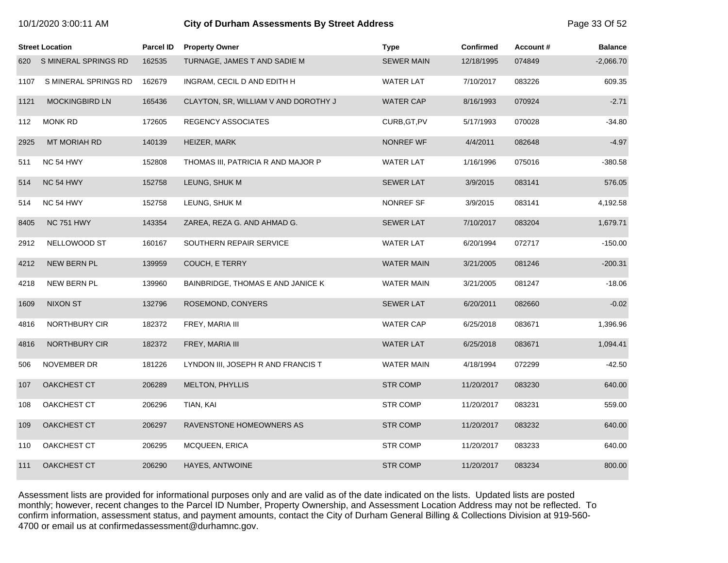# City of Durham Assessments By Street Address

| Street Location | | Parcel ID | Property Owner | Type | Confirmed | Account # | Balance |
|---|---|---|---|---|---|---|---|
| 620 | S MINERAL SPRINGS RD | 162535 | TURNAGE, JAMES T AND SADIE M | SEWER MAIN | 12/18/1995 | 074849 | -2,066.70 |
| 1107 | S MINERAL SPRINGS RD | 162679 | INGRAM, CECIL D AND EDITH H | WATER LAT | 7/10/2017 | 083226 | 609.35 |
| 1121 | MOCKINGBIRD LN | 165436 | CLAYTON, SR, WILLIAM V AND DOROTHY J | WATER CAP | 8/16/1993 | 070924 | -2.71 |
| 112 | MONK RD | 172605 | REGENCY ASSOCIATES | CURB,GT,PV | 5/17/1993 | 070028 | -34.80 |
| 2925 | MT MORIAH RD | 140139 | HEIZER, MARK | NONREF WF | 4/4/2011 | 082648 | -4.97 |
| 511 | NC 54 HWY | 152808 | THOMAS III, PATRICIA R AND MAJOR P | WATER LAT | 1/16/1996 | 075016 | -380.58 |
| 514 | NC 54 HWY | 152758 | LEUNG, SHUK M | SEWER LAT | 3/9/2015 | 083141 | 576.05 |
| 514 | NC 54 HWY | 152758 | LEUNG, SHUK M | NONREF SF | 3/9/2015 | 083141 | 4,192.58 |
| 8405 | NC 751 HWY | 143354 | ZAREA, REZA G. AND AHMAD G. | SEWER LAT | 7/10/2017 | 083204 | 1,679.71 |
| 2912 | NELLOWOOD ST | 160167 | SOUTHERN REPAIR SERVICE | WATER LAT | 6/20/1994 | 072717 | -150.00 |
| 4212 | NEW BERN PL | 139959 | COUCH, E TERRY | WATER MAIN | 3/21/2005 | 081246 | -200.31 |
| 4218 | NEW BERN PL | 139960 | BAINBRIDGE, THOMAS E AND JANICE K | WATER MAIN | 3/21/2005 | 081247 | -18.06 |
| 1609 | NIXON ST | 132796 | ROSEMOND, CONYERS | SEWER LAT | 6/20/2011 | 082660 | -0.02 |
| 4816 | NORTHBURY CIR | 182372 | FREY, MARIA III | WATER CAP | 6/25/2018 | 083671 | 1,396.96 |
| 4816 | NORTHBURY CIR | 182372 | FREY, MARIA III | WATER LAT | 6/25/2018 | 083671 | 1,094.41 |
| 506 | NOVEMBER DR | 181226 | LYNDON III, JOSEPH R AND FRANCIS T | WATER MAIN | 4/18/1994 | 072299 | -42.50 |
| 107 | OAKCHEST CT | 206289 | MELTON, PHYLLIS | STR COMP | 11/20/2017 | 083230 | 640.00 |
| 108 | OAKCHEST CT | 206296 | TIAN, KAI | STR COMP | 11/20/2017 | 083231 | 559.00 |
| 109 | OAKCHEST CT | 206297 | RAVENSTONE HOMEOWNERS AS | STR COMP | 11/20/2017 | 083232 | 640.00 |
| 110 | OAKCHEST CT | 206295 | MCQUEEN, ERICA | STR COMP | 11/20/2017 | 083233 | 640.00 |
| 111 | OAKCHEST CT | 206290 | HAYES, ANTWOINE | STR COMP | 11/20/2017 | 083234 | 800.00 |

Assessment lists are provided for informational purposes only and are valid as of the date indicated on the lists. Updated lists are posted monthly; however, recent changes to the Parcel ID Number, Property Ownership, and Assessment Location Address may not be reflected. To confirm information, assessment status, and payment amounts, contact the City of Durham General Billing & Collections Division at 919-560-4700 or email us at confirmedassessment@durhamnc.gov.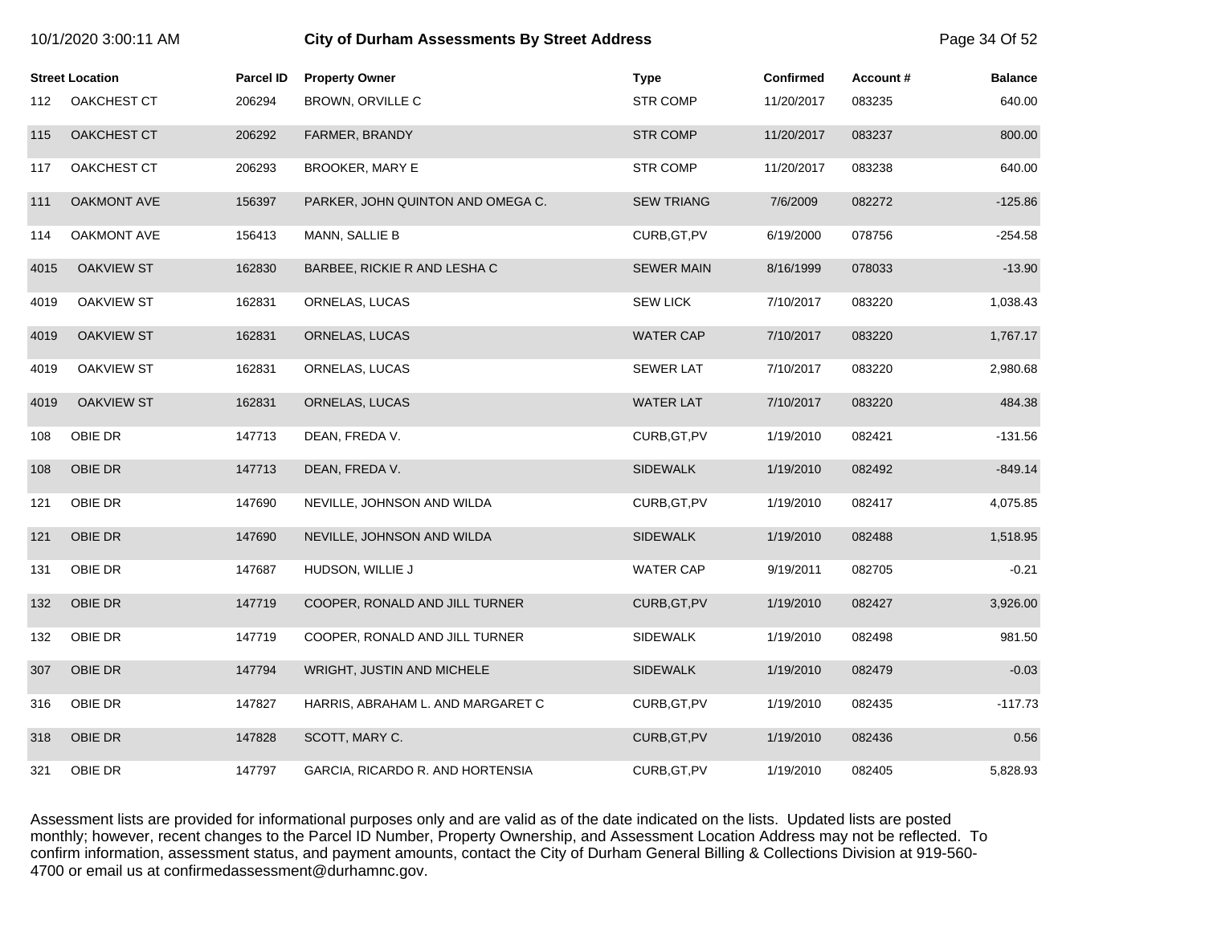# City of Durham Assessments By Street Address

10/1/2020 3:00:11 AM

| Street Location | | Parcel ID | Property Owner | Type | Confirmed | Account # | Balance |
|---|---|---|---|---|---|---|---|
| 112 | OAKCHEST CT | 206294 | BROWN, ORVILLE C | STR COMP | 11/20/2017 | 083235 | 640.00 |
| 115 | OAKCHEST CT | 206292 | FARMER, BRANDY | STR COMP | 11/20/2017 | 083237 | 800.00 |
| 117 | OAKCHEST CT | 206293 | BROOKER, MARY E | STR COMP | 11/20/2017 | 083238 | 640.00 |
| 111 | OAKMONT AVE | 156397 | PARKER, JOHN QUINTON AND OMEGA C. | SEW TRIANG | 7/6/2009 | 082272 | -125.86 |
| 114 | OAKMONT AVE | 156413 | MANN, SALLIE B | CURB,GT,PV | 6/19/2000 | 078756 | -254.58 |
| 4015 | OAKVIEW ST | 162830 | BARBEE, RICKIE R AND LESHA C | SEWER MAIN | 8/16/1999 | 078033 | -13.90 |
| 4019 | OAKVIEW ST | 162831 | ORNELAS, LUCAS | SEW LICK | 7/10/2017 | 083220 | 1,038.43 |
| 4019 | OAKVIEW ST | 162831 | ORNELAS, LUCAS | WATER CAP | 7/10/2017 | 083220 | 1,767.17 |
| 4019 | OAKVIEW ST | 162831 | ORNELAS, LUCAS | SEWER LAT | 7/10/2017 | 083220 | 2,980.68 |
| 4019 | OAKVIEW ST | 162831 | ORNELAS, LUCAS | WATER LAT | 7/10/2017 | 083220 | 484.38 |
| 108 | OBIE DR | 147713 | DEAN, FREDA V. | CURB,GT,PV | 1/19/2010 | 082421 | -131.56 |
| 108 | OBIE DR | 147713 | DEAN, FREDA V. | SIDEWALK | 1/19/2010 | 082492 | -849.14 |
| 121 | OBIE DR | 147690 | NEVILLE, JOHNSON AND WILDA | CURB,GT,PV | 1/19/2010 | 082417 | 4,075.85 |
| 121 | OBIE DR | 147690 | NEVILLE, JOHNSON AND WILDA | SIDEWALK | 1/19/2010 | 082488 | 1,518.95 |
| 131 | OBIE DR | 147687 | HUDSON, WILLIE J | WATER CAP | 9/19/2011 | 082705 | -0.21 |
| 132 | OBIE DR | 147719 | COOPER, RONALD AND JILL TURNER | CURB,GT,PV | 1/19/2010 | 082427 | 3,926.00 |
| 132 | OBIE DR | 147719 | COOPER, RONALD AND JILL TURNER | SIDEWALK | 1/19/2010 | 082498 | 981.50 |
| 307 | OBIE DR | 147794 | WRIGHT, JUSTIN AND MICHELE | SIDEWALK | 1/19/2010 | 082479 | -0.03 |
| 316 | OBIE DR | 147827 | HARRIS, ABRAHAM L. AND MARGARET C | CURB,GT,PV | 1/19/2010 | 082435 | -117.73 |
| 318 | OBIE DR | 147828 | SCOTT, MARY C. | CURB,GT,PV | 1/19/2010 | 082436 | 0.56 |
| 321 | OBIE DR | 147797 | GARCIA, RICARDO R. AND HORTENSIA | CURB,GT,PV | 1/19/2010 | 082405 | 5,828.93 |

Assessment lists are provided for informational purposes only and are valid as of the date indicated on the lists. Updated lists are posted monthly; however, recent changes to the Parcel ID Number, Property Ownership, and Assessment Location Address may not be reflected. To confirm information, assessment status, and payment amounts, contact the City of Durham General Billing & Collections Division at 919-560-4700 or email us at confirmedassessment@durhamnc.gov.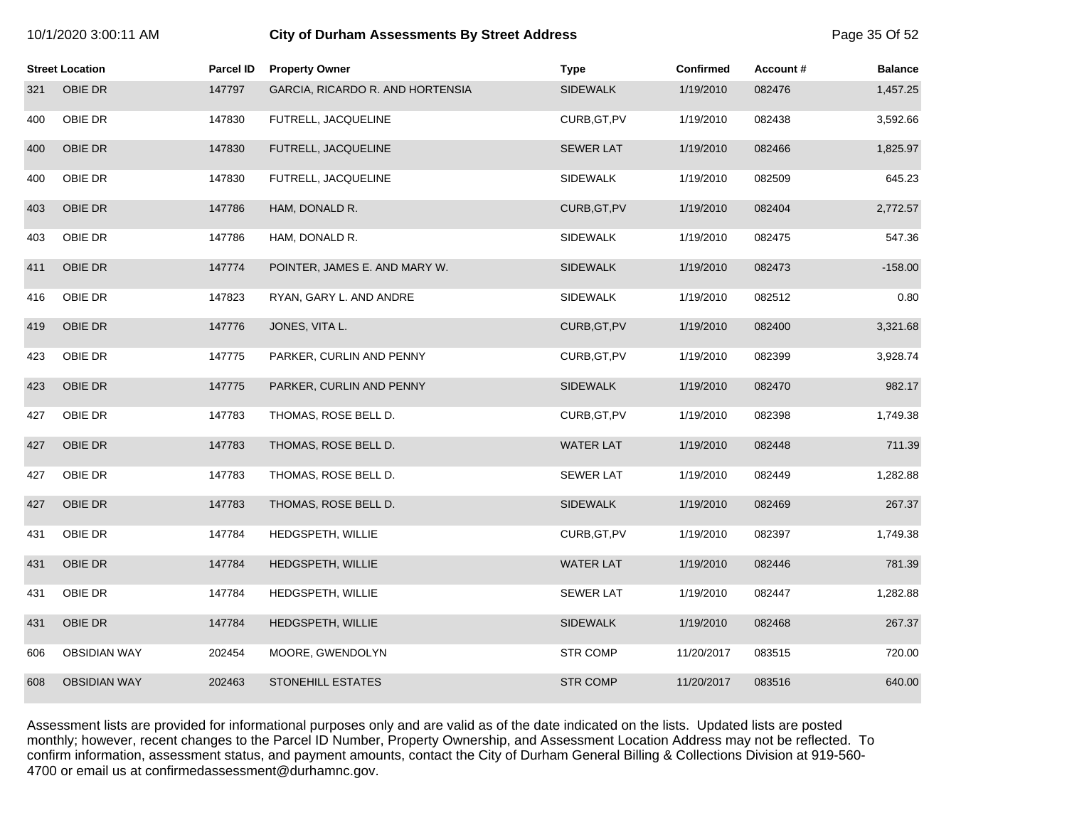| Street Location | | Parcel ID | Property Owner | Type | Confirmed | Account # | Balance |
|---|---|---|---|---|---|---|---|
| 321 | OBIE DR | 147797 | GARCIA, RICARDO R. AND HORTENSIA | SIDEWALK | 1/19/2010 | 082476 | 1,457.25 |
| 400 | OBIE DR | 147830 | FUTRELL, JACQUELINE | CURB,GT,PV | 1/19/2010 | 082438 | 3,592.66 |
| 400 | OBIE DR | 147830 | FUTRELL, JACQUELINE | SEWER LAT | 1/19/2010 | 082466 | 1,825.97 |
| 400 | OBIE DR | 147830 | FUTRELL, JACQUELINE | SIDEWALK | 1/19/2010 | 082509 | 645.23 |
| 403 | OBIE DR | 147786 | HAM, DONALD R. | CURB,GT,PV | 1/19/2010 | 082404 | 2,772.57 |
| 403 | OBIE DR | 147786 | HAM, DONALD R. | SIDEWALK | 1/19/2010 | 082475 | 547.36 |
| 411 | OBIE DR | 147774 | POINTER, JAMES E. AND MARY W. | SIDEWALK | 1/19/2010 | 082473 | -158.00 |
| 416 | OBIE DR | 147823 | RYAN, GARY L. AND ANDRE | SIDEWALK | 1/19/2010 | 082512 | 0.80 |
| 419 | OBIE DR | 147776 | JONES, VITA L. | CURB,GT,PV | 1/19/2010 | 082400 | 3,321.68 |
| 423 | OBIE DR | 147775 | PARKER, CURLIN AND PENNY | CURB,GT,PV | 1/19/2010 | 082399 | 3,928.74 |
| 423 | OBIE DR | 147775 | PARKER, CURLIN AND PENNY | SIDEWALK | 1/19/2010 | 082470 | 982.17 |
| 427 | OBIE DR | 147783 | THOMAS, ROSE BELL D. | CURB,GT,PV | 1/19/2010 | 082398 | 1,749.38 |
| 427 | OBIE DR | 147783 | THOMAS, ROSE BELL D. | WATER LAT | 1/19/2010 | 082448 | 711.39 |
| 427 | OBIE DR | 147783 | THOMAS, ROSE BELL D. | SEWER LAT | 1/19/2010 | 082449 | 1,282.88 |
| 427 | OBIE DR | 147783 | THOMAS, ROSE BELL D. | SIDEWALK | 1/19/2010 | 082469 | 267.37 |
| 431 | OBIE DR | 147784 | HEDGSPETH, WILLIE | CURB,GT,PV | 1/19/2010 | 082397 | 1,749.38 |
| 431 | OBIE DR | 147784 | HEDGSPETH, WILLIE | WATER LAT | 1/19/2010 | 082446 | 781.39 |
| 431 | OBIE DR | 147784 | HEDGSPETH, WILLIE | SEWER LAT | 1/19/2010 | 082447 | 1,282.88 |
| 431 | OBIE DR | 147784 | HEDGSPETH, WILLIE | SIDEWALK | 1/19/2010 | 082468 | 267.37 |
| 606 | OBSIDIAN WAY | 202454 | MOORE, GWENDOLYN | STR COMP | 11/20/2017 | 083515 | 720.00 |
| 608 | OBSIDIAN WAY | 202463 | STONEHILL ESTATES | STR COMP | 11/20/2017 | 083516 | 640.00 |

Assessment lists are provided for informational purposes only and are valid as of the date indicated on the lists. Updated lists are posted monthly; however, recent changes to the Parcel ID Number, Property Ownership, and Assessment Location Address may not be reflected. To confirm information, assessment status, and payment amounts, contact the City of Durham General Billing & Collections Division at 919-560-4700 or email us at confirmedassessment@durhamnc.gov.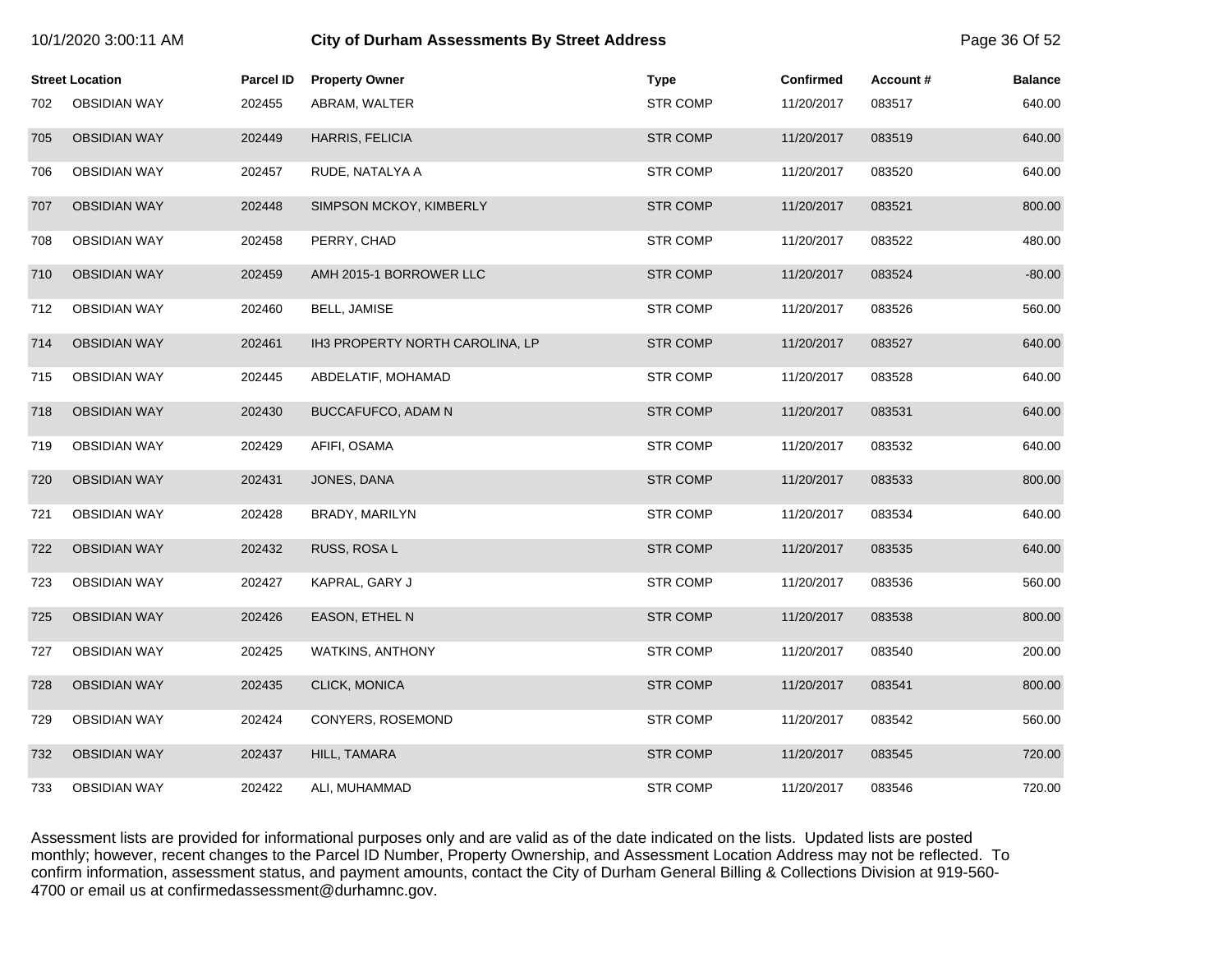# City of Durham Assessments By Street Address

10/1/2020 3:00:11 AM

| Street Location | | Parcel ID | Property Owner | Type | Confirmed | Account # | Balance |
|---|---|---|---|---|---|---|---|
| 702 | OBSIDIAN WAY | 202455 | ABRAM, WALTER | STR COMP | 11/20/2017 | 083517 | 640.00 |
| 705 | OBSIDIAN WAY | 202449 | HARRIS, FELICIA | STR COMP | 11/20/2017 | 083519 | 640.00 |
| 706 | OBSIDIAN WAY | 202457 | RUDE, NATALYA A | STR COMP | 11/20/2017 | 083520 | 640.00 |
| 707 | OBSIDIAN WAY | 202448 | SIMPSON MCKOY, KIMBERLY | STR COMP | 11/20/2017 | 083521 | 800.00 |
| 708 | OBSIDIAN WAY | 202458 | PERRY, CHAD | STR COMP | 11/20/2017 | 083522 | 480.00 |
| 710 | OBSIDIAN WAY | 202459 | AMH 2015-1 BORROWER LLC | STR COMP | 11/20/2017 | 083524 | -80.00 |
| 712 | OBSIDIAN WAY | 202460 | BELL, JAMISE | STR COMP | 11/20/2017 | 083526 | 560.00 |
| 714 | OBSIDIAN WAY | 202461 | IH3 PROPERTY NORTH CAROLINA, LP | STR COMP | 11/20/2017 | 083527 | 640.00 |
| 715 | OBSIDIAN WAY | 202445 | ABDELATIF, MOHAMAD | STR COMP | 11/20/2017 | 083528 | 640.00 |
| 718 | OBSIDIAN WAY | 202430 | BUCCAFUFCO, ADAM N | STR COMP | 11/20/2017 | 083531 | 640.00 |
| 719 | OBSIDIAN WAY | 202429 | AFIFI, OSAMA | STR COMP | 11/20/2017 | 083532 | 640.00 |
| 720 | OBSIDIAN WAY | 202431 | JONES, DANA | STR COMP | 11/20/2017 | 083533 | 800.00 |
| 721 | OBSIDIAN WAY | 202428 | BRADY, MARILYN | STR COMP | 11/20/2017 | 083534 | 640.00 |
| 722 | OBSIDIAN WAY | 202432 | RUSS, ROSA L | STR COMP | 11/20/2017 | 083535 | 640.00 |
| 723 | OBSIDIAN WAY | 202427 | KAPRAL, GARY J | STR COMP | 11/20/2017 | 083536 | 560.00 |
| 725 | OBSIDIAN WAY | 202426 | EASON, ETHEL N | STR COMP | 11/20/2017 | 083538 | 800.00 |
| 727 | OBSIDIAN WAY | 202425 | WATKINS, ANTHONY | STR COMP | 11/20/2017 | 083540 | 200.00 |
| 728 | OBSIDIAN WAY | 202435 | CLICK, MONICA | STR COMP | 11/20/2017 | 083541 | 800.00 |
| 729 | OBSIDIAN WAY | 202424 | CONYERS, ROSEMOND | STR COMP | 11/20/2017 | 083542 | 560.00 |
| 732 | OBSIDIAN WAY | 202437 | HILL, TAMARA | STR COMP | 11/20/2017 | 083545 | 720.00 |
| 733 | OBSIDIAN WAY | 202422 | ALI, MUHAMMAD | STR COMP | 11/20/2017 | 083546 | 720.00 |

Assessment lists are provided for informational purposes only and are valid as of the date indicated on the lists. Updated lists are posted monthly; however, recent changes to the Parcel ID Number, Property Ownership, and Assessment Location Address may not be reflected. To confirm information, assessment status, and payment amounts, contact the City of Durham General Billing & Collections Division at 919-560-4700 or email us at confirmedassessment@durhamnc.gov.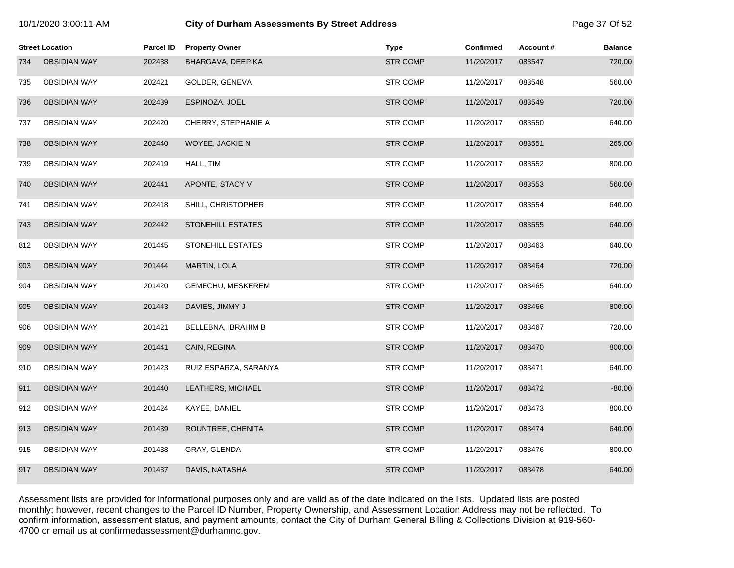| Street Location | | Parcel ID | Property Owner | Type | Confirmed | Account # | Balance |
|---|---|---|---|---|---|---|---|
| 734 | OBSIDIAN WAY | 202438 | BHARGAVA, DEEPIKA | STR COMP | 11/20/2017 | 083547 | 720.00 |
| 735 | OBSIDIAN WAY | 202421 | GOLDER, GENEVA | STR COMP | 11/20/2017 | 083548 | 560.00 |
| 736 | OBSIDIAN WAY | 202439 | ESPINOZA, JOEL | STR COMP | 11/20/2017 | 083549 | 720.00 |
| 737 | OBSIDIAN WAY | 202420 | CHERRY, STEPHANIE A | STR COMP | 11/20/2017 | 083550 | 640.00 |
| 738 | OBSIDIAN WAY | 202440 | WOYEE, JACKIE N | STR COMP | 11/20/2017 | 083551 | 265.00 |
| 739 | OBSIDIAN WAY | 202419 | HALL, TIM | STR COMP | 11/20/2017 | 083552 | 800.00 |
| 740 | OBSIDIAN WAY | 202441 | APONTE, STACY V | STR COMP | 11/20/2017 | 083553 | 560.00 |
| 741 | OBSIDIAN WAY | 202418 | SHILL, CHRISTOPHER | STR COMP | 11/20/2017 | 083554 | 640.00 |
| 743 | OBSIDIAN WAY | 202442 | STONEHILL ESTATES | STR COMP | 11/20/2017 | 083555 | 640.00 |
| 812 | OBSIDIAN WAY | 201445 | STONEHILL ESTATES | STR COMP | 11/20/2017 | 083463 | 640.00 |
| 903 | OBSIDIAN WAY | 201444 | MARTIN, LOLA | STR COMP | 11/20/2017 | 083464 | 720.00 |
| 904 | OBSIDIAN WAY | 201420 | GEMECHU, MESKEREM | STR COMP | 11/20/2017 | 083465 | 640.00 |
| 905 | OBSIDIAN WAY | 201443 | DAVIES, JIMMY J | STR COMP | 11/20/2017 | 083466 | 800.00 |
| 906 | OBSIDIAN WAY | 201421 | BELLEBNA, IBRAHIM B | STR COMP | 11/20/2017 | 083467 | 720.00 |
| 909 | OBSIDIAN WAY | 201441 | CAIN, REGINA | STR COMP | 11/20/2017 | 083470 | 800.00 |
| 910 | OBSIDIAN WAY | 201423 | RUIZ ESPARZA, SARANYA | STR COMP | 11/20/2017 | 083471 | 640.00 |
| 911 | OBSIDIAN WAY | 201440 | LEATHERS, MICHAEL | STR COMP | 11/20/2017 | 083472 | -80.00 |
| 912 | OBSIDIAN WAY | 201424 | KAYEE, DANIEL | STR COMP | 11/20/2017 | 083473 | 800.00 |
| 913 | OBSIDIAN WAY | 201439 | ROUNTREE, CHENITA | STR COMP | 11/20/2017 | 083474 | 640.00 |
| 915 | OBSIDIAN WAY | 201438 | GRAY, GLENDA | STR COMP | 11/20/2017 | 083476 | 800.00 |
| 917 | OBSIDIAN WAY | 201437 | DAVIS, NATASHA | STR COMP | 11/20/2017 | 083478 | 640.00 |

Assessment lists are provided for informational purposes only and are valid as of the date indicated on the lists. Updated lists are posted monthly; however, recent changes to the Parcel ID Number, Property Ownership, and Assessment Location Address may not be reflected. To confirm information, assessment status, and payment amounts, contact the City of Durham General Billing & Collections Division at 919-560-4700 or email us at confirmedassessment@durhamnc.gov.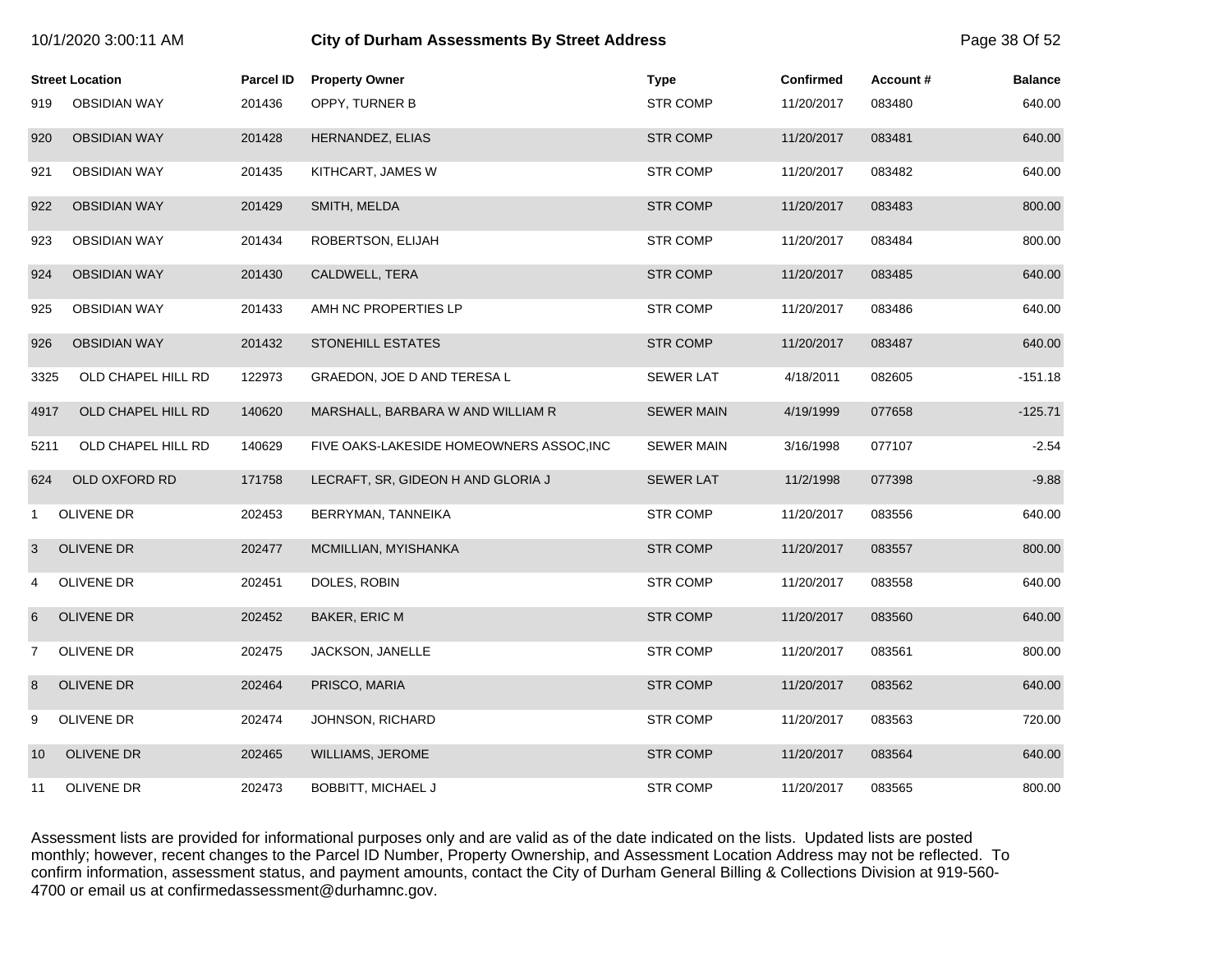| Street Location | | Parcel ID | Property Owner | Type | Confirmed | Account # | Balance |
|---|---|---|---|---|---|---|---|
| 919 | OBSIDIAN WAY | 201436 | OPPY, TURNER B | STR COMP | 11/20/2017 | 083480 | 640.00 |
| 920 | OBSIDIAN WAY | 201428 | HERNANDEZ, ELIAS | STR COMP | 11/20/2017 | 083481 | 640.00 |
| 921 | OBSIDIAN WAY | 201435 | KITHCART, JAMES W | STR COMP | 11/20/2017 | 083482 | 640.00 |
| 922 | OBSIDIAN WAY | 201429 | SMITH, MELDA | STR COMP | 11/20/2017 | 083483 | 800.00 |
| 923 | OBSIDIAN WAY | 201434 | ROBERTSON, ELIJAH | STR COMP | 11/20/2017 | 083484 | 800.00 |
| 924 | OBSIDIAN WAY | 201430 | CALDWELL, TERA | STR COMP | 11/20/2017 | 083485 | 640.00 |
| 925 | OBSIDIAN WAY | 201433 | AMH NC PROPERTIES LP | STR COMP | 11/20/2017 | 083486 | 640.00 |
| 926 | OBSIDIAN WAY | 201432 | STONEHILL ESTATES | STR COMP | 11/20/2017 | 083487 | 640.00 |
| 3325 | OLD CHAPEL HILL RD | 122973 | GRAEDON, JOE D AND TERESA L | SEWER LAT | 4/18/2011 | 082605 | -151.18 |
| 4917 | OLD CHAPEL HILL RD | 140620 | MARSHALL, BARBARA W AND WILLIAM R | SEWER MAIN | 4/19/1999 | 077658 | -125.71 |
| 5211 | OLD CHAPEL HILL RD | 140629 | FIVE OAKS-LAKESIDE HOMEOWNERS ASSOC,INC | SEWER MAIN | 3/16/1998 | 077107 | -2.54 |
| 624 | OLD OXFORD RD | 171758 | LECRAFT, SR, GIDEON H AND GLORIA J | SEWER LAT | 11/2/1998 | 077398 | -9.88 |
| 1 | OLIVENE DR | 202453 | BERRYMAN, TANNEIKA | STR COMP | 11/20/2017 | 083556 | 640.00 |
| 3 | OLIVENE DR | 202477 | MCMILLIAN, MYISHANKA | STR COMP | 11/20/2017 | 083557 | 800.00 |
| 4 | OLIVENE DR | 202451 | DOLES, ROBIN | STR COMP | 11/20/2017 | 083558 | 640.00 |
| 6 | OLIVENE DR | 202452 | BAKER, ERIC M | STR COMP | 11/20/2017 | 083560 | 640.00 |
| 7 | OLIVENE DR | 202475 | JACKSON, JANELLE | STR COMP | 11/20/2017 | 083561 | 800.00 |
| 8 | OLIVENE DR | 202464 | PRISCO, MARIA | STR COMP | 11/20/2017 | 083562 | 640.00 |
| 9 | OLIVENE DR | 202474 | JOHNSON, RICHARD | STR COMP | 11/20/2017 | 083563 | 720.00 |
| 10 | OLIVENE DR | 202465 | WILLIAMS, JEROME | STR COMP | 11/20/2017 | 083564 | 640.00 |
| 11 | OLIVENE DR | 202473 | BOBBITT, MICHAEL J | STR COMP | 11/20/2017 | 083565 | 800.00 |

Assessment lists are provided for informational purposes only and are valid as of the date indicated on the lists. Updated lists are posted monthly; however, recent changes to the Parcel ID Number, Property Ownership, and Assessment Location Address may not be reflected. To confirm information, assessment status, and payment amounts, contact the City of Durham General Billing & Collections Division at 919-560-4700 or email us at confirmedassessment@durhamnc.gov.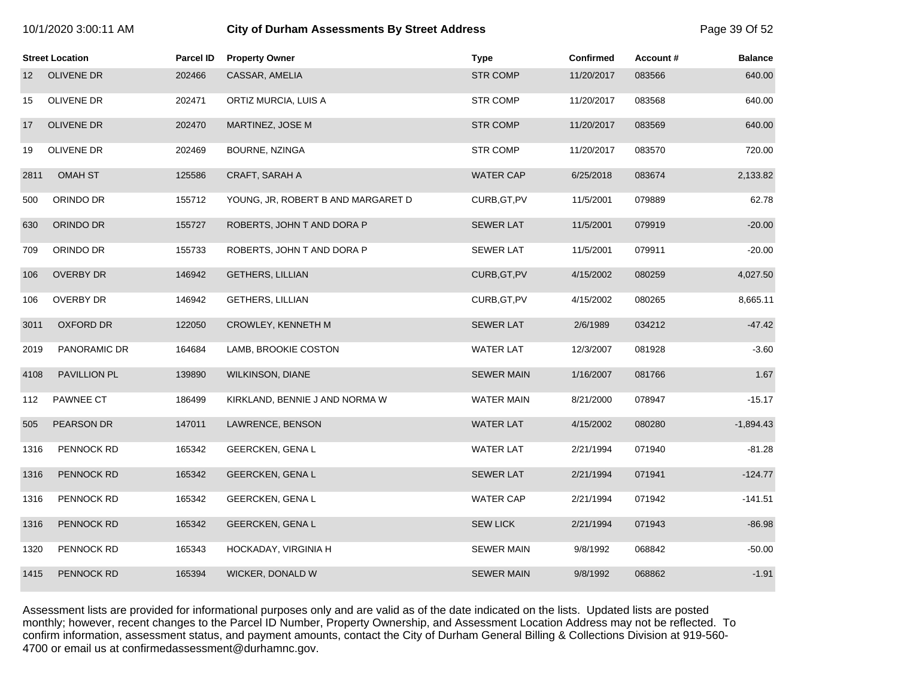# City of Durham Assessments By Street Address

10/1/2020 3:00:11 AM

| Street Location | | Parcel ID | Property Owner | Type | Confirmed | Account # | Balance |
|---|---|---|---|---|---|---|---|
| 12 | OLIVENE DR | 202466 | CASSAR, AMELIA | STR COMP | 11/20/2017 | 083566 | 640.00 |
| 15 | OLIVENE DR | 202471 | ORTIZ MURCIA, LUIS A | STR COMP | 11/20/2017 | 083568 | 640.00 |
| 17 | OLIVENE DR | 202470 | MARTINEZ, JOSE M | STR COMP | 11/20/2017 | 083569 | 640.00 |
| 19 | OLIVENE DR | 202469 | BOURNE, NZINGA | STR COMP | 11/20/2017 | 083570 | 720.00 |
| 2811 | OMAH ST | 125586 | CRAFT, SARAH A | WATER CAP | 6/25/2018 | 083674 | 2,133.82 |
| 500 | ORINDO DR | 155712 | YOUNG, JR, ROBERT B AND MARGARET D | CURB,GT,PV | 11/5/2001 | 079889 | 62.78 |
| 630 | ORINDO DR | 155727 | ROBERTS, JOHN T AND DORA P | SEWER LAT | 11/5/2001 | 079919 | -20.00 |
| 709 | ORINDO DR | 155733 | ROBERTS, JOHN T AND DORA P | SEWER LAT | 11/5/2001 | 079911 | -20.00 |
| 106 | OVERBY DR | 146942 | GETHERS, LILLIAN | CURB,GT,PV | 4/15/2002 | 080259 | 4,027.50 |
| 106 | OVERBY DR | 146942 | GETHERS, LILLIAN | CURB,GT,PV | 4/15/2002 | 080265 | 8,665.11 |
| 3011 | OXFORD DR | 122050 | CROWLEY, KENNETH M | SEWER LAT | 2/6/1989 | 034212 | -47.42 |
| 2019 | PANORAMIC DR | 164684 | LAMB, BROOKIE COSTON | WATER LAT | 12/3/2007 | 081928 | -3.60 |
| 4108 | PAVILLION PL | 139890 | WILKINSON, DIANE | SEWER MAIN | 1/16/2007 | 081766 | 1.67 |
| 112 | PAWNEE CT | 186499 | KIRKLAND, BENNIE J AND NORMA W | WATER MAIN | 8/21/2000 | 078947 | -15.17 |
| 505 | PEARSON DR | 147011 | LAWRENCE, BENSON | WATER LAT | 4/15/2002 | 080280 | -1,894.43 |
| 1316 | PENNOCK RD | 165342 | GEERCKEN, GENA L | WATER LAT | 2/21/1994 | 071940 | -81.28 |
| 1316 | PENNOCK RD | 165342 | GEERCKEN, GENA L | SEWER LAT | 2/21/1994 | 071941 | -124.77 |
| 1316 | PENNOCK RD | 165342 | GEERCKEN, GENA L | WATER CAP | 2/21/1994 | 071942 | -141.51 |
| 1316 | PENNOCK RD | 165342 | GEERCKEN, GENA L | SEW LICK | 2/21/1994 | 071943 | -86.98 |
| 1320 | PENNOCK RD | 165343 | HOCKADAY, VIRGINIA H | SEWER MAIN | 9/8/1992 | 068842 | -50.00 |
| 1415 | PENNOCK RD | 165394 | WICKER, DONALD W | SEWER MAIN | 9/8/1992 | 068862 | -1.91 |

Assessment lists are provided for informational purposes only and are valid as of the date indicated on the lists. Updated lists are posted monthly; however, recent changes to the Parcel ID Number, Property Ownership, and Assessment Location Address may not be reflected. To confirm information, assessment status, and payment amounts, contact the City of Durham General Billing & Collections Division at 919-560-4700 or email us at confirmedassessment@durhamnc.gov.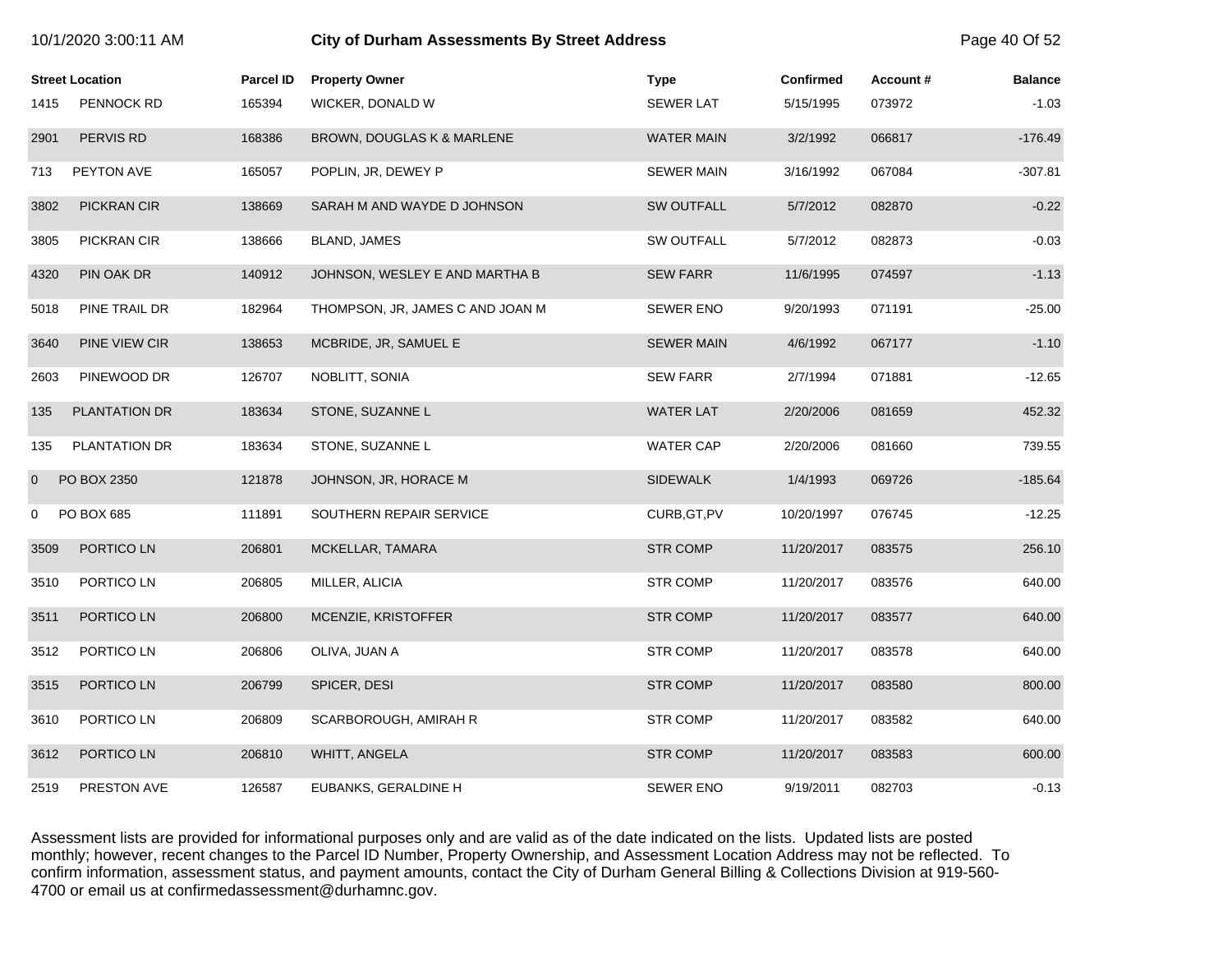| Street Location | | Parcel ID | Property Owner | Type | Confirmed | Account # | Balance |
|---|---|---|---|---|---|---|---|
| 1415 | PENNOCK RD | 165394 | WICKER, DONALD W | SEWER LAT | 5/15/1995 | 073972 | -1.03 |
| 2901 | PERVIS RD | 168386 | BROWN, DOUGLAS K & MARLENE | WATER MAIN | 3/2/1992 | 066817 | -176.49 |
| 713 | PEYTON AVE | 165057 | POPLIN, JR, DEWEY P | SEWER MAIN | 3/16/1992 | 067084 | -307.81 |
| 3802 | PICKRAN CIR | 138669 | SARAH M AND WAYDE D JOHNSON | SW OUTFALL | 5/7/2012 | 082870 | -0.22 |
| 3805 | PICKRAN CIR | 138666 | BLAND, JAMES | SW OUTFALL | 5/7/2012 | 082873 | -0.03 |
| 4320 | PIN OAK DR | 140912 | JOHNSON, WESLEY E AND MARTHA B | SEW FARR | 11/6/1995 | 074597 | -1.13 |
| 5018 | PINE TRAIL DR | 182964 | THOMPSON, JR, JAMES C AND JOAN M | SEWER ENO | 9/20/1993 | 071191 | -25.00 |
| 3640 | PINE VIEW CIR | 138653 | MCBRIDE, JR, SAMUEL E | SEWER MAIN | 4/6/1992 | 067177 | -1.10 |
| 2603 | PINEWOOD DR | 126707 | NOBLITT, SONIA | SEW FARR | 2/7/1994 | 071881 | -12.65 |
| 135 | PLANTATION DR | 183634 | STONE, SUZANNE L | WATER LAT | 2/20/2006 | 081659 | 452.32 |
| 135 | PLANTATION DR | 183634 | STONE, SUZANNE L | WATER CAP | 2/20/2006 | 081660 | 739.55 |
| 0 | PO BOX 2350 | 121878 | JOHNSON, JR, HORACE M | SIDEWALK | 1/4/1993 | 069726 | -185.64 |
| 0 | PO BOX 685 | 111891 | SOUTHERN REPAIR SERVICE | CURB,GT,PV | 10/20/1997 | 076745 | -12.25 |
| 3509 | PORTICO LN | 206801 | MCKELLAR, TAMARA | STR COMP | 11/20/2017 | 083575 | 256.10 |
| 3510 | PORTICO LN | 206805 | MILLER, ALICIA | STR COMP | 11/20/2017 | 083576 | 640.00 |
| 3511 | PORTICO LN | 206800 | MCENZIE, KRISTOFFER | STR COMP | 11/20/2017 | 083577 | 640.00 |
| 3512 | PORTICO LN | 206806 | OLIVA, JUAN A | STR COMP | 11/20/2017 | 083578 | 640.00 |
| 3515 | PORTICO LN | 206799 | SPICER, DESI | STR COMP | 11/20/2017 | 083580 | 800.00 |
| 3610 | PORTICO LN | 206809 | SCARBOROUGH, AMIRAH R | STR COMP | 11/20/2017 | 083582 | 640.00 |
| 3612 | PORTICO LN | 206810 | WHITT, ANGELA | STR COMP | 11/20/2017 | 083583 | 600.00 |
| 2519 | PRESTON AVE | 126587 | EUBANKS, GERALDINE H | SEWER ENO | 9/19/2011 | 082703 | -0.13 |

Assessment lists are provided for informational purposes only and are valid as of the date indicated on the lists. Updated lists are posted monthly; however, recent changes to the Parcel ID Number, Property Ownership, and Assessment Location Address may not be reflected. To confirm information, assessment status, and payment amounts, contact the City of Durham General Billing & Collections Division at 919-560-4700 or email us at confirmedassessment@durhamnc.gov.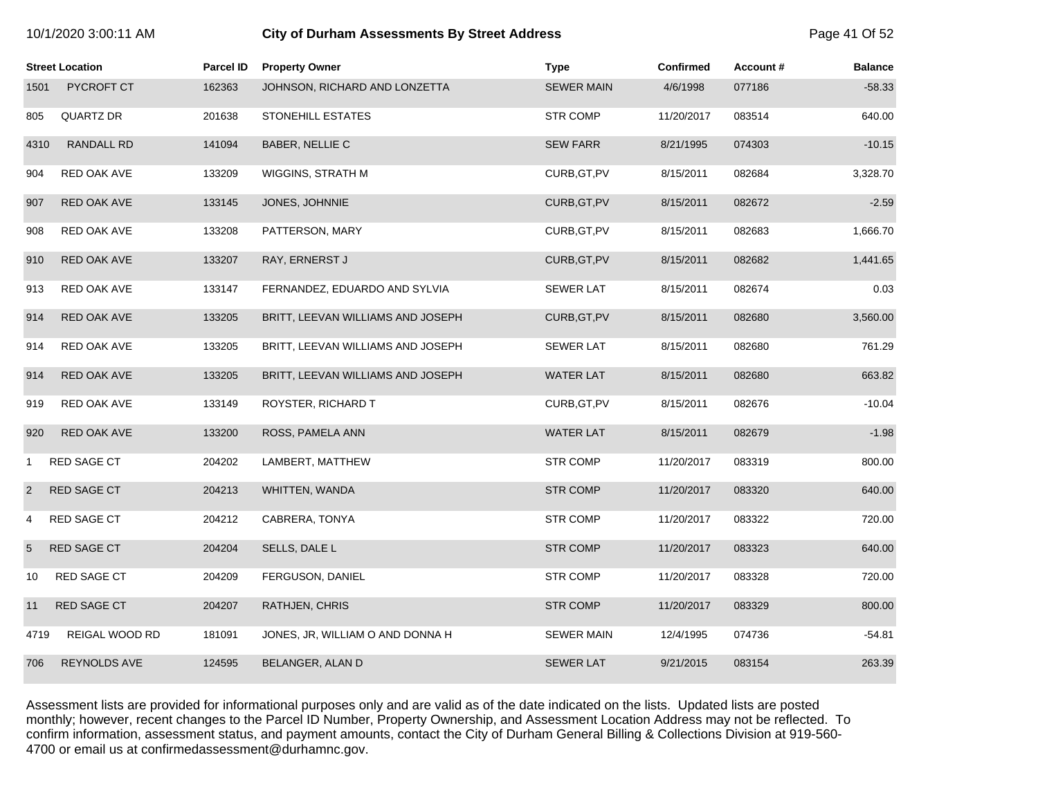# City of Durham Assessments By Street Address

| Street Location | | Parcel ID | Property Owner | Type | Confirmed | Account # | Balance |
|---|---|---|---|---|---|---|---|
| 1501 | PYCROFT CT | 162363 | JOHNSON, RICHARD AND LONZETTA | SEWER MAIN | 4/6/1998 | 077186 | -58.33 |
| 805 | QUARTZ DR | 201638 | STONEHILL ESTATES | STR COMP | 11/20/2017 | 083514 | 640.00 |
| 4310 | RANDALL RD | 141094 | BABER, NELLIE C | SEW FARR | 8/21/1995 | 074303 | -10.15 |
| 904 | RED OAK AVE | 133209 | WIGGINS, STRATH M | CURB,GT,PV | 8/15/2011 | 082684 | 3,328.70 |
| 907 | RED OAK AVE | 133145 | JONES, JOHNNIE | CURB,GT,PV | 8/15/2011 | 082672 | -2.59 |
| 908 | RED OAK AVE | 133208 | PATTERSON, MARY | CURB,GT,PV | 8/15/2011 | 082683 | 1,666.70 |
| 910 | RED OAK AVE | 133207 | RAY, ERNERST J | CURB,GT,PV | 8/15/2011 | 082682 | 1,441.65 |
| 913 | RED OAK AVE | 133147 | FERNANDEZ, EDUARDO AND SYLVIA | SEWER LAT | 8/15/2011 | 082674 | 0.03 |
| 914 | RED OAK AVE | 133205 | BRITT, LEEVAN WILLIAMS AND JOSEPH | CURB,GT,PV | 8/15/2011 | 082680 | 3,560.00 |
| 914 | RED OAK AVE | 133205 | BRITT, LEEVAN WILLIAMS AND JOSEPH | SEWER LAT | 8/15/2011 | 082680 | 761.29 |
| 914 | RED OAK AVE | 133205 | BRITT, LEEVAN WILLIAMS AND JOSEPH | WATER LAT | 8/15/2011 | 082680 | 663.82 |
| 919 | RED OAK AVE | 133149 | ROYSTER, RICHARD T | CURB,GT,PV | 8/15/2011 | 082676 | -10.04 |
| 920 | RED OAK AVE | 133200 | ROSS, PAMELA ANN | WATER LAT | 8/15/2011 | 082679 | -1.98 |
| 1 | RED SAGE CT | 204202 | LAMBERT, MATTHEW | STR COMP | 11/20/2017 | 083319 | 800.00 |
| 2 | RED SAGE CT | 204213 | WHITTEN, WANDA | STR COMP | 11/20/2017 | 083320 | 640.00 |
| 4 | RED SAGE CT | 204212 | CABRERA, TONYA | STR COMP | 11/20/2017 | 083322 | 720.00 |
| 5 | RED SAGE CT | 204204 | SELLS, DALE L | STR COMP | 11/20/2017 | 083323 | 640.00 |
| 10 | RED SAGE CT | 204209 | FERGUSON, DANIEL | STR COMP | 11/20/2017 | 083328 | 720.00 |
| 11 | RED SAGE CT | 204207 | RATHJEN, CHRIS | STR COMP | 11/20/2017 | 083329 | 800.00 |
| 4719 | REIGAL WOOD RD | 181091 | JONES, JR, WILLIAM O AND DONNA H | SEWER MAIN | 12/4/1995 | 074736 | -54.81 |
| 706 | REYNOLDS AVE | 124595 | BELANGER, ALAN D | SEWER LAT | 9/21/2015 | 083154 | 263.39 |

Assessment lists are provided for informational purposes only and are valid as of the date indicated on the lists. Updated lists are posted monthly; however, recent changes to the Parcel ID Number, Property Ownership, and Assessment Location Address may not be reflected. To confirm information, assessment status, and payment amounts, contact the City of Durham General Billing & Collections Division at 919-560-4700 or email us at confirmedassessment@durhamnc.gov.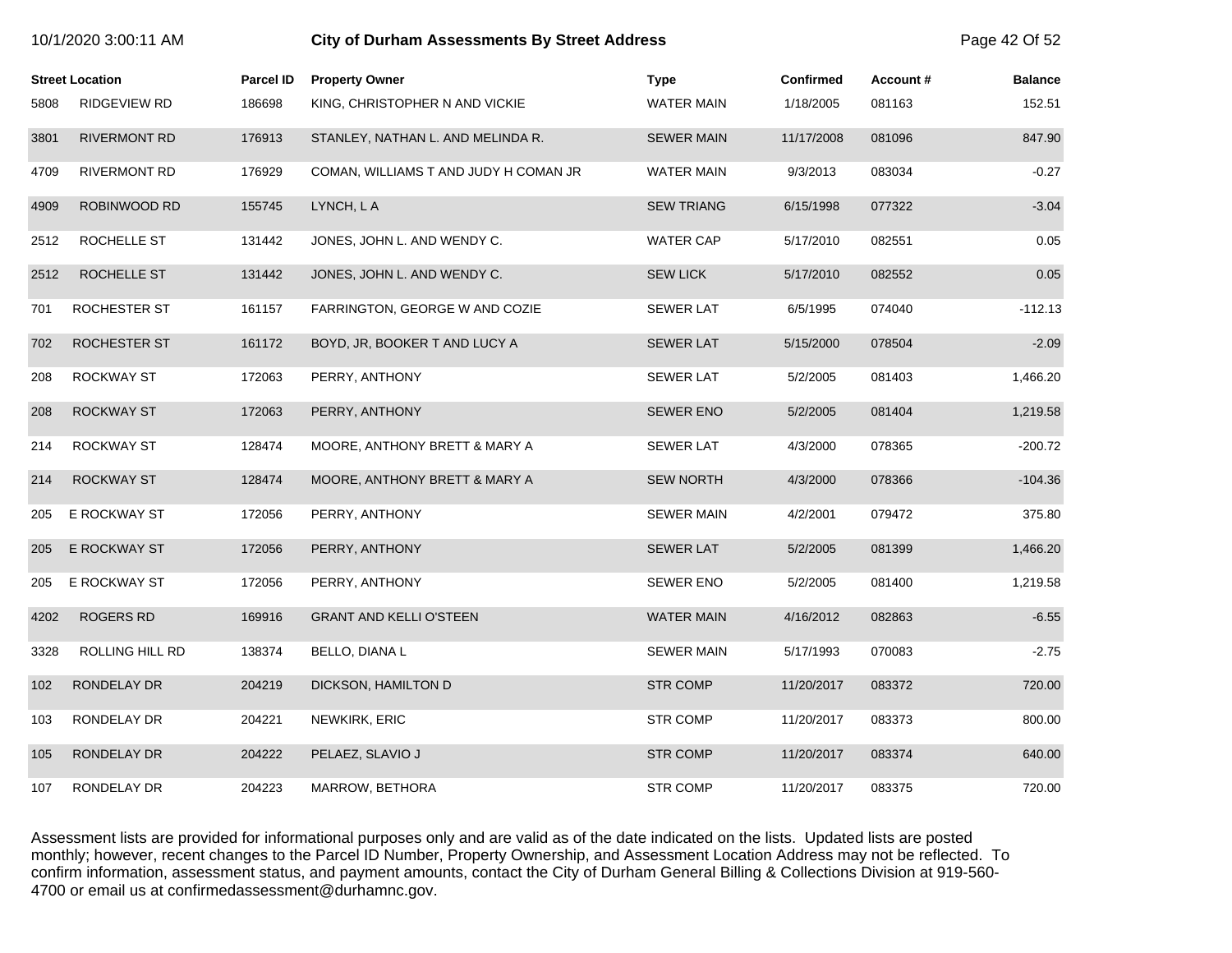| Street Location | | Parcel ID | Property Owner | Type | Confirmed | Account # | Balance |
|---|---|---|---|---|---|---|---|
| 5808 | RIDGEVIEW RD | 186698 | KING, CHRISTOPHER N AND VICKIE | WATER MAIN | 1/18/2005 | 081163 | 152.51 |
| 3801 | RIVERMONT RD | 176913 | STANLEY, NATHAN L. AND MELINDA R. | SEWER MAIN | 11/17/2008 | 081096 | 847.90 |
| 4709 | RIVERMONT RD | 176929 | COMAN, WILLIAMS T AND JUDY H COMAN JR | WATER MAIN | 9/3/2013 | 083034 | -0.27 |
| 4909 | ROBINWOOD RD | 155745 | LYNCH, L A | SEW TRIANG | 6/15/1998 | 077322 | -3.04 |
| 2512 | ROCHELLE ST | 131442 | JONES, JOHN L. AND WENDY C. | WATER CAP | 5/17/2010 | 082551 | 0.05 |
| 2512 | ROCHELLE ST | 131442 | JONES, JOHN L. AND WENDY C. | SEW LICK | 5/17/2010 | 082552 | 0.05 |
| 701 | ROCHESTER ST | 161157 | FARRINGTON, GEORGE W AND COZIE | SEWER LAT | 6/5/1995 | 074040 | -112.13 |
| 702 | ROCHESTER ST | 161172 | BOYD, JR, BOOKER T AND LUCY A | SEWER LAT | 5/15/2000 | 078504 | -2.09 |
| 208 | ROCKWAY ST | 172063 | PERRY, ANTHONY | SEWER LAT | 5/2/2005 | 081403 | 1,466.20 |
| 208 | ROCKWAY ST | 172063 | PERRY, ANTHONY | SEWER ENO | 5/2/2005 | 081404 | 1,219.58 |
| 214 | ROCKWAY ST | 128474 | MOORE, ANTHONY BRETT & MARY A | SEWER LAT | 4/3/2000 | 078365 | -200.72 |
| 214 | ROCKWAY ST | 128474 | MOORE, ANTHONY BRETT & MARY A | SEW NORTH | 4/3/2000 | 078366 | -104.36 |
| 205 | E ROCKWAY ST | 172056 | PERRY, ANTHONY | SEWER MAIN | 4/2/2001 | 079472 | 375.80 |
| 205 | E ROCKWAY ST | 172056 | PERRY, ANTHONY | SEWER LAT | 5/2/2005 | 081399 | 1,466.20 |
| 205 | E ROCKWAY ST | 172056 | PERRY, ANTHONY | SEWER ENO | 5/2/2005 | 081400 | 1,219.58 |
| 4202 | ROGERS RD | 169916 | GRANT AND KELLI O'STEEN | WATER MAIN | 4/16/2012 | 082863 | -6.55 |
| 3328 | ROLLING HILL RD | 138374 | BELLO, DIANA L | SEWER MAIN | 5/17/1993 | 070083 | -2.75 |
| 102 | RONDELAY DR | 204219 | DICKSON, HAMILTON D | STR COMP | 11/20/2017 | 083372 | 720.00 |
| 103 | RONDELAY DR | 204221 | NEWKIRK, ERIC | STR COMP | 11/20/2017 | 083373 | 800.00 |
| 105 | RONDELAY DR | 204222 | PELAEZ, SLAVIO J | STR COMP | 11/20/2017 | 083374 | 640.00 |
| 107 | RONDELAY DR | 204223 | MARROW, BETHORA | STR COMP | 11/20/2017 | 083375 | 720.00 |

Assessment lists are provided for informational purposes only and are valid as of the date indicated on the lists. Updated lists are posted monthly; however, recent changes to the Parcel ID Number, Property Ownership, and Assessment Location Address may not be reflected. To confirm information, assessment status, and payment amounts, contact the City of Durham General Billing & Collections Division at 919-560-4700 or email us at confirmedassessment@durhamnc.gov.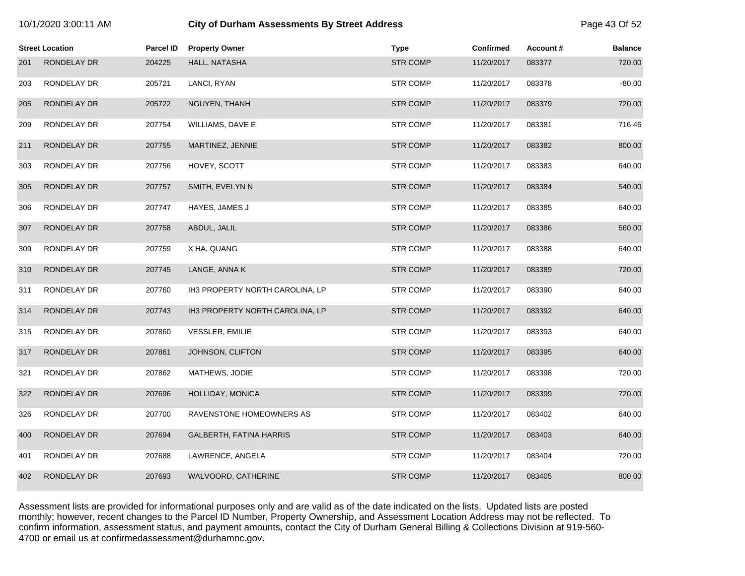# City of Durham Assessments By Street Address

| Street Location | | Parcel ID | Property Owner | Type | Confirmed | Account # | Balance |
|---|---|---|---|---|---|---|---|
| 201 | RONDELAY DR | 204225 | HALL, NATASHA | STR COMP | 11/20/2017 | 083377 | 720.00 |
| 203 | RONDELAY DR | 205721 | LANCI, RYAN | STR COMP | 11/20/2017 | 083378 | -80.00 |
| 205 | RONDELAY DR | 205722 | NGUYEN, THANH | STR COMP | 11/20/2017 | 083379 | 720.00 |
| 209 | RONDELAY DR | 207754 | WILLIAMS, DAVE E | STR COMP | 11/20/2017 | 083381 | 716.46 |
| 211 | RONDELAY DR | 207755 | MARTINEZ, JENNIE | STR COMP | 11/20/2017 | 083382 | 800.00 |
| 303 | RONDELAY DR | 207756 | HOVEY, SCOTT | STR COMP | 11/20/2017 | 083383 | 640.00 |
| 305 | RONDELAY DR | 207757 | SMITH, EVELYN N | STR COMP | 11/20/2017 | 083384 | 540.00 |
| 306 | RONDELAY DR | 207747 | HAYES, JAMES J | STR COMP | 11/20/2017 | 083385 | 640.00 |
| 307 | RONDELAY DR | 207758 | ABDUL, JALIL | STR COMP | 11/20/2017 | 083386 | 560.00 |
| 309 | RONDELAY DR | 207759 | X HA, QUANG | STR COMP | 11/20/2017 | 083388 | 640.00 |
| 310 | RONDELAY DR | 207745 | LANGE, ANNA K | STR COMP | 11/20/2017 | 083389 | 720.00 |
| 311 | RONDELAY DR | 207760 | IH3 PROPERTY NORTH CAROLINA, LP | STR COMP | 11/20/2017 | 083390 | 640.00 |
| 314 | RONDELAY DR | 207743 | IH3 PROPERTY NORTH CAROLINA, LP | STR COMP | 11/20/2017 | 083392 | 640.00 |
| 315 | RONDELAY DR | 207860 | VESSLER, EMILIE | STR COMP | 11/20/2017 | 083393 | 640.00 |
| 317 | RONDELAY DR | 207861 | JOHNSON, CLIFTON | STR COMP | 11/20/2017 | 083395 | 640.00 |
| 321 | RONDELAY DR | 207862 | MATHEWS, JODIE | STR COMP | 11/20/2017 | 083398 | 720.00 |
| 322 | RONDELAY DR | 207696 | HOLLIDAY, MONICA | STR COMP | 11/20/2017 | 083399 | 720.00 |
| 326 | RONDELAY DR | 207700 | RAVENSTONE HOMEOWNERS AS | STR COMP | 11/20/2017 | 083402 | 640.00 |
| 400 | RONDELAY DR | 207694 | GALBERTH, FATINA HARRIS | STR COMP | 11/20/2017 | 083403 | 640.00 |
| 401 | RONDELAY DR | 207688 | LAWRENCE, ANGELA | STR COMP | 11/20/2017 | 083404 | 720.00 |
| 402 | RONDELAY DR | 207693 | WALVOORD, CATHERINE | STR COMP | 11/20/2017 | 083405 | 800.00 |

Assessment lists are provided for informational purposes only and are valid as of the date indicated on the lists. Updated lists are posted monthly; however, recent changes to the Parcel ID Number, Property Ownership, and Assessment Location Address may not be reflected. To confirm information, assessment status, and payment amounts, contact the City of Durham General Billing & Collections Division at 919-560-4700 or email us at confirmedassessment@durhamnc.gov.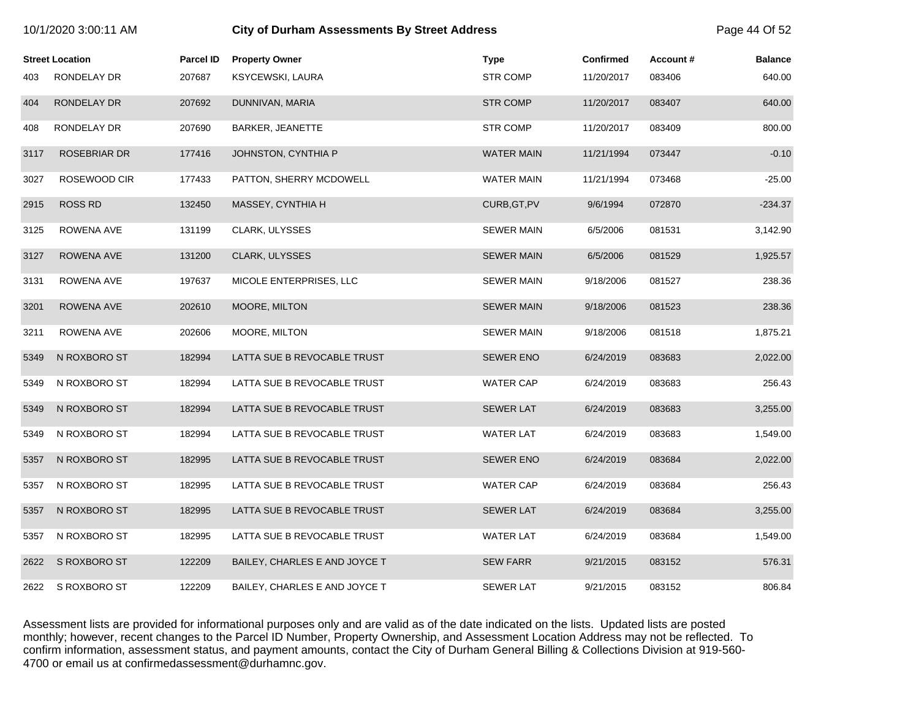| Street Location | | Parcel ID | Property Owner | Type | Confirmed | Account # | Balance |
|---|---|---|---|---|---|---|---|
| 403 | RONDELAY DR | 207687 | KSYCEWSKI, LAURA | STR COMP | 11/20/2017 | 083406 | 640.00 |
| 404 | RONDELAY DR | 207692 | DUNNIVAN, MARIA | STR COMP | 11/20/2017 | 083407 | 640.00 |
| 408 | RONDELAY DR | 207690 | BARKER, JEANETTE | STR COMP | 11/20/2017 | 083409 | 800.00 |
| 3117 | ROSEBRIAR DR | 177416 | JOHNSTON, CYNTHIA P | WATER MAIN | 11/21/1994 | 073447 | -0.10 |
| 3027 | ROSEWOOD CIR | 177433 | PATTON, SHERRY MCDOWELL | WATER MAIN | 11/21/1994 | 073468 | -25.00 |
| 2915 | ROSS RD | 132450 | MASSEY, CYNTHIA H | CURB,GT,PV | 9/6/1994 | 072870 | -234.37 |
| 3125 | ROWENA AVE | 131199 | CLARK, ULYSSES | SEWER MAIN | 6/5/2006 | 081531 | 3,142.90 |
| 3127 | ROWENA AVE | 131200 | CLARK, ULYSSES | SEWER MAIN | 6/5/2006 | 081529 | 1,925.57 |
| 3131 | ROWENA AVE | 197637 | MICOLE ENTERPRISES, LLC | SEWER MAIN | 9/18/2006 | 081527 | 238.36 |
| 3201 | ROWENA AVE | 202610 | MOORE, MILTON | SEWER MAIN | 9/18/2006 | 081523 | 238.36 |
| 3211 | ROWENA AVE | 202606 | MOORE, MILTON | SEWER MAIN | 9/18/2006 | 081518 | 1,875.21 |
| 5349 | N ROXBORO ST | 182994 | LATTA SUE B REVOCABLE TRUST | SEWER ENO | 6/24/2019 | 083683 | 2,022.00 |
| 5349 | N ROXBORO ST | 182994 | LATTA SUE B REVOCABLE TRUST | WATER CAP | 6/24/2019 | 083683 | 256.43 |
| 5349 | N ROXBORO ST | 182994 | LATTA SUE B REVOCABLE TRUST | SEWER LAT | 6/24/2019 | 083683 | 3,255.00 |
| 5349 | N ROXBORO ST | 182994 | LATTA SUE B REVOCABLE TRUST | WATER LAT | 6/24/2019 | 083683 | 1,549.00 |
| 5357 | N ROXBORO ST | 182995 | LATTA SUE B REVOCABLE TRUST | SEWER ENO | 6/24/2019 | 083684 | 2,022.00 |
| 5357 | N ROXBORO ST | 182995 | LATTA SUE B REVOCABLE TRUST | WATER CAP | 6/24/2019 | 083684 | 256.43 |
| 5357 | N ROXBORO ST | 182995 | LATTA SUE B REVOCABLE TRUST | SEWER LAT | 6/24/2019 | 083684 | 3,255.00 |
| 5357 | N ROXBORO ST | 182995 | LATTA SUE B REVOCABLE TRUST | WATER LAT | 6/24/2019 | 083684 | 1,549.00 |
| 2622 | S ROXBORO ST | 122209 | BAILEY, CHARLES E AND JOYCE T | SEW FARR | 9/21/2015 | 083152 | 576.31 |
| 2622 | S ROXBORO ST | 122209 | BAILEY, CHARLES E AND JOYCE T | SEWER LAT | 9/21/2015 | 083152 | 806.84 |

Assessment lists are provided for informational purposes only and are valid as of the date indicated on the lists. Updated lists are posted monthly; however, recent changes to the Parcel ID Number, Property Ownership, and Assessment Location Address may not be reflected. To confirm information, assessment status, and payment amounts, contact the City of Durham General Billing & Collections Division at 919-560-4700 or email us at confirmedassessment@durhamnc.gov.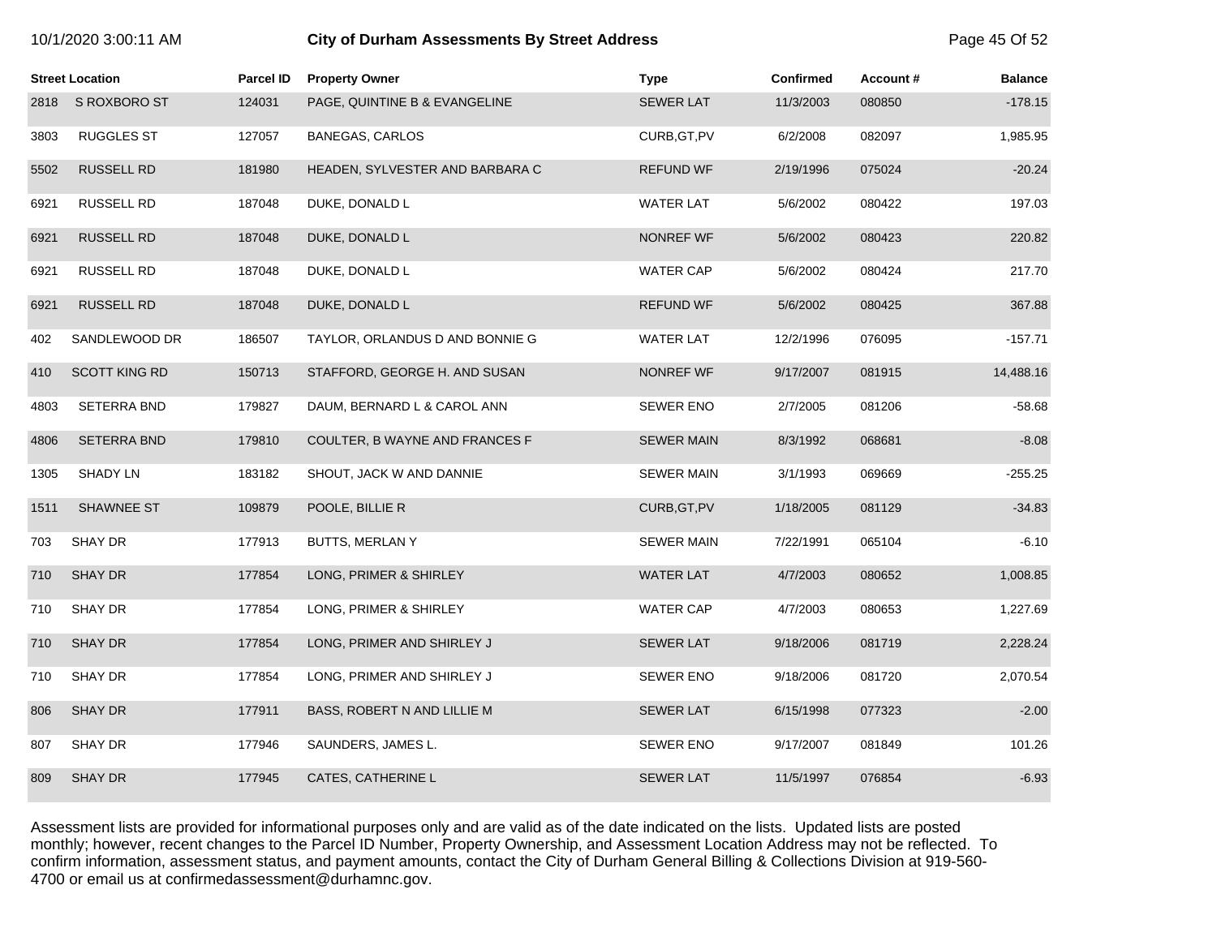| Street Location | | Parcel ID | Property Owner | Type | Confirmed | Account # | Balance |
|---|---|---|---|---|---|---|---|
| 2818 | S ROXBORO ST | 124031 | PAGE, QUINTINE B & EVANGELINE | SEWER LAT | 11/3/2003 | 080850 | -178.15 |
| 3803 | RUGGLES ST | 127057 | BANEGAS, CARLOS | CURB,GT,PV | 6/2/2008 | 082097 | 1,985.95 |
| 5502 | RUSSELL RD | 181980 | HEADEN, SYLVESTER AND BARBARA C | REFUND WF | 2/19/1996 | 075024 | -20.24 |
| 6921 | RUSSELL RD | 187048 | DUKE, DONALD L | WATER LAT | 5/6/2002 | 080422 | 197.03 |
| 6921 | RUSSELL RD | 187048 | DUKE, DONALD L | NONREF WF | 5/6/2002 | 080423 | 220.82 |
| 6921 | RUSSELL RD | 187048 | DUKE, DONALD L | WATER CAP | 5/6/2002 | 080424 | 217.70 |
| 6921 | RUSSELL RD | 187048 | DUKE, DONALD L | REFUND WF | 5/6/2002 | 080425 | 367.88 |
| 402 | SANDLEWOOD DR | 186507 | TAYLOR, ORLANDUS D AND BONNIE G | WATER LAT | 12/2/1996 | 076095 | -157.71 |
| 410 | SCOTT KING RD | 150713 | STAFFORD, GEORGE H. AND SUSAN | NONREF WF | 9/17/2007 | 081915 | 14,488.16 |
| 4803 | SETERRA BND | 179827 | DAUM, BERNARD L & CAROL ANN | SEWER ENO | 2/7/2005 | 081206 | -58.68 |
| 4806 | SETERRA BND | 179810 | COULTER, B WAYNE AND FRANCES F | SEWER MAIN | 8/3/1992 | 068681 | -8.08 |
| 1305 | SHADY LN | 183182 | SHOUT, JACK W AND DANNIE | SEWER MAIN | 3/1/1993 | 069669 | -255.25 |
| 1511 | SHAWNEE ST | 109879 | POOLE, BILLIE R | CURB,GT,PV | 1/18/2005 | 081129 | -34.83 |
| 703 | SHAY DR | 177913 | BUTTS, MERLAN Y | SEWER MAIN | 7/22/1991 | 065104 | -6.10 |
| 710 | SHAY DR | 177854 | LONG, PRIMER & SHIRLEY | WATER LAT | 4/7/2003 | 080652 | 1,008.85 |
| 710 | SHAY DR | 177854 | LONG, PRIMER & SHIRLEY | WATER CAP | 4/7/2003 | 080653 | 1,227.69 |
| 710 | SHAY DR | 177854 | LONG, PRIMER AND SHIRLEY J | SEWER LAT | 9/18/2006 | 081719 | 2,228.24 |
| 710 | SHAY DR | 177854 | LONG, PRIMER AND SHIRLEY J | SEWER ENO | 9/18/2006 | 081720 | 2,070.54 |
| 806 | SHAY DR | 177911 | BASS, ROBERT N AND LILLIE M | SEWER LAT | 6/15/1998 | 077323 | -2.00 |
| 807 | SHAY DR | 177946 | SAUNDERS, JAMES L. | SEWER ENO | 9/17/2007 | 081849 | 101.26 |
| 809 | SHAY DR | 177945 | CATES, CATHERINE L | SEWER LAT | 11/5/1997 | 076854 | -6.93 |

Assessment lists are provided for informational purposes only and are valid as of the date indicated on the lists. Updated lists are posted monthly; however, recent changes to the Parcel ID Number, Property Ownership, and Assessment Location Address may not be reflected. To confirm information, assessment status, and payment amounts, contact the City of Durham General Billing & Collections Division at 919-560-4700 or email us at confirmedassessment@durhamnc.gov.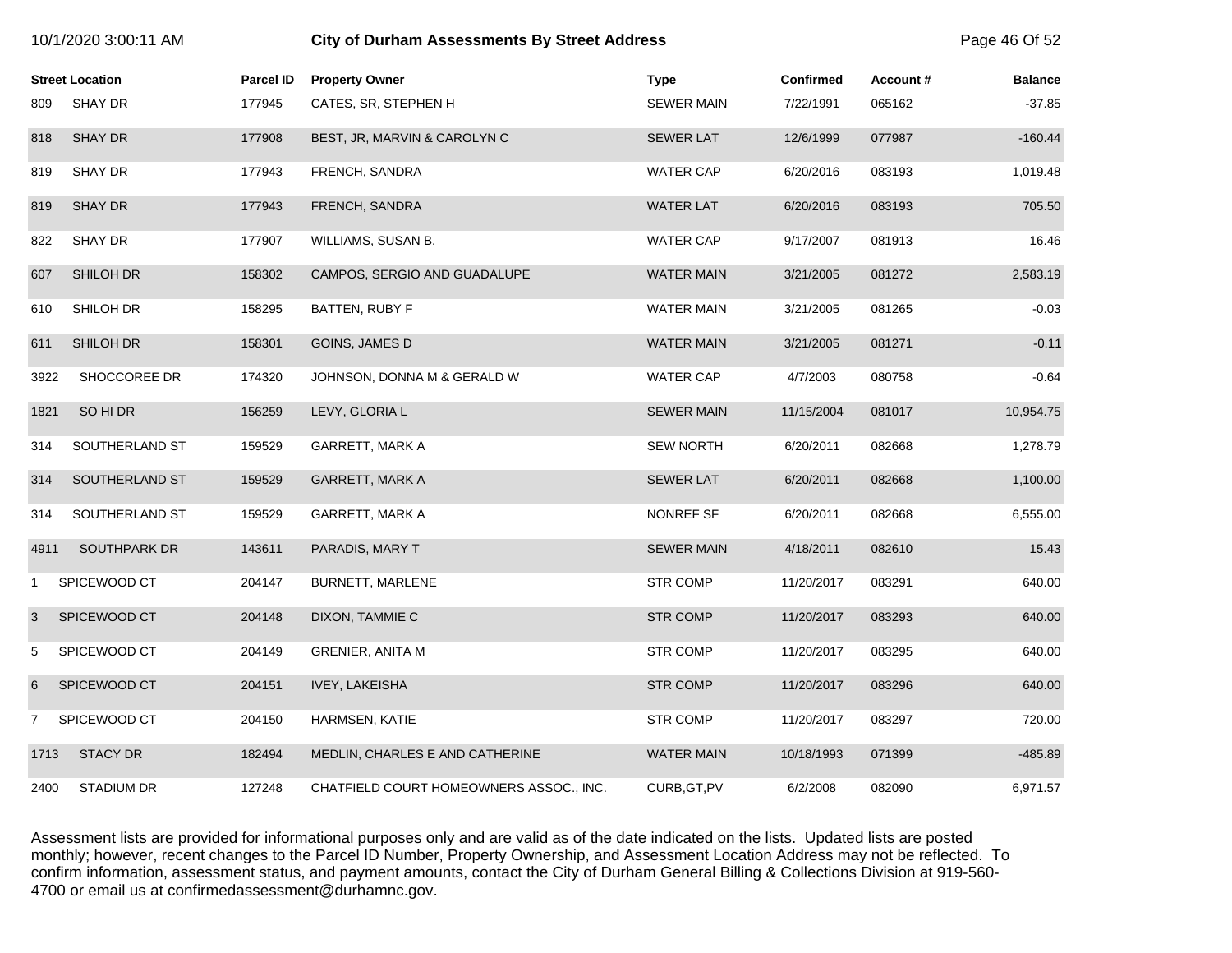# City of Durham Assessments By Street Address

10/1/2020 3:00:11 AM

| Street Location | | Parcel ID | Property Owner | Type | Confirmed | Account # | Balance |
|---|---|---|---|---|---|---|---|
| 809 | SHAY DR | 177945 | CATES, SR, STEPHEN H | SEWER MAIN | 7/22/1991 | 065162 | -37.85 |
| 818 | SHAY DR | 177908 | BEST, JR, MARVIN & CAROLYN C | SEWER LAT | 12/6/1999 | 077987 | -160.44 |
| 819 | SHAY DR | 177943 | FRENCH, SANDRA | WATER CAP | 6/20/2016 | 083193 | 1,019.48 |
| 819 | SHAY DR | 177943 | FRENCH, SANDRA | WATER LAT | 6/20/2016 | 083193 | 705.50 |
| 822 | SHAY DR | 177907 | WILLIAMS, SUSAN B. | WATER CAP | 9/17/2007 | 081913 | 16.46 |
| 607 | SHILOH DR | 158302 | CAMPOS, SERGIO AND GUADALUPE | WATER MAIN | 3/21/2005 | 081272 | 2,583.19 |
| 610 | SHILOH DR | 158295 | BATTEN, RUBY F | WATER MAIN | 3/21/2005 | 081265 | -0.03 |
| 611 | SHILOH DR | 158301 | GOINS, JAMES D | WATER MAIN | 3/21/2005 | 081271 | -0.11 |
| 3922 | SHOCCOREE DR | 174320 | JOHNSON, DONNA M & GERALD W | WATER CAP | 4/7/2003 | 080758 | -0.64 |
| 1821 | SO HI DR | 156259 | LEVY, GLORIA L | SEWER MAIN | 11/15/2004 | 081017 | 10,954.75 |
| 314 | SOUTHERLAND ST | 159529 | GARRETT, MARK A | SEW NORTH | 6/20/2011 | 082668 | 1,278.79 |
| 314 | SOUTHERLAND ST | 159529 | GARRETT, MARK A | SEWER LAT | 6/20/2011 | 082668 | 1,100.00 |
| 314 | SOUTHERLAND ST | 159529 | GARRETT, MARK A | NONREF SF | 6/20/2011 | 082668 | 6,555.00 |
| 4911 | SOUTHPARK DR | 143611 | PARADIS, MARY T | SEWER MAIN | 4/18/2011 | 082610 | 15.43 |
| 1 | SPICEWOOD CT | 204147 | BURNETT, MARLENE | STR COMP | 11/20/2017 | 083291 | 640.00 |
| 3 | SPICEWOOD CT | 204148 | DIXON, TAMMIE C | STR COMP | 11/20/2017 | 083293 | 640.00 |
| 5 | SPICEWOOD CT | 204149 | GRENIER, ANITA M | STR COMP | 11/20/2017 | 083295 | 640.00 |
| 6 | SPICEWOOD CT | 204151 | IVEY, LAKEISHA | STR COMP | 11/20/2017 | 083296 | 640.00 |
| 7 | SPICEWOOD CT | 204150 | HARMSEN, KATIE | STR COMP | 11/20/2017 | 083297 | 720.00 |
| 1713 | STACY DR | 182494 | MEDLIN, CHARLES E AND CATHERINE | WATER MAIN | 10/18/1993 | 071399 | -485.89 |
| 2400 | STADIUM DR | 127248 | CHATFIELD COURT HOMEOWNERS ASSOC., INC. | CURB,GT,PV | 6/2/2008 | 082090 | 6,971.57 |

Assessment lists are provided for informational purposes only and are valid as of the date indicated on the lists. Updated lists are posted monthly; however, recent changes to the Parcel ID Number, Property Ownership, and Assessment Location Address may not be reflected. To confirm information, assessment status, and payment amounts, contact the City of Durham General Billing & Collections Division at 919-560-4700 or email us at confirmedassessment@durhamnc.gov.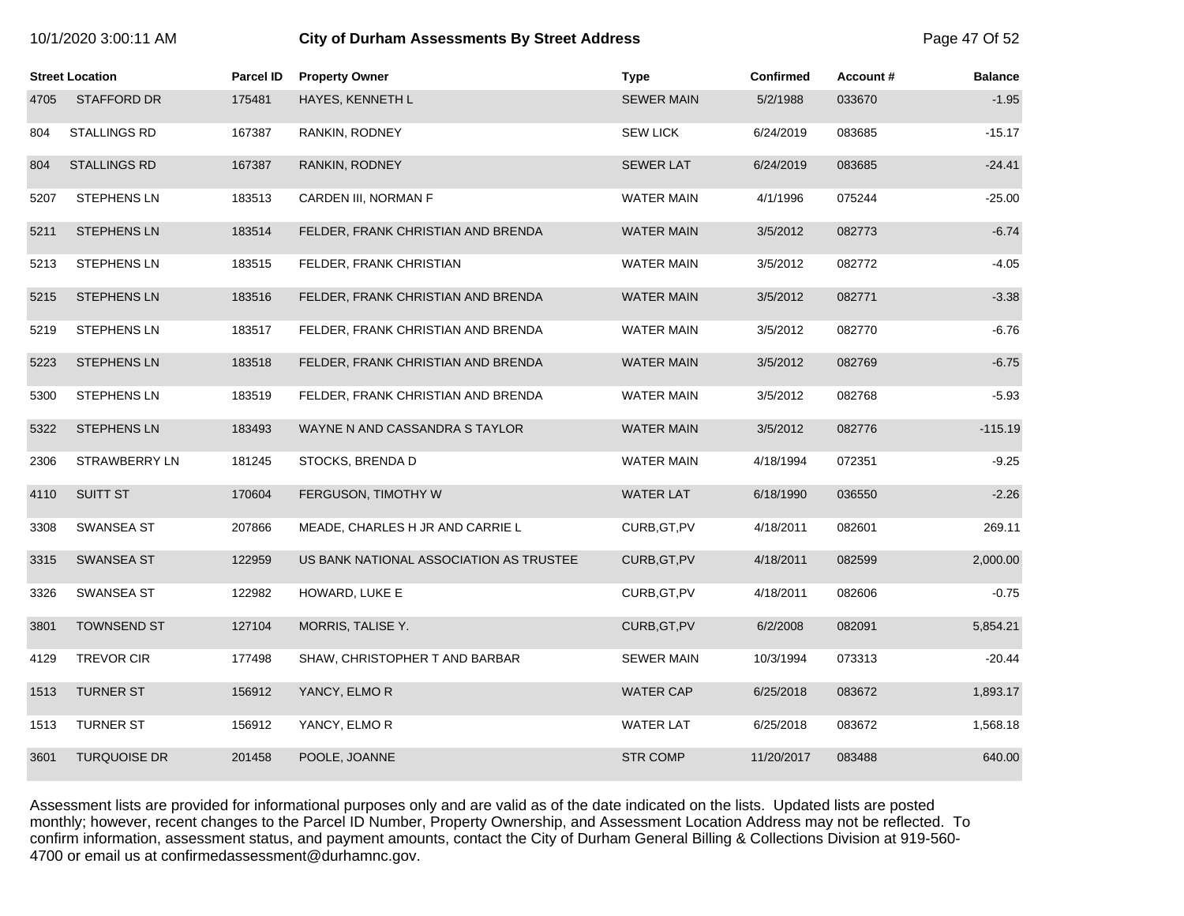| Street Location | | Parcel ID | Property Owner | Type | Confirmed | Account # | Balance |
|---|---|---|---|---|---|---|---|
| 4705 | STAFFORD DR | 175481 | HAYES, KENNETH L | SEWER MAIN | 5/2/1988 | 033670 | -1.95 |
| 804 | STALLINGS RD | 167387 | RANKIN, RODNEY | SEW LICK | 6/24/2019 | 083685 | -15.17 |
| 804 | STALLINGS RD | 167387 | RANKIN, RODNEY | SEWER LAT | 6/24/2019 | 083685 | -24.41 |
| 5207 | STEPHENS LN | 183513 | CARDEN III, NORMAN F | WATER MAIN | 4/1/1996 | 075244 | -25.00 |
| 5211 | STEPHENS LN | 183514 | FELDER, FRANK CHRISTIAN AND BRENDA | WATER MAIN | 3/5/2012 | 082773 | -6.74 |
| 5213 | STEPHENS LN | 183515 | FELDER, FRANK CHRISTIAN | WATER MAIN | 3/5/2012 | 082772 | -4.05 |
| 5215 | STEPHENS LN | 183516 | FELDER, FRANK CHRISTIAN AND BRENDA | WATER MAIN | 3/5/2012 | 082771 | -3.38 |
| 5219 | STEPHENS LN | 183517 | FELDER, FRANK CHRISTIAN AND BRENDA | WATER MAIN | 3/5/2012 | 082770 | -6.76 |
| 5223 | STEPHENS LN | 183518 | FELDER, FRANK CHRISTIAN AND BRENDA | WATER MAIN | 3/5/2012 | 082769 | -6.75 |
| 5300 | STEPHENS LN | 183519 | FELDER, FRANK CHRISTIAN AND BRENDA | WATER MAIN | 3/5/2012 | 082768 | -5.93 |
| 5322 | STEPHENS LN | 183493 | WAYNE N AND CASSANDRA S TAYLOR | WATER MAIN | 3/5/2012 | 082776 | -115.19 |
| 2306 | STRAWBERRY LN | 181245 | STOCKS, BRENDA D | WATER MAIN | 4/18/1994 | 072351 | -9.25 |
| 4110 | SUITT ST | 170604 | FERGUSON, TIMOTHY W | WATER LAT | 6/18/1990 | 036550 | -2.26 |
| 3308 | SWANSEA ST | 207866 | MEADE, CHARLES H JR AND CARRIE L | CURB,GT,PV | 4/18/2011 | 082601 | 269.11 |
| 3315 | SWANSEA ST | 122959 | US BANK NATIONAL ASSOCIATION AS TRUSTEE | CURB,GT,PV | 4/18/2011 | 082599 | 2,000.00 |
| 3326 | SWANSEA ST | 122982 | HOWARD, LUKE E | CURB,GT,PV | 4/18/2011 | 082606 | -0.75 |
| 3801 | TOWNSEND ST | 127104 | MORRIS, TALISE Y. | CURB,GT,PV | 6/2/2008 | 082091 | 5,854.21 |
| 4129 | TREVOR CIR | 177498 | SHAW, CHRISTOPHER T AND BARBAR | SEWER MAIN | 10/3/1994 | 073313 | -20.44 |
| 1513 | TURNER ST | 156912 | YANCY, ELMO R | WATER CAP | 6/25/2018 | 083672 | 1,893.17 |
| 1513 | TURNER ST | 156912 | YANCY, ELMO R | WATER LAT | 6/25/2018 | 083672 | 1,568.18 |
| 3601 | TURQUOISE DR | 201458 | POOLE, JOANNE | STR COMP | 11/20/2017 | 083488 | 640.00 |

Assessment lists are provided for informational purposes only and are valid as of the date indicated on the lists. Updated lists are posted monthly; however, recent changes to the Parcel ID Number, Property Ownership, and Assessment Location Address may not be reflected. To confirm information, assessment status, and payment amounts, contact the City of Durham General Billing & Collections Division at 919-560-4700 or email us at confirmedassessment@durhamnc.gov.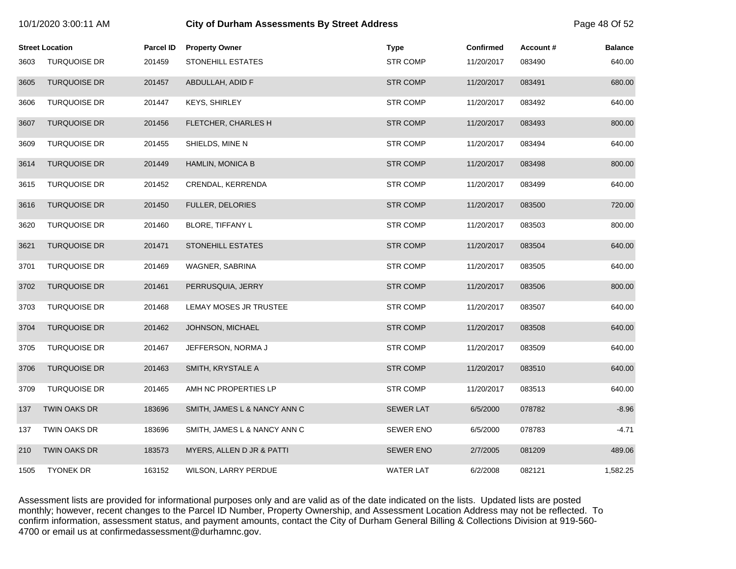| Street Location | | Parcel ID | Property Owner | Type | Confirmed | Account # | Balance |
|---|---|---|---|---|---|---|---|
| 3603 | TURQUOISE DR | 201459 | STONEHILL ESTATES | STR COMP | 11/20/2017 | 083490 | 640.00 |
| 3605 | TURQUOISE DR | 201457 | ABDULLAH, ADID F | STR COMP | 11/20/2017 | 083491 | 680.00 |
| 3606 | TURQUOISE DR | 201447 | KEYS, SHIRLEY | STR COMP | 11/20/2017 | 083492 | 640.00 |
| 3607 | TURQUOISE DR | 201456 | FLETCHER, CHARLES H | STR COMP | 11/20/2017 | 083493 | 800.00 |
| 3609 | TURQUOISE DR | 201455 | SHIELDS, MINE N | STR COMP | 11/20/2017 | 083494 | 640.00 |
| 3614 | TURQUOISE DR | 201449 | HAMLIN, MONICA B | STR COMP | 11/20/2017 | 083498 | 800.00 |
| 3615 | TURQUOISE DR | 201452 | CRENDAL, KERRENDA | STR COMP | 11/20/2017 | 083499 | 640.00 |
| 3616 | TURQUOISE DR | 201450 | FULLER, DELORIES | STR COMP | 11/20/2017 | 083500 | 720.00 |
| 3620 | TURQUOISE DR | 201460 | BLORE, TIFFANY L | STR COMP | 11/20/2017 | 083503 | 800.00 |
| 3621 | TURQUOISE DR | 201471 | STONEHILL ESTATES | STR COMP | 11/20/2017 | 083504 | 640.00 |
| 3701 | TURQUOISE DR | 201469 | WAGNER, SABRINA | STR COMP | 11/20/2017 | 083505 | 640.00 |
| 3702 | TURQUOISE DR | 201461 | PERRUSQUIA, JERRY | STR COMP | 11/20/2017 | 083506 | 800.00 |
| 3703 | TURQUOISE DR | 201468 | LEMAY MOSES JR TRUSTEE | STR COMP | 11/20/2017 | 083507 | 640.00 |
| 3704 | TURQUOISE DR | 201462 | JOHNSON, MICHAEL | STR COMP | 11/20/2017 | 083508 | 640.00 |
| 3705 | TURQUOISE DR | 201467 | JEFFERSON, NORMA J | STR COMP | 11/20/2017 | 083509 | 640.00 |
| 3706 | TURQUOISE DR | 201463 | SMITH, KRYSTALE A | STR COMP | 11/20/2017 | 083510 | 640.00 |
| 3709 | TURQUOISE DR | 201465 | AMH NC PROPERTIES LP | STR COMP | 11/20/2017 | 083513 | 640.00 |
| 137 | TWIN OAKS DR | 183696 | SMITH, JAMES L & NANCY ANN C | SEWER LAT | 6/5/2000 | 078782 | -8.96 |
| 137 | TWIN OAKS DR | 183696 | SMITH, JAMES L & NANCY ANN C | SEWER ENO | 6/5/2000 | 078783 | -4.71 |
| 210 | TWIN OAKS DR | 183573 | MYERS, ALLEN D JR & PATTI | SEWER ENO | 2/7/2005 | 081209 | 489.06 |
| 1505 | TYONEK DR | 163152 | WILSON, LARRY PERDUE | WATER LAT | 6/2/2008 | 082121 | 1,582.25 |

Assessment lists are provided for informational purposes only and are valid as of the date indicated on the lists. Updated lists are posted monthly; however, recent changes to the Parcel ID Number, Property Ownership, and Assessment Location Address may not be reflected. To confirm information, assessment status, and payment amounts, contact the City of Durham General Billing & Collections Division at 919-560-4700 or email us at confirmedassessment@durhamnc.gov.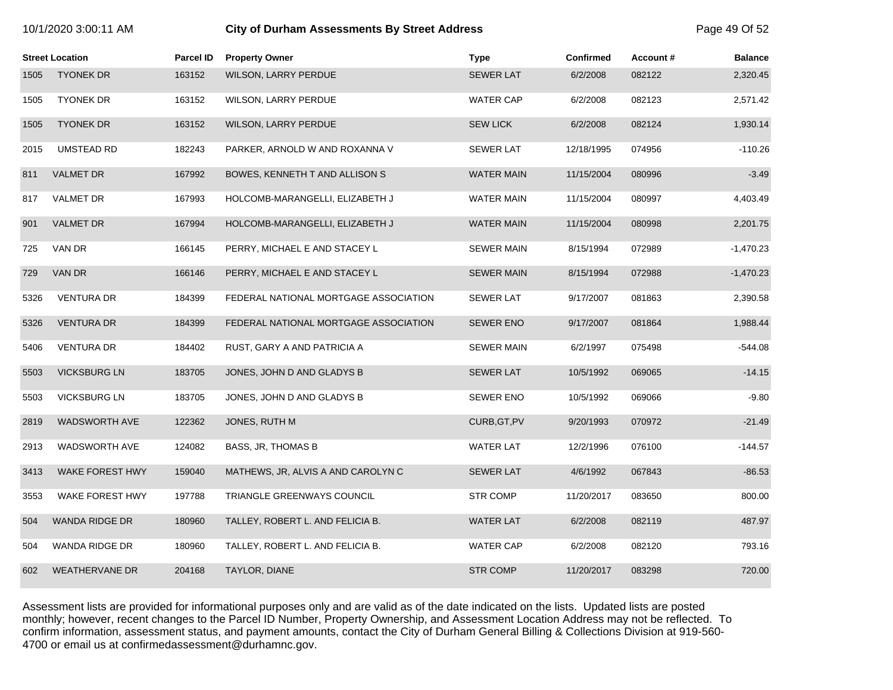| Street Location | | Parcel ID | Property Owner | Type | Confirmed | Account # | Balance |
|---|---|---|---|---|---|---|---|
| 1505 | TYONEK DR | 163152 | WILSON, LARRY PERDUE | SEWER LAT | 6/2/2008 | 082122 | 2,320.45 |
| 1505 | TYONEK DR | 163152 | WILSON, LARRY PERDUE | WATER CAP | 6/2/2008 | 082123 | 2,571.42 |
| 1505 | TYONEK DR | 163152 | WILSON, LARRY PERDUE | SEW LICK | 6/2/2008 | 082124 | 1,930.14 |
| 2015 | UMSTEAD RD | 182243 | PARKER, ARNOLD W AND ROXANNA V | SEWER LAT | 12/18/1995 | 074956 | -110.26 |
| 811 | VALMET DR | 167992 | BOWES, KENNETH T AND ALLISON S | WATER MAIN | 11/15/2004 | 080996 | -3.49 |
| 817 | VALMET DR | 167993 | HOLCOMB-MARANGELLI, ELIZABETH J | WATER MAIN | 11/15/2004 | 080997 | 4,403.49 |
| 901 | VALMET DR | 167994 | HOLCOMB-MARANGELLI, ELIZABETH J | WATER MAIN | 11/15/2004 | 080998 | 2,201.75 |
| 725 | VAN DR | 166145 | PERRY, MICHAEL E AND STACEY L | SEWER MAIN | 8/15/1994 | 072989 | -1,470.23 |
| 729 | VAN DR | 166146 | PERRY, MICHAEL E AND STACEY L | SEWER MAIN | 8/15/1994 | 072988 | -1,470.23 |
| 5326 | VENTURA DR | 184399 | FEDERAL NATIONAL MORTGAGE ASSOCIATION | SEWER LAT | 9/17/2007 | 081863 | 2,390.58 |
| 5326 | VENTURA DR | 184399 | FEDERAL NATIONAL MORTGAGE ASSOCIATION | SEWER ENO | 9/17/2007 | 081864 | 1,988.44 |
| 5406 | VENTURA DR | 184402 | RUST, GARY A AND PATRICIA A | SEWER MAIN | 6/2/1997 | 075498 | -544.08 |
| 5503 | VICKSBURG LN | 183705 | JONES, JOHN D AND GLADYS B | SEWER LAT | 10/5/1992 | 069065 | -14.15 |
| 5503 | VICKSBURG LN | 183705 | JONES, JOHN D AND GLADYS B | SEWER ENO | 10/5/1992 | 069066 | -9.80 |
| 2819 | WADSWORTH AVE | 122362 | JONES, RUTH M | CURB,GT,PV | 9/20/1993 | 070972 | -21.49 |
| 2913 | WADSWORTH AVE | 124082 | BASS, JR, THOMAS B | WATER LAT | 12/2/1996 | 076100 | -144.57 |
| 3413 | WAKE FOREST HWY | 159040 | MATHEWS, JR, ALVIS A AND CAROLYN C | SEWER LAT | 4/6/1992 | 067843 | -86.53 |
| 3553 | WAKE FOREST HWY | 197788 | TRIANGLE GREENWAYS COUNCIL | STR COMP | 11/20/2017 | 083650 | 800.00 |
| 504 | WANDA RIDGE DR | 180960 | TALLEY, ROBERT L. AND FELICIA B. | WATER LAT | 6/2/2008 | 082119 | 487.97 |
| 504 | WANDA RIDGE DR | 180960 | TALLEY, ROBERT L. AND FELICIA B. | WATER CAP | 6/2/2008 | 082120 | 793.16 |
| 602 | WEATHERVANE DR | 204168 | TAYLOR, DIANE | STR COMP | 11/20/2017 | 083298 | 720.00 |

Assessment lists are provided for informational purposes only and are valid as of the date indicated on the lists. Updated lists are posted monthly; however, recent changes to the Parcel ID Number, Property Ownership, and Assessment Location Address may not be reflected. To confirm information, assessment status, and payment amounts, contact the City of Durham General Billing & Collections Division at 919-560-4700 or email us at confirmedassessment@durhamnc.gov.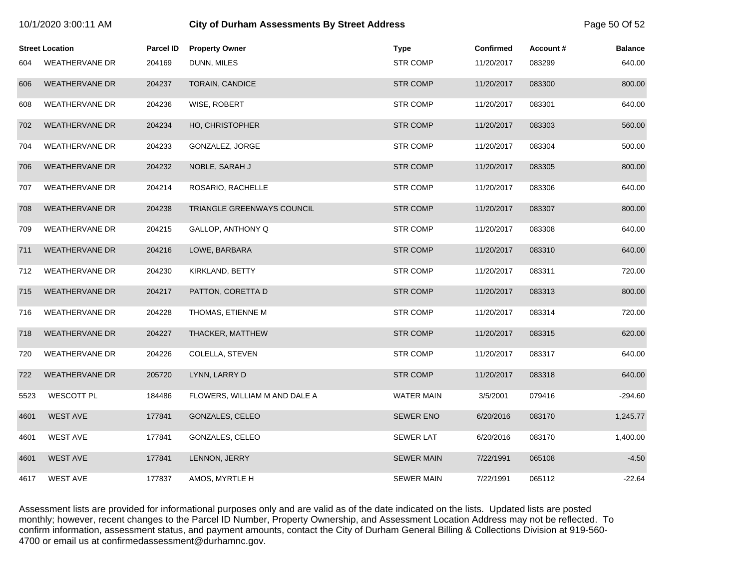| Street Location | | Parcel ID | Property Owner | Type | Confirmed | Account # | Balance |
|---|---|---|---|---|---|---|---|
| 604 | WEATHERVANE DR | 204169 | DUNN, MILES | STR COMP | 11/20/2017 | 083299 | 640.00 |
| 606 | WEATHERVANE DR | 204237 | TORAIN, CANDICE | STR COMP | 11/20/2017 | 083300 | 800.00 |
| 608 | WEATHERVANE DR | 204236 | WISE, ROBERT | STR COMP | 11/20/2017 | 083301 | 640.00 |
| 702 | WEATHERVANE DR | 204234 | HO, CHRISTOPHER | STR COMP | 11/20/2017 | 083303 | 560.00 |
| 704 | WEATHERVANE DR | 204233 | GONZALEZ, JORGE | STR COMP | 11/20/2017 | 083304 | 500.00 |
| 706 | WEATHERVANE DR | 204232 | NOBLE, SARAH J | STR COMP | 11/20/2017 | 083305 | 800.00 |
| 707 | WEATHERVANE DR | 204214 | ROSARIO, RACHELLE | STR COMP | 11/20/2017 | 083306 | 640.00 |
| 708 | WEATHERVANE DR | 204238 | TRIANGLE GREENWAYS COUNCIL | STR COMP | 11/20/2017 | 083307 | 800.00 |
| 709 | WEATHERVANE DR | 204215 | GALLOP, ANTHONY Q | STR COMP | 11/20/2017 | 083308 | 640.00 |
| 711 | WEATHERVANE DR | 204216 | LOWE, BARBARA | STR COMP | 11/20/2017 | 083310 | 640.00 |
| 712 | WEATHERVANE DR | 204230 | KIRKLAND, BETTY | STR COMP | 11/20/2017 | 083311 | 720.00 |
| 715 | WEATHERVANE DR | 204217 | PATTON, CORETTA D | STR COMP | 11/20/2017 | 083313 | 800.00 |
| 716 | WEATHERVANE DR | 204228 | THOMAS, ETIENNE M | STR COMP | 11/20/2017 | 083314 | 720.00 |
| 718 | WEATHERVANE DR | 204227 | THACKER, MATTHEW | STR COMP | 11/20/2017 | 083315 | 620.00 |
| 720 | WEATHERVANE DR | 204226 | COLELLA, STEVEN | STR COMP | 11/20/2017 | 083317 | 640.00 |
| 722 | WEATHERVANE DR | 205720 | LYNN, LARRY D | STR COMP | 11/20/2017 | 083318 | 640.00 |
| 5523 | WESCOTT PL | 184486 | FLOWERS, WILLIAM M AND DALE A | WATER MAIN | 3/5/2001 | 079416 | -294.60 |
| 4601 | WEST AVE | 177841 | GONZALES, CELEO | SEWER ENO | 6/20/2016 | 083170 | 1,245.77 |
| 4601 | WEST AVE | 177841 | GONZALES, CELEO | SEWER LAT | 6/20/2016 | 083170 | 1,400.00 |
| 4601 | WEST AVE | 177841 | LENNON, JERRY | SEWER MAIN | 7/22/1991 | 065108 | -4.50 |
| 4617 | WEST AVE | 177837 | AMOS, MYRTLE H | SEWER MAIN | 7/22/1991 | 065112 | -22.64 |

Assessment lists are provided for informational purposes only and are valid as of the date indicated on the lists. Updated lists are posted monthly; however, recent changes to the Parcel ID Number, Property Ownership, and Assessment Location Address may not be reflected. To confirm information, assessment status, and payment amounts, contact the City of Durham General Billing & Collections Division at 919-560-4700 or email us at confirmedassessment@durhamnc.gov.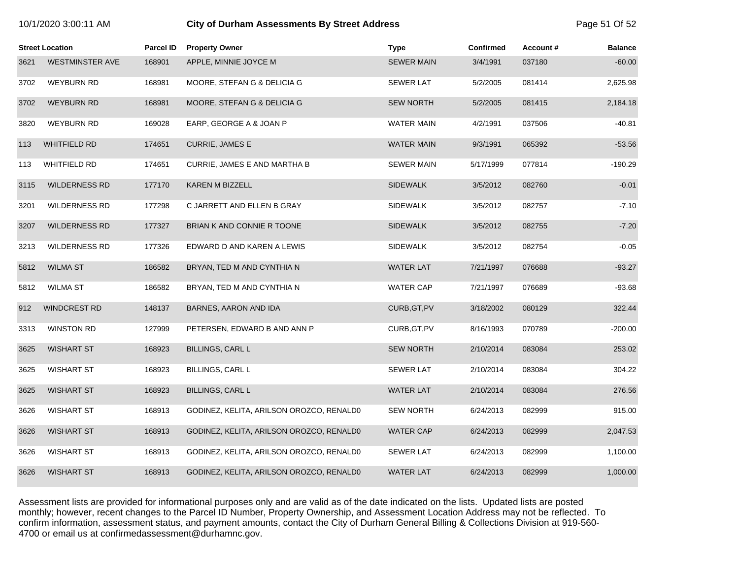# City of Durham Assessments By Street Address

| Street Location | | Parcel ID | Property Owner | Type | Confirmed | Account # | Balance |
|---|---|---|---|---|---|---|---|
| 3621 | WESTMINSTER AVE | 168901 | APPLE, MINNIE JOYCE M | SEWER MAIN | 3/4/1991 | 037180 | -60.00 |
| 3702 | WEYBURN RD | 168981 | MOORE, STEFAN G & DELICIA G | SEWER LAT | 5/2/2005 | 081414 | 2,625.98 |
| 3702 | WEYBURN RD | 168981 | MOORE, STEFAN G & DELICIA G | SEW NORTH | 5/2/2005 | 081415 | 2,184.18 |
| 3820 | WEYBURN RD | 169028 | EARP, GEORGE A & JOAN P | WATER MAIN | 4/2/1991 | 037506 | -40.81 |
| 113 | WHITFIELD RD | 174651 | CURRIE, JAMES E | WATER MAIN | 9/3/1991 | 065392 | -53.56 |
| 113 | WHITFIELD RD | 174651 | CURRIE, JAMES E AND MARTHA B | SEWER MAIN | 5/17/1999 | 077814 | -190.29 |
| 3115 | WILDERNESS RD | 177170 | KAREN M BIZZELL | SIDEWALK | 3/5/2012 | 082760 | -0.01 |
| 3201 | WILDERNESS RD | 177298 | C JARRETT AND ELLEN B GRAY | SIDEWALK | 3/5/2012 | 082757 | -7.10 |
| 3207 | WILDERNESS RD | 177327 | BRIAN K AND CONNIE R TOONE | SIDEWALK | 3/5/2012 | 082755 | -7.20 |
| 3213 | WILDERNESS RD | 177326 | EDWARD D AND KAREN A LEWIS | SIDEWALK | 3/5/2012 | 082754 | -0.05 |
| 5812 | WILMA ST | 186582 | BRYAN, TED M AND CYNTHIA N | WATER LAT | 7/21/1997 | 076688 | -93.27 |
| 5812 | WILMA ST | 186582 | BRYAN, TED M AND CYNTHIA N | WATER CAP | 7/21/1997 | 076689 | -93.68 |
| 912 | WINDCREST RD | 148137 | BARNES, AARON AND IDA | CURB,GT,PV | 3/18/2002 | 080129 | 322.44 |
| 3313 | WINSTON RD | 127999 | PETERSEN, EDWARD B AND ANN P | CURB,GT,PV | 8/16/1993 | 070789 | -200.00 |
| 3625 | WISHART ST | 168923 | BILLINGS, CARL L | SEW NORTH | 2/10/2014 | 083084 | 253.02 |
| 3625 | WISHART ST | 168923 | BILLINGS, CARL L | SEWER LAT | 2/10/2014 | 083084 | 304.22 |
| 3625 | WISHART ST | 168923 | BILLINGS, CARL L | WATER LAT | 2/10/2014 | 083084 | 276.56 |
| 3626 | WISHART ST | 168913 | GODINEZ, KELITA, ARILSON OROZCO, RENALD0 | SEW NORTH | 6/24/2013 | 082999 | 915.00 |
| 3626 | WISHART ST | 168913 | GODINEZ, KELITA, ARILSON OROZCO, RENALD0 | WATER CAP | 6/24/2013 | 082999 | 2,047.53 |
| 3626 | WISHART ST | 168913 | GODINEZ, KELITA, ARILSON OROZCO, RENALD0 | SEWER LAT | 6/24/2013 | 082999 | 1,100.00 |
| 3626 | WISHART ST | 168913 | GODINEZ, KELITA, ARILSON OROZCO, RENALD0 | WATER LAT | 6/24/2013 | 082999 | 1,000.00 |

Assessment lists are provided for informational purposes only and are valid as of the date indicated on the lists. Updated lists are posted monthly; however, recent changes to the Parcel ID Number, Property Ownership, and Assessment Location Address may not be reflected. To confirm information, assessment status, and payment amounts, contact the City of Durham General Billing & Collections Division at 919-560-4700 or email us at confirmedassessment@durhamnc.gov.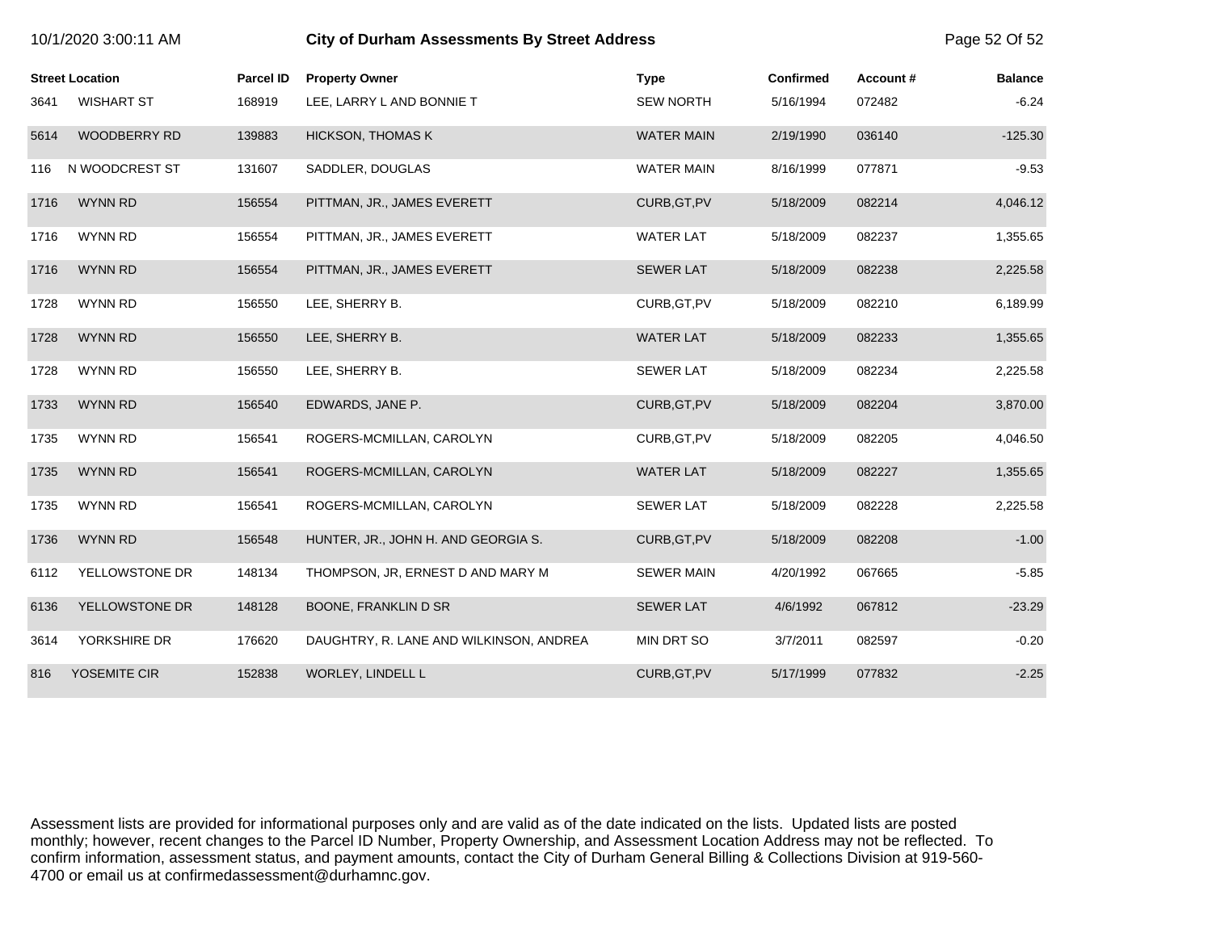# City of Durham Assessments By Street Address

10/1/2020 3:00:11 AM

| Street Location | | Parcel ID | Property Owner | Type | Confirmed | Account # | Balance |
|---|---|---|---|---|---|---|---|
| 3641 | WISHART ST | 168919 | LEE, LARRY L AND BONNIE T | SEW NORTH | 5/16/1994 | 072482 | -6.24 |
| 5614 | WOODBERRY RD | 139883 | HICKSON, THOMAS K | WATER MAIN | 2/19/1990 | 036140 | -125.30 |
| 116 | N WOODCREST ST | 131607 | SADDLER, DOUGLAS | WATER MAIN | 8/16/1999 | 077871 | -9.53 |
| 1716 | WYNN RD | 156554 | PITTMAN, JR., JAMES EVERETT | CURB,GT,PV | 5/18/2009 | 082214 | 4,046.12 |
| 1716 | WYNN RD | 156554 | PITTMAN, JR., JAMES EVERETT | WATER LAT | 5/18/2009 | 082237 | 1,355.65 |
| 1716 | WYNN RD | 156554 | PITTMAN, JR., JAMES EVERETT | SEWER LAT | 5/18/2009 | 082238 | 2,225.58 |
| 1728 | WYNN RD | 156550 | LEE, SHERRY B. | CURB,GT,PV | 5/18/2009 | 082210 | 6,189.99 |
| 1728 | WYNN RD | 156550 | LEE, SHERRY B. | WATER LAT | 5/18/2009 | 082233 | 1,355.65 |
| 1728 | WYNN RD | 156550 | LEE, SHERRY B. | SEWER LAT | 5/18/2009 | 082234 | 2,225.58 |
| 1733 | WYNN RD | 156540 | EDWARDS, JANE P. | CURB,GT,PV | 5/18/2009 | 082204 | 3,870.00 |
| 1735 | WYNN RD | 156541 | ROGERS-MCMILLAN, CAROLYN | CURB,GT,PV | 5/18/2009 | 082205 | 4,046.50 |
| 1735 | WYNN RD | 156541 | ROGERS-MCMILLAN, CAROLYN | WATER LAT | 5/18/2009 | 082227 | 1,355.65 |
| 1735 | WYNN RD | 156541 | ROGERS-MCMILLAN, CAROLYN | SEWER LAT | 5/18/2009 | 082228 | 2,225.58 |
| 1736 | WYNN RD | 156548 | HUNTER, JR., JOHN H. AND GEORGIA S. | CURB,GT,PV | 5/18/2009 | 082208 | -1.00 |
| 6112 | YELLOWSTONE DR | 148134 | THOMPSON, JR, ERNEST D AND MARY M | SEWER MAIN | 4/20/1992 | 067665 | -5.85 |
| 6136 | YELLOWSTONE DR | 148128 | BOONE, FRANKLIN D SR | SEWER LAT | 4/6/1992 | 067812 | -23.29 |
| 3614 | YORKSHIRE DR | 176620 | DAUGHTRY, R. LANE AND WILKINSON, ANDREA | MIN DRT SO | 3/7/2011 | 082597 | -0.20 |
| 816 | YOSEMITE CIR | 152838 | WORLEY, LINDELL L | CURB,GT,PV | 5/17/1999 | 077832 | -2.25 |

Assessment lists are provided for informational purposes only and are valid as of the date indicated on the lists. Updated lists are posted monthly; however, recent changes to the Parcel ID Number, Property Ownership, and Assessment Location Address may not be reflected. To confirm information, assessment status, and payment amounts, contact the City of Durham General Billing & Collections Division at 919-560-4700 or email us at confirmedassessment@durhamnc.gov.